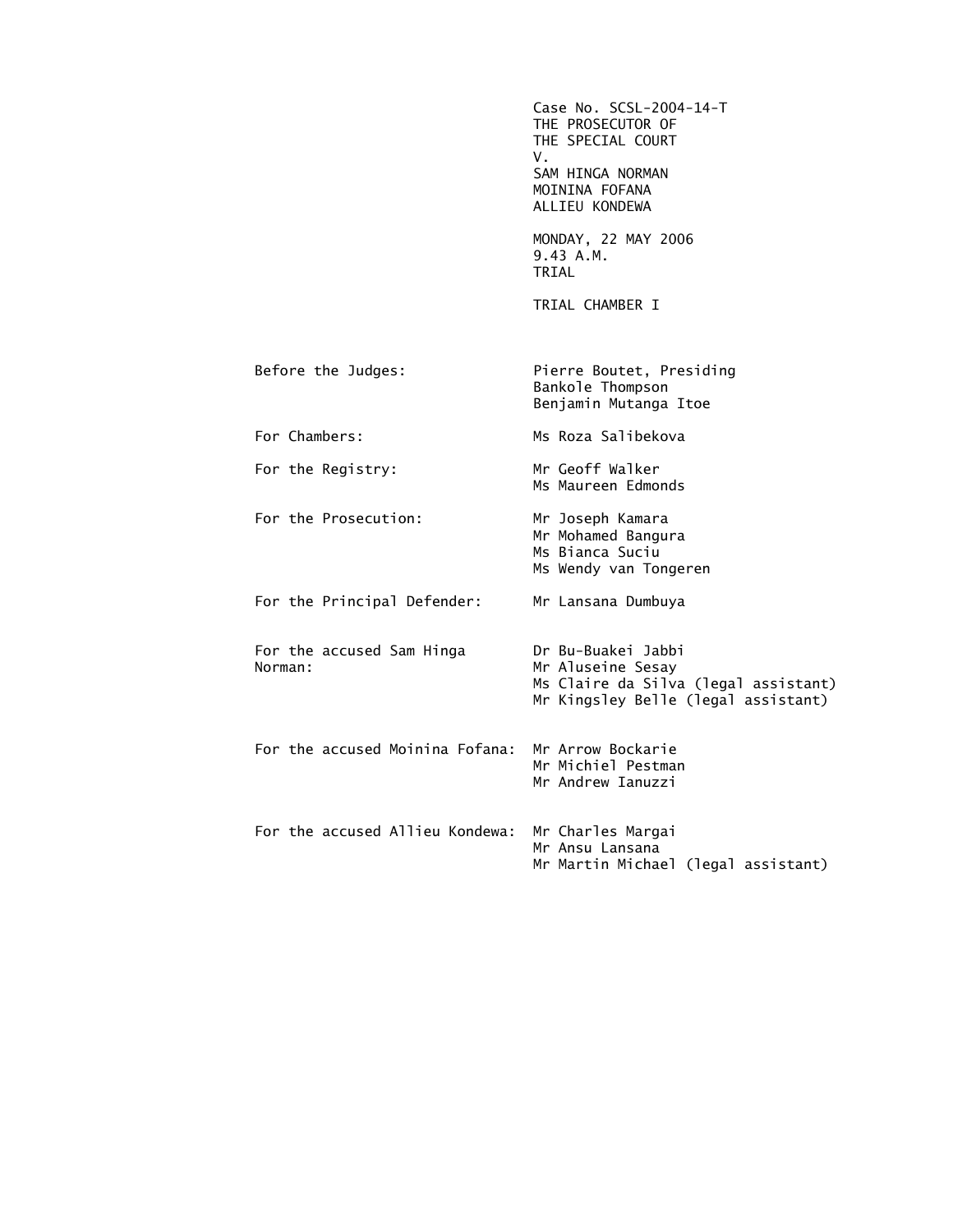Case No. SCSL-2004-14-T
THE PROSECUTOR OF
THE SPECIAL COURT
V.
SAM HINGA NORMAN
MOININA FOFANA
ALLIEU KONDEWA

MONDAY, 22 MAY 2006
9.43 A.M.
TRIAL

TRIAL CHAMBER I

| | |
|---|---|
| Before the Judges: | Pierre Boutet, Presiding<br>Bankole Thompson<br>Benjamin Mutanga Itoe |
| For Chambers: | Ms Roza Salibekova |
| For the Registry: | Mr Geoff Walker<br>Ms Maureen Edmonds |
| For the Prosecution: | Mr Joseph Kamara<br>Mr Mohamed Bangura<br>Ms Bianca Suciu<br>Ms Wendy van Tongeren |
| For the Principal Defender: | Mr Lansana Dumbuya |
| For the accused Sam Hinga Norman: | Dr Bu-Buakei Jabbi<br>Mr Aluseine Sesay<br>Ms Claire da Silva (legal assistant)<br>Mr Kingsley Belle (legal assistant) |
| For the accused Moinina Fofana: | Mr Arrow Bockarie<br>Mr Michiel Pestman<br>Mr Andrew Ianuzzi |
| For the accused Allieu Kondewa: | Mr Charles Margai<br>Mr Ansu Lansana<br>Mr Martin Michael (legal assistant) |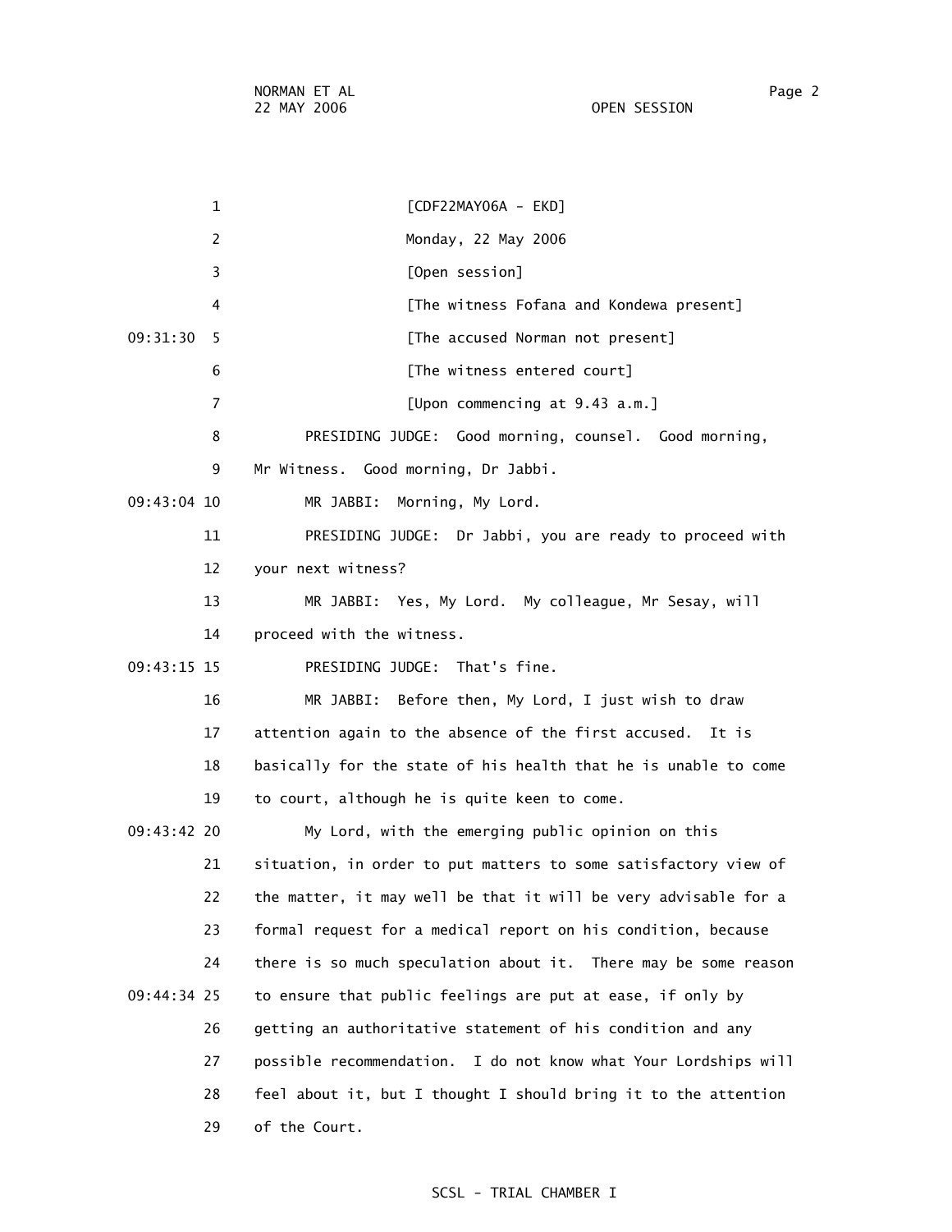[CDF22MAY06A - EKD]

Monday, 22 May 2006

[Open session]

[The witness Fofana and Kondewa present]

[The accused Norman not present]

[The witness entered court]

[Upon commencing at 9.43 a.m.]

PRESIDING JUDGE: Good morning, counsel. Good morning, Mr Witness. Good morning, Dr Jabbi.

MR JABBI: Morning, My Lord.

PRESIDING JUDGE: Dr Jabbi, you are ready to proceed with your next witness?

MR JABBI: Yes, My Lord. My colleague, Mr Sesay, will proceed with the witness.

PRESIDING JUDGE: That's fine.

MR JABBI: Before then, My Lord, I just wish to draw attention again to the absence of the first accused. It is basically for the state of his health that he is unable to come to court, although he is quite keen to come.

My Lord, with the emerging public opinion on this situation, in order to put matters to some satisfactory view of the matter, it may well be that it will be very advisable for a formal request for a medical report on his condition, because there is so much speculation about it. There may be some reason to ensure that public feelings are put at ease, if only by getting an authoritative statement of his condition and any possible recommendation. I do not know what Your Lordships will feel about it, but I thought I should bring it to the attention of the Court.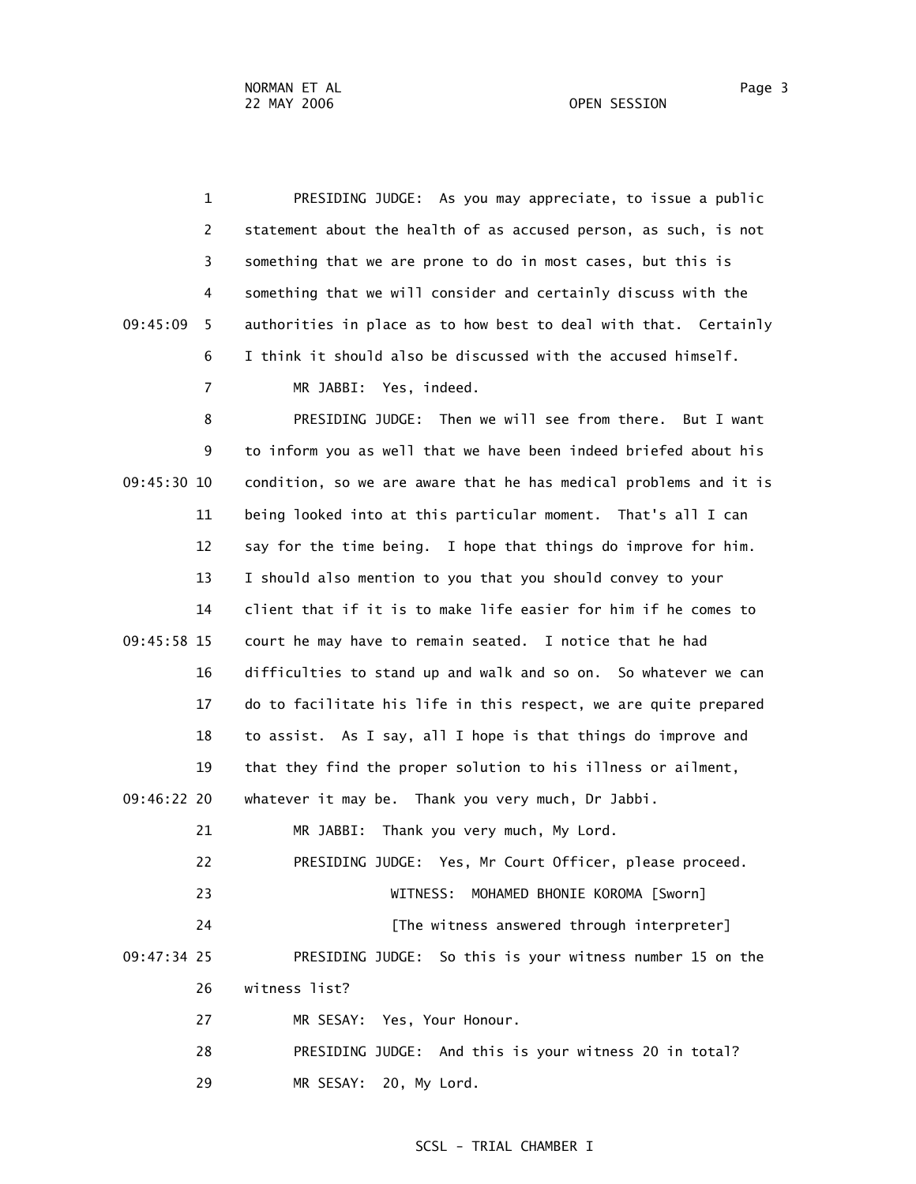PRESIDING JUDGE: As you may appreciate, to issue a public statement about the health of as accused person, as such, is not something that we are prone to do in most cases, but this is something that we will consider and certainly discuss with the authorities in place as to how best to deal with that. Certainly I think it should also be discussed with the accused himself.

MR JABBI: Yes, indeed.

PRESIDING JUDGE: Then we will see from there. But I want to inform you as well that we have been indeed briefed about his condition, so we are aware that he has medical problems and it is being looked into at this particular moment. That's all I can say for the time being. I hope that things do improve for him. I should also mention to you that you should convey to your client that if it is to make life easier for him if he comes to court he may have to remain seated. I notice that he had difficulties to stand up and walk and so on. So whatever we can do to facilitate his life in this respect, we are quite prepared to assist. As I say, all I hope is that things do improve and that they find the proper solution to his illness or ailment, whatever it may be. Thank you very much, Dr Jabbi.

MR JABBI: Thank you very much, My Lord.

PRESIDING JUDGE: Yes, Mr Court Officer, please proceed.

WITNESS: MOHAMED BHONIE KOROMA [Sworn]

[The witness answered through interpreter]

PRESIDING JUDGE: So this is your witness number 15 on the witness list?

MR SESAY: Yes, Your Honour.

PRESIDING JUDGE: And this is your witness 20 in total?

MR SESAY: 20, My Lord.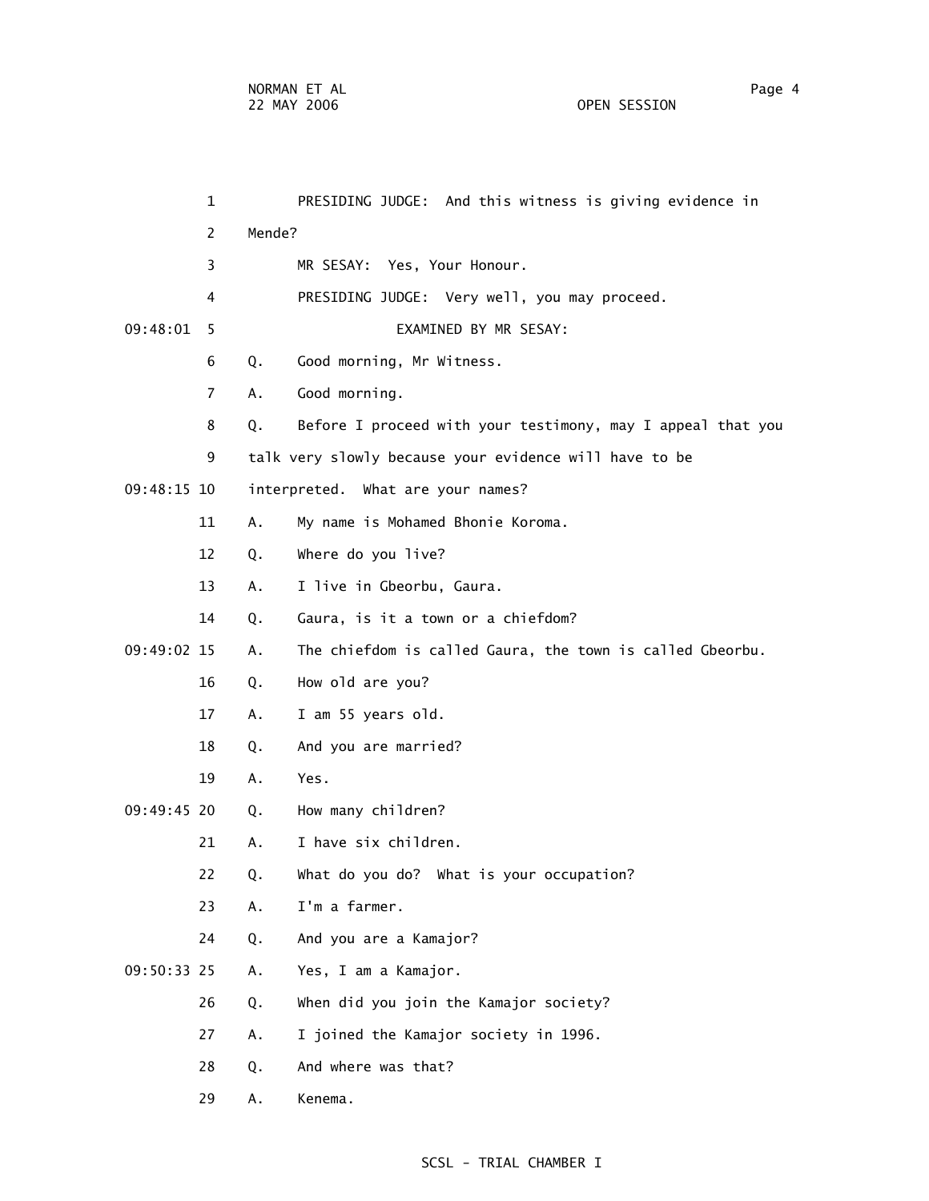PRESIDING JUDGE: And this witness is giving evidence in Mende?

MR SESAY: Yes, Your Honour.

PRESIDING JUDGE: Very well, you may proceed.

EXAMINED BY MR SESAY:

Q. Good morning, Mr Witness.

A. Good morning.

Q. Before I proceed with your testimony, may I appeal that you talk very slowly because your evidence will have to be interpreted. What are your names?

A. My name is Mohamed Bhonie Koroma.

Q. Where do you live?

A. I live in Gbeorbu, Gaura.

Q. Gaura, is it a town or a chiefdom?

A. The chiefdom is called Gaura, the town is called Gbeorbu.

Q. How old are you?

A. I am 55 years old.

Q. And you are married?

A. Yes.

Q. How many children?

A. I have six children.

Q. What do you do? What is your occupation?

A. I'm a farmer.

Q. And you are a Kamajor?

A. Yes, I am a Kamajor.

Q. When did you join the Kamajor society?

A. I joined the Kamajor society in 1996.

Q. And where was that?

A. Kenema.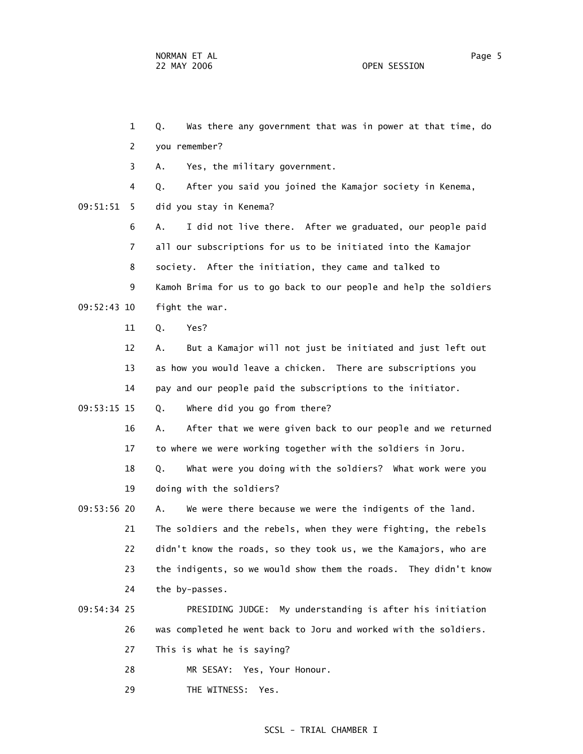1 Q. Was there any government that was in power at that time, do

2 you remember?

3 A. Yes, the military government.

4 Q. After you said you joined the Kamajor society in Kenema,

09:51:51 5 did you stay in Kenema?

6 A. I did not live there. After we graduated, our people paid

7 all our subscriptions for us to be initiated into the Kamajor

8 society. After the initiation, they came and talked to

9 Kamoh Brima for us to go back to our people and help the soldiers

09:52:43 10 fight the war.

11 Q. Yes?

12 A. But a Kamajor will not just be initiated and just left out

13 as how you would leave a chicken. There are subscriptions you

14 pay and our people paid the subscriptions to the initiator.

09:53:15 15 Q. Where did you go from there?

16 A. After that we were given back to our people and we returned

17 to where we were working together with the soldiers in Joru.

18 Q. What were you doing with the soldiers? What work were you

19 doing with the soldiers?

09:53:56 20 A. We were there because we were the indigents of the land.

21 The soldiers and the rebels, when they were fighting, the rebels

22 didn't know the roads, so they took us, we the Kamajors, who are

23 the indigents, so we would show them the roads. They didn't know

24 the by-passes.

09:54:34 25 PRESIDING JUDGE: My understanding is after his initiation

26 was completed he went back to Joru and worked with the soldiers.

27 This is what he is saying?

28 MR SESAY: Yes, Your Honour.

29 THE WITNESS: Yes.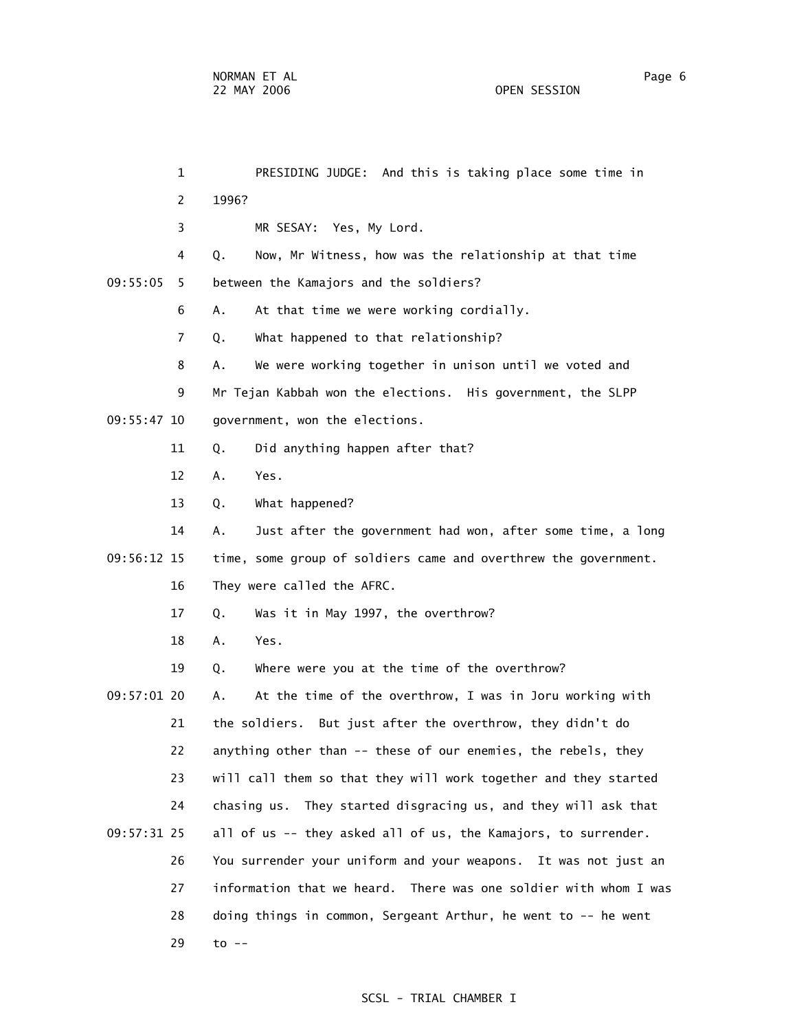PRESIDING JUDGE: And this is taking place some time in 1996?

MR SESAY: Yes, My Lord.

Q. Now, Mr Witness, how was the relationship at that time between the Kamajors and the soldiers?

A. At that time we were working cordially.

Q. What happened to that relationship?

A. We were working together in unison until we voted and Mr Tejan Kabbah won the elections. His government, the SLPP government, won the elections.

Q. Did anything happen after that?

A. Yes.

Q. What happened?

A. Just after the government had won, after some time, a long time, some group of soldiers came and overthrew the government. They were called the AFRC.

Q. Was it in May 1997, the overthrow?

A. Yes.

Q. Where were you at the time of the overthrow?

A. At the time of the overthrow, I was in Joru working with the soldiers. But just after the overthrow, they didn't do anything other than -- these of our enemies, the rebels, they will call them so that they will work together and they started chasing us. They started disgracing us, and they will ask that all of us -- they asked all of us, the Kamajors, to surrender. You surrender your uniform and your weapons. It was not just an information that we heard. There was one soldier with whom I was doing things in common, Sergeant Arthur, he went to -- he went to --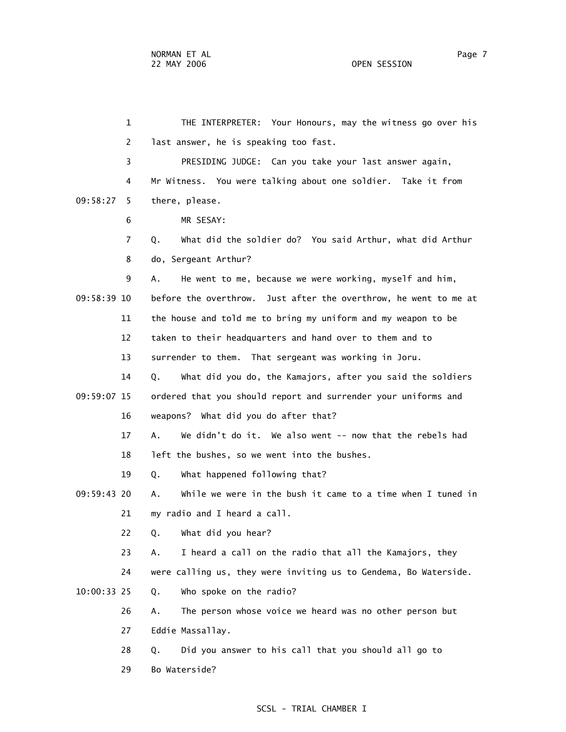THE INTERPRETER: Your Honours, may the witness go over his last answer, he is speaking too fast.

PRESIDING JUDGE: Can you take your last answer again, Mr Witness. You were talking about one soldier. Take it from there, please.

MR SESAY:

Q. What did the soldier do? You said Arthur, what did Arthur do, Sergeant Arthur?

A. He went to me, because we were working, myself and him, before the overthrow. Just after the overthrow, he went to me at the house and told me to bring my uniform and my weapon to be taken to their headquarters and hand over to them and to surrender to them. That sergeant was working in Joru.

Q. What did you do, the Kamajors, after you said the soldiers ordered that you should report and surrender your uniforms and weapons? What did you do after that?

A. We didn't do it. We also went -- now that the rebels had left the bushes, so we went into the bushes.

Q. What happened following that?

A. While we were in the bush it came to a time when I tuned in my radio and I heard a call.

Q. What did you hear?

A. I heard a call on the radio that all the Kamajors, they were calling us, they were inviting us to Gendema, Bo Waterside.

Q. Who spoke on the radio?

A. The person whose voice we heard was no other person but Eddie Massallay.

Q. Did you answer to his call that you should all go to Bo Waterside?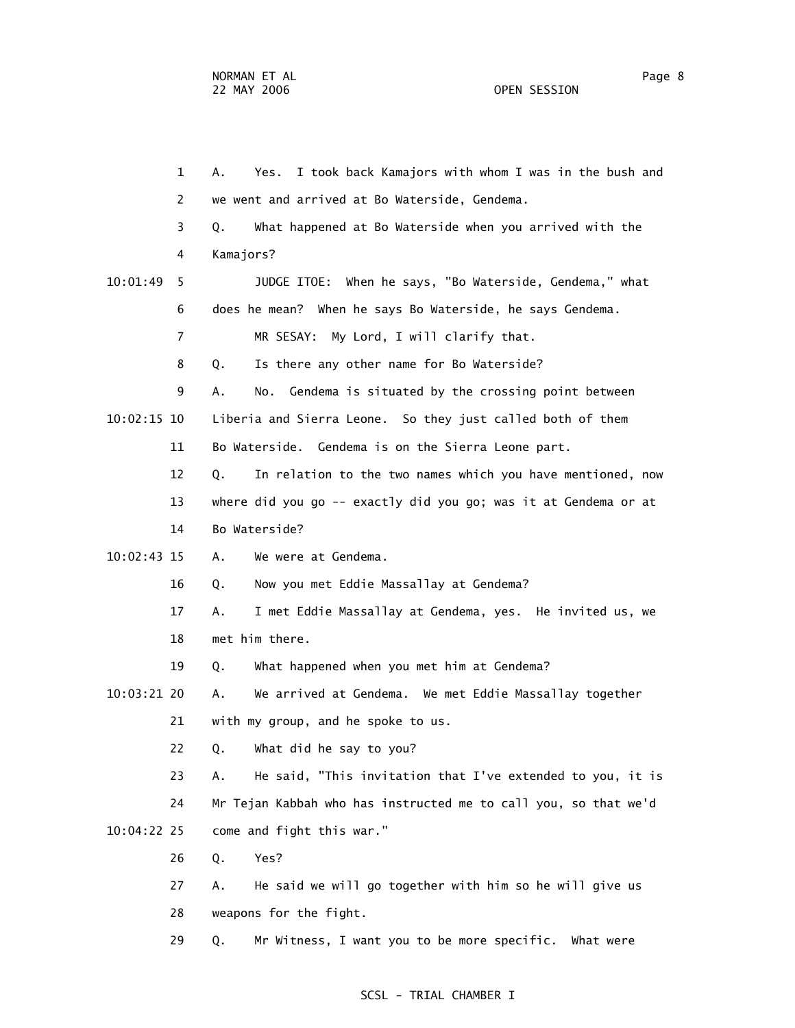1 A. Yes. I took back Kamajors with whom I was in the bush and

2 we went and arrived at Bo Waterside, Gendema.

3 Q. What happened at Bo Waterside when you arrived with the

4 Kamajors?

10:01:49 5 JUDGE ITOE: When he says, "Bo Waterside, Gendema," what

6 does he mean? When he says Bo Waterside, he says Gendema.

7 MR SESAY: My Lord, I will clarify that.

8 Q. Is there any other name for Bo Waterside?

9 A. No. Gendema is situated by the crossing point between

10:02:15 10 Liberia and Sierra Leone. So they just called both of them

11 Bo Waterside. Gendema is on the Sierra Leone part.

12 Q. In relation to the two names which you have mentioned, now

13 where did you go -- exactly did you go; was it at Gendema or at

14 Bo Waterside?

10:02:43 15 A. We were at Gendema.

16 Q. Now you met Eddie Massallay at Gendema?

17 A. I met Eddie Massallay at Gendema, yes. He invited us, we

18 met him there.

19 Q. What happened when you met him at Gendema?

10:03:21 20 A. We arrived at Gendema. We met Eddie Massallay together

21 with my group, and he spoke to us.

22 Q. What did he say to you?

23 A. He said, "This invitation that I've extended to you, it is

24 Mr Tejan Kabbah who has instructed me to call you, so that we'd

10:04:22 25 come and fight this war."

26 Q. Yes?

27 A. He said we will go together with him so he will give us

28 weapons for the fight.

29 Q. Mr Witness, I want you to be more specific. What were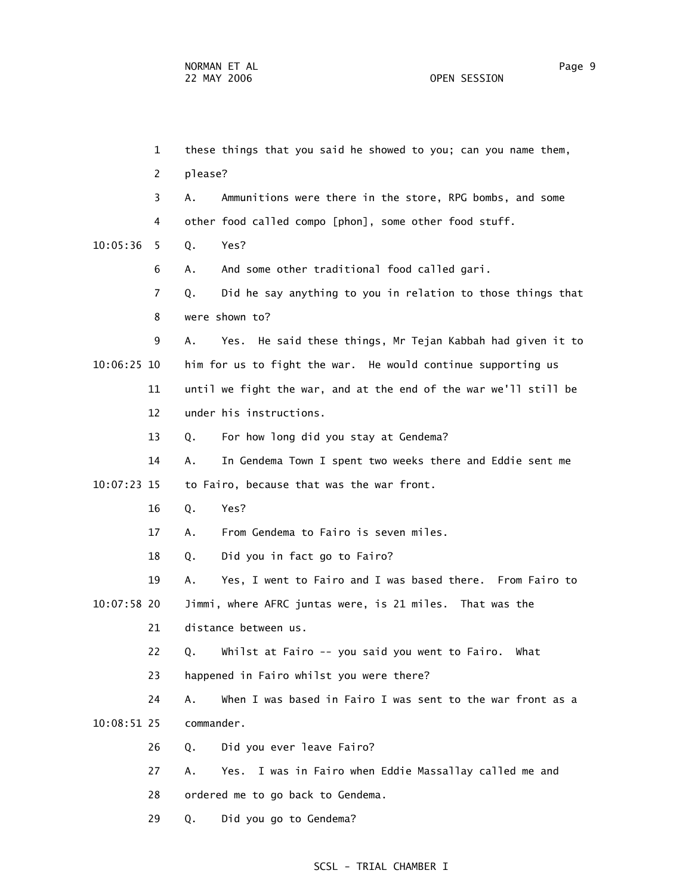1 these things that you said he showed to you; can you name them,

2 please?

3 A. Ammunitions were there in the store, RPG bombs, and some

4 other food called compo [phon], some other food stuff.

10:05:36 5 Q. Yes?

6 A. And some other traditional food called gari.

7 Q. Did he say anything to you in relation to those things that

8 were shown to?

9 A. Yes. He said these things, Mr Tejan Kabbah had given it to

10:06:25 10 him for us to fight the war. He would continue supporting us

11 until we fight the war, and at the end of the war we'll still be

12 under his instructions.

13 Q. For how long did you stay at Gendema?

14 A. In Gendema Town I spent two weeks there and Eddie sent me

10:07:23 15 to Fairo, because that was the war front.

16 Q. Yes?

17 A. From Gendema to Fairo is seven miles.

18 Q. Did you in fact go to Fairo?

19 A. Yes, I went to Fairo and I was based there. From Fairo to

10:07:58 20 Jimmi, where AFRC juntas were, is 21 miles. That was the

21 distance between us.

22 Q. Whilst at Fairo -- you said you went to Fairo. What

23 happened in Fairo whilst you were there?

24 A. When I was based in Fairo I was sent to the war front as a

10:08:51 25 commander.

26 Q. Did you ever leave Fairo?

27 A. Yes. I was in Fairo when Eddie Massallay called me and

28 ordered me to go back to Gendema.

29 Q. Did you go to Gendema?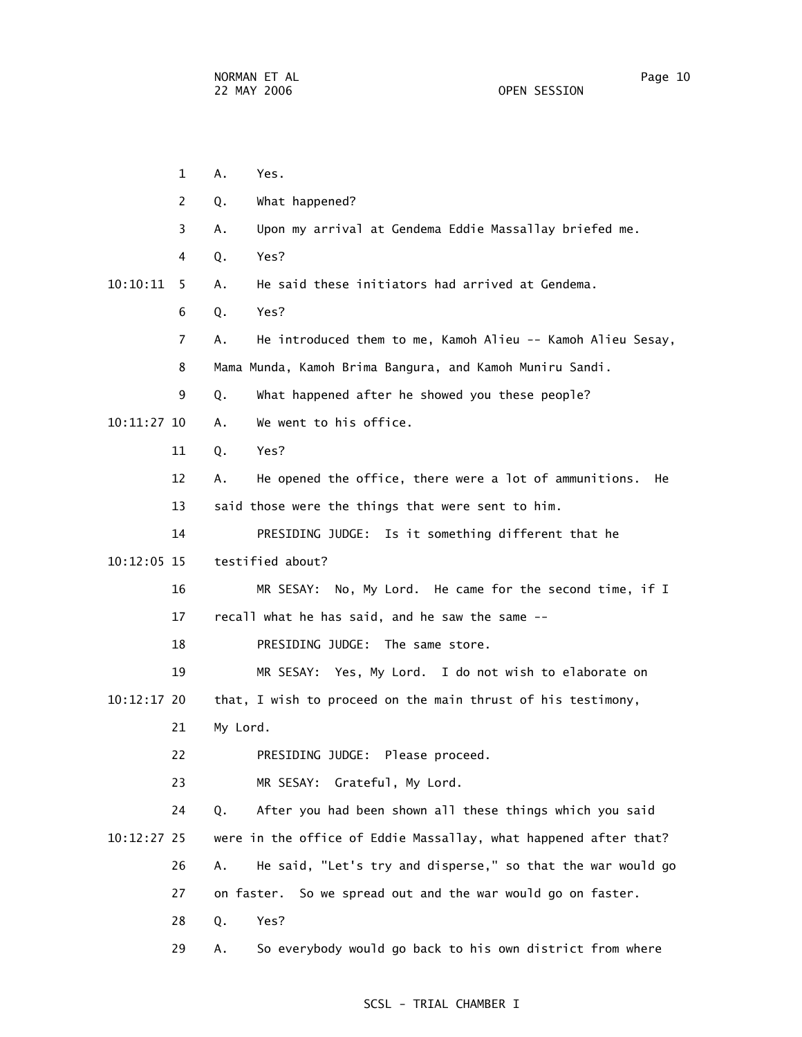1 A. Yes.

2 Q. What happened?

3 A. Upon my arrival at Gendema Eddie Massallay briefed me.

4 Q. Yes?

10:10:11 5 A. He said these initiators had arrived at Gendema.

6 Q. Yes?

7 A. He introduced them to me, Kamoh Alieu -- Kamoh Alieu Sesay,

8 Mama Munda, Kamoh Brima Bangura, and Kamoh Muniru Sandi.

9 Q. What happened after he showed you these people?

10:11:27 10 A. We went to his office.

11 Q. Yes?

12 A. He opened the office, there were a lot of ammunitions. He

13 said those were the things that were sent to him.

14 PRESIDING JUDGE: Is it something different that he

10:12:05 15 testified about?

16 MR SESAY: No, My Lord. He came for the second time, if I

17 recall what he has said, and he saw the same --

18 PRESIDING JUDGE: The same store.

19 MR SESAY: Yes, My Lord. I do not wish to elaborate on

10:12:17 20 that, I wish to proceed on the main thrust of his testimony,

21 My Lord.

22 PRESIDING JUDGE: Please proceed.

23 MR SESAY: Grateful, My Lord.

24 Q. After you had been shown all these things which you said

10:12:27 25 were in the office of Eddie Massallay, what happened after that?

26 A. He said, "Let's try and disperse," so that the war would go

27 on faster. So we spread out and the war would go on faster.

28 Q. Yes?

29 A. So everybody would go back to his own district from where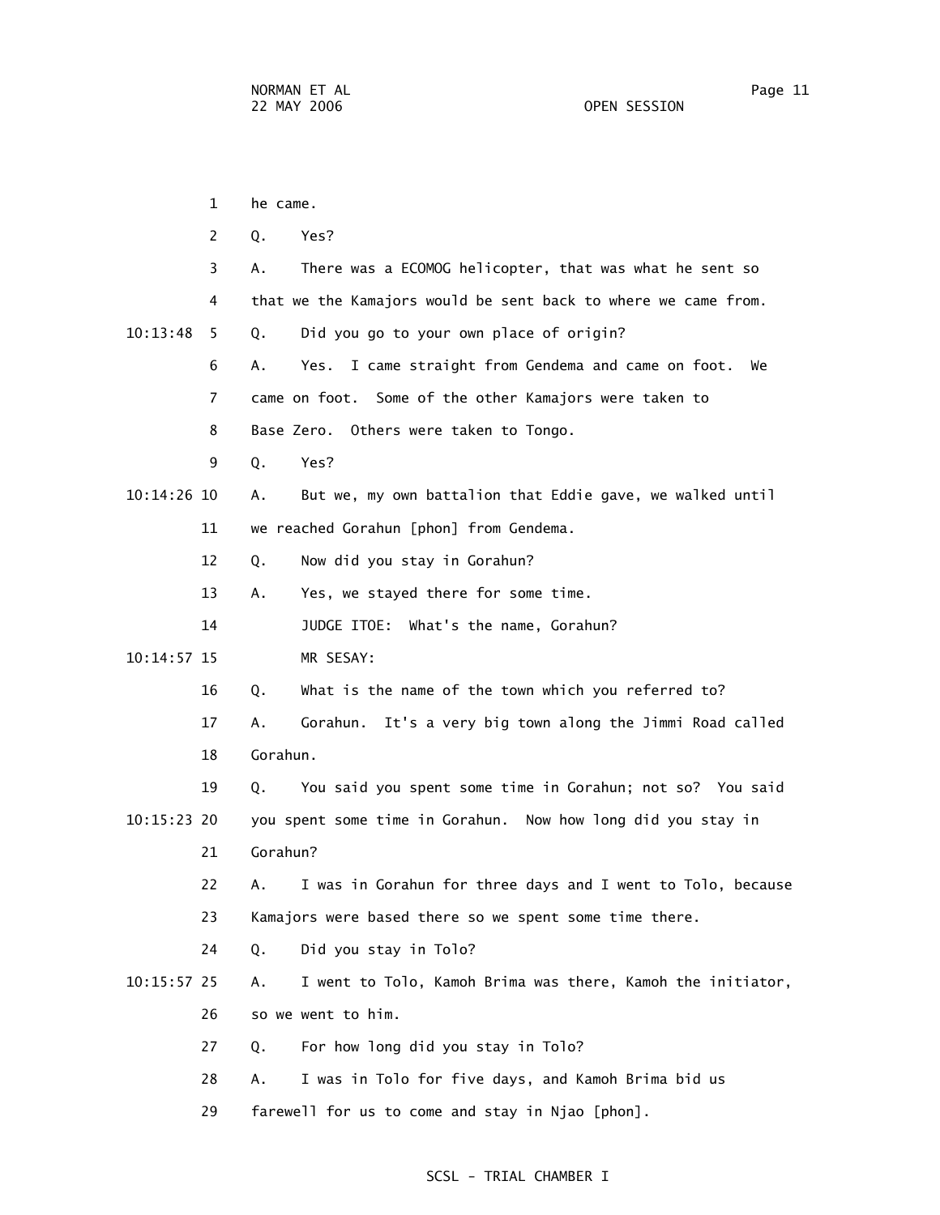he came.

Q. Yes?

A. There was a ECOMOG helicopter, that was what he sent so that we the Kamajors would be sent back to where we came from.

Q. Did you go to your own place of origin?

A. Yes. I came straight from Gendema and came on foot. We came on foot. Some of the other Kamajors were taken to Base Zero. Others were taken to Tongo.

Q. Yes?

A. But we, my own battalion that Eddie gave, we walked until we reached Gorahun [phon] from Gendema.

Q. Now did you stay in Gorahun?

A. Yes, we stayed there for some time.

JUDGE ITOE: What's the name, Gorahun?

MR SESAY:

Q. What is the name of the town which you referred to?

A. Gorahun. It's a very big town along the Jimmi Road called Gorahun.

Q. You said you spent some time in Gorahun; not so? You said you spent some time in Gorahun. Now how long did you stay in Gorahun?

A. I was in Gorahun for three days and I went to Tolo, because Kamajors were based there so we spent some time there.

Q. Did you stay in Tolo?

A. I went to Tolo, Kamoh Brima was there, Kamoh the initiator, so we went to him.

Q. For how long did you stay in Tolo?

A. I was in Tolo for five days, and Kamoh Brima bid us farewell for us to come and stay in Njao [phon].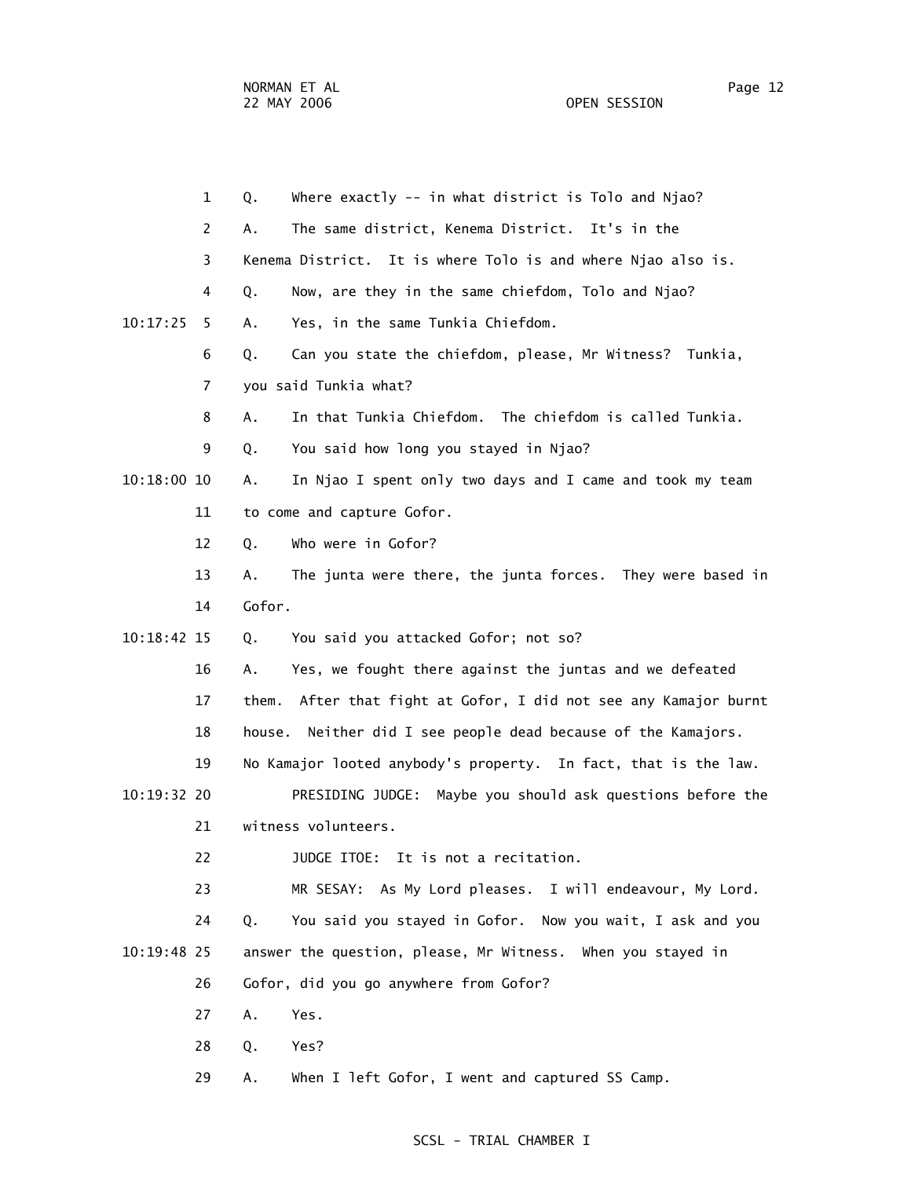Q. Where exactly -- in what district is Tolo and Njao?

A. The same district, Kenema District. It's in the Kenema District. It is where Tolo is and where Njao also is.

Q. Now, are they in the same chiefdom, Tolo and Njao?

A. Yes, in the same Tunkia Chiefdom.

Q. Can you state the chiefdom, please, Mr Witness? Tunkia, you said Tunkia what?

A. In that Tunkia Chiefdom. The chiefdom is called Tunkia.

Q. You said how long you stayed in Njao?

A. In Njao I spent only two days and I came and took my team to come and capture Gofor.

Q. Who were in Gofor?

A. The junta were there, the junta forces. They were based in Gofor.

Q. You said you attacked Gofor; not so?

A. Yes, we fought there against the juntas and we defeated them. After that fight at Gofor, I did not see any Kamajor burnt house. Neither did I see people dead because of the Kamajors. No Kamajor looted anybody's property. In fact, that is the law.

PRESIDING JUDGE: Maybe you should ask questions before the witness volunteers.

JUDGE ITOE: It is not a recitation.

MR SESAY: As My Lord pleases. I will endeavour, My Lord.

Q. You said you stayed in Gofor. Now you wait, I ask and you answer the question, please, Mr Witness. When you stayed in Gofor, did you go anywhere from Gofor?

A. Yes.

Q. Yes?

A. When I left Gofor, I went and captured SS Camp.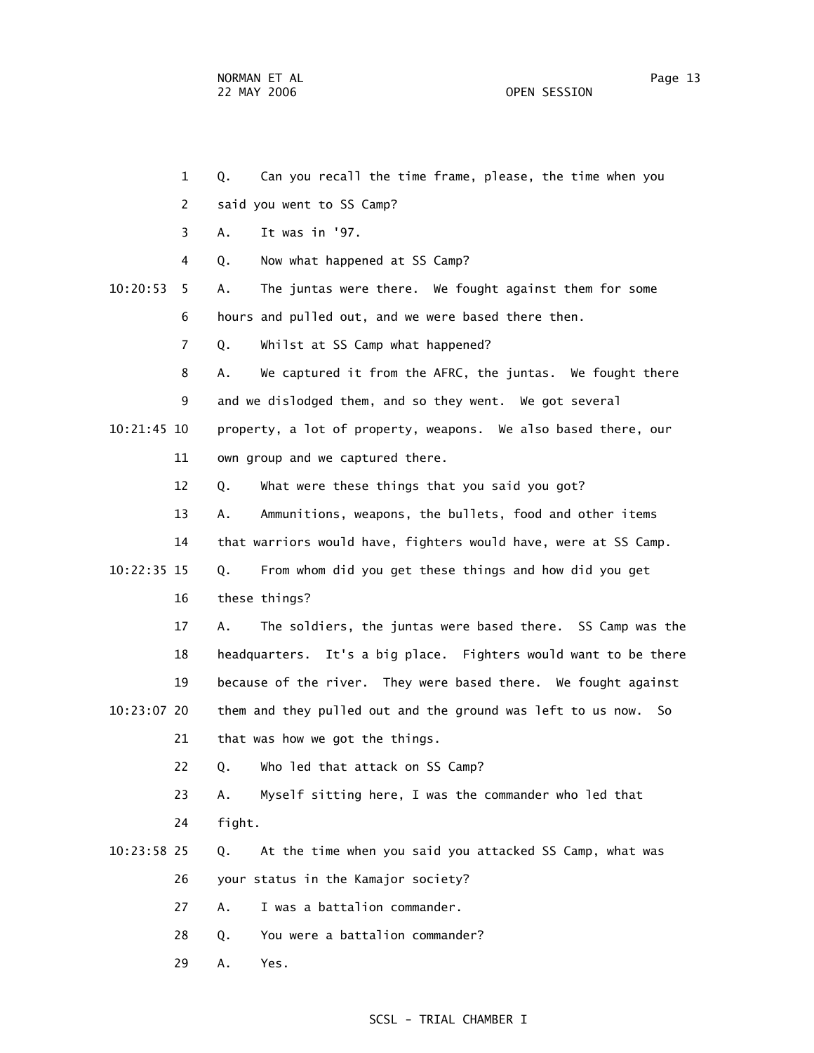1 Q. Can you recall the time frame, please, the time when you

2 said you went to SS Camp?

3 A. It was in '97.

4 Q. Now what happened at SS Camp?

10:20:53 5 A. The juntas were there. We fought against them for some

6 hours and pulled out, and we were based there then.

7 Q. Whilst at SS Camp what happened?

8 A. We captured it from the AFRC, the juntas. We fought there

9 and we dislodged them, and so they went. We got several

10:21:45 10 property, a lot of property, weapons. We also based there, our

11 own group and we captured there.

12 Q. What were these things that you said you got?

13 A. Ammunitions, weapons, the bullets, food and other items

14 that warriors would have, fighters would have, were at SS Camp.

10:22:35 15 Q. From whom did you get these things and how did you get

16 these things?

17 A. The soldiers, the juntas were based there. SS Camp was the

18 headquarters. It's a big place. Fighters would want to be there

19 because of the river. They were based there. We fought against

10:23:07 20 them and they pulled out and the ground was left to us now. So

21 that was how we got the things.

22 Q. Who led that attack on SS Camp?

23 A. Myself sitting here, I was the commander who led that

24 fight.

10:23:58 25 Q. At the time when you said you attacked SS Camp, what was

26 your status in the Kamajor society?

27 A. I was a battalion commander.

28 Q. You were a battalion commander?

29 A. Yes.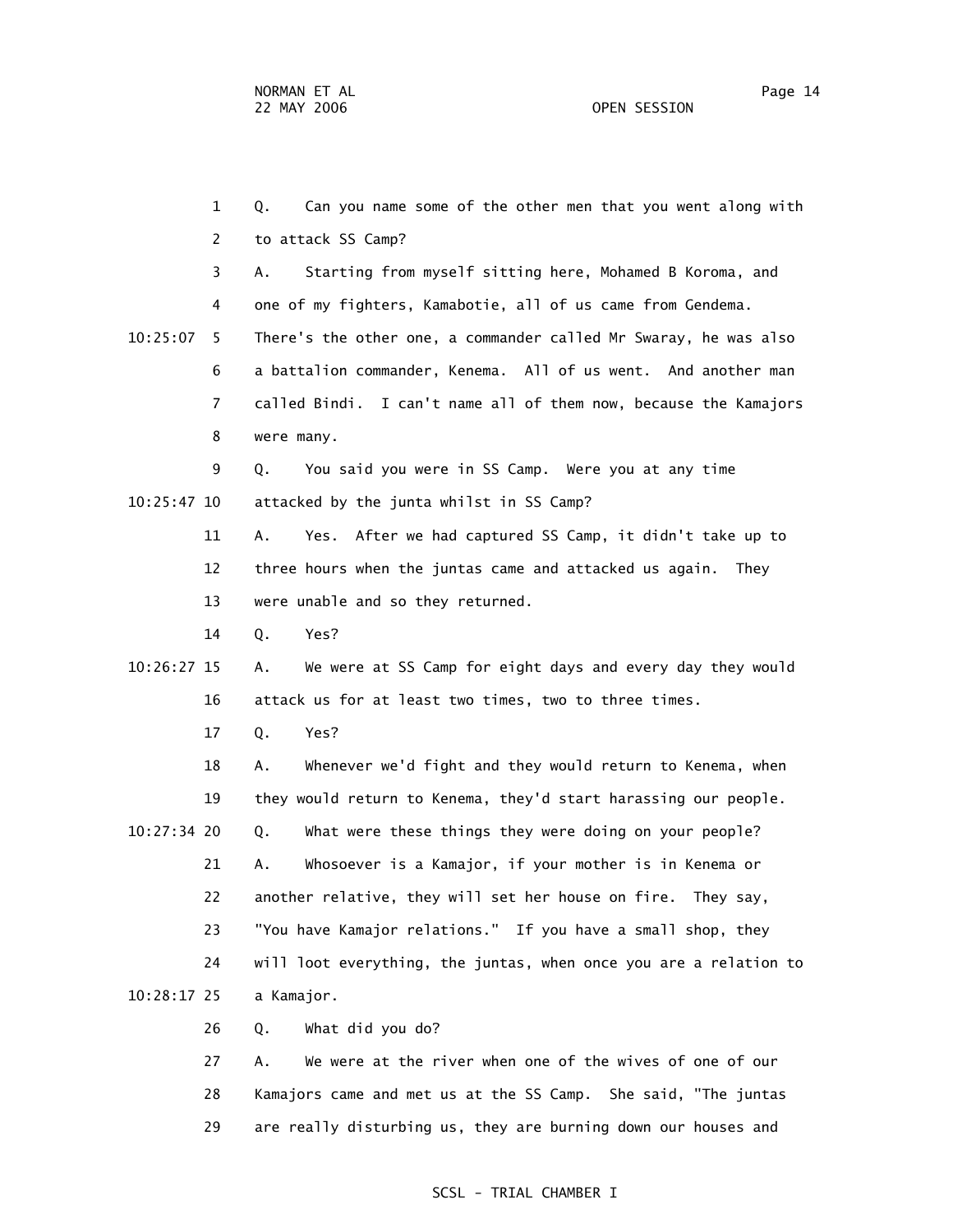Q. Can you name some of the other men that you went along with to attack SS Camp?

A. Starting from myself sitting here, Mohamed B Koroma, and one of my fighters, Kamabotie, all of us came from Gendema. There's the other one, a commander called Mr Swaray, he was also a battalion commander, Kenema. All of us went. And another man called Bindi. I can't name all of them now, because the Kamajors were many.

Q. You said you were in SS Camp. Were you at any time attacked by the junta whilst in SS Camp?

A. Yes. After we had captured SS Camp, it didn't take up to three hours when the juntas came and attacked us again. They were unable and so they returned.

Q. Yes?

A. We were at SS Camp for eight days and every day they would attack us for at least two times, two to three times.

Q. Yes?

A. Whenever we'd fight and they would return to Kenema, when they would return to Kenema, they'd start harassing our people.

Q. What were these things they were doing on your people?

A. Whosoever is a Kamajor, if your mother is in Kenema or another relative, they will set her house on fire. They say, "You have Kamajor relations." If you have a small shop, they will loot everything, the juntas, when once you are a relation to a Kamajor.

Q. What did you do?

A. We were at the river when one of the wives of one of our Kamajors came and met us at the SS Camp. She said, "The juntas are really disturbing us, they are burning down our houses and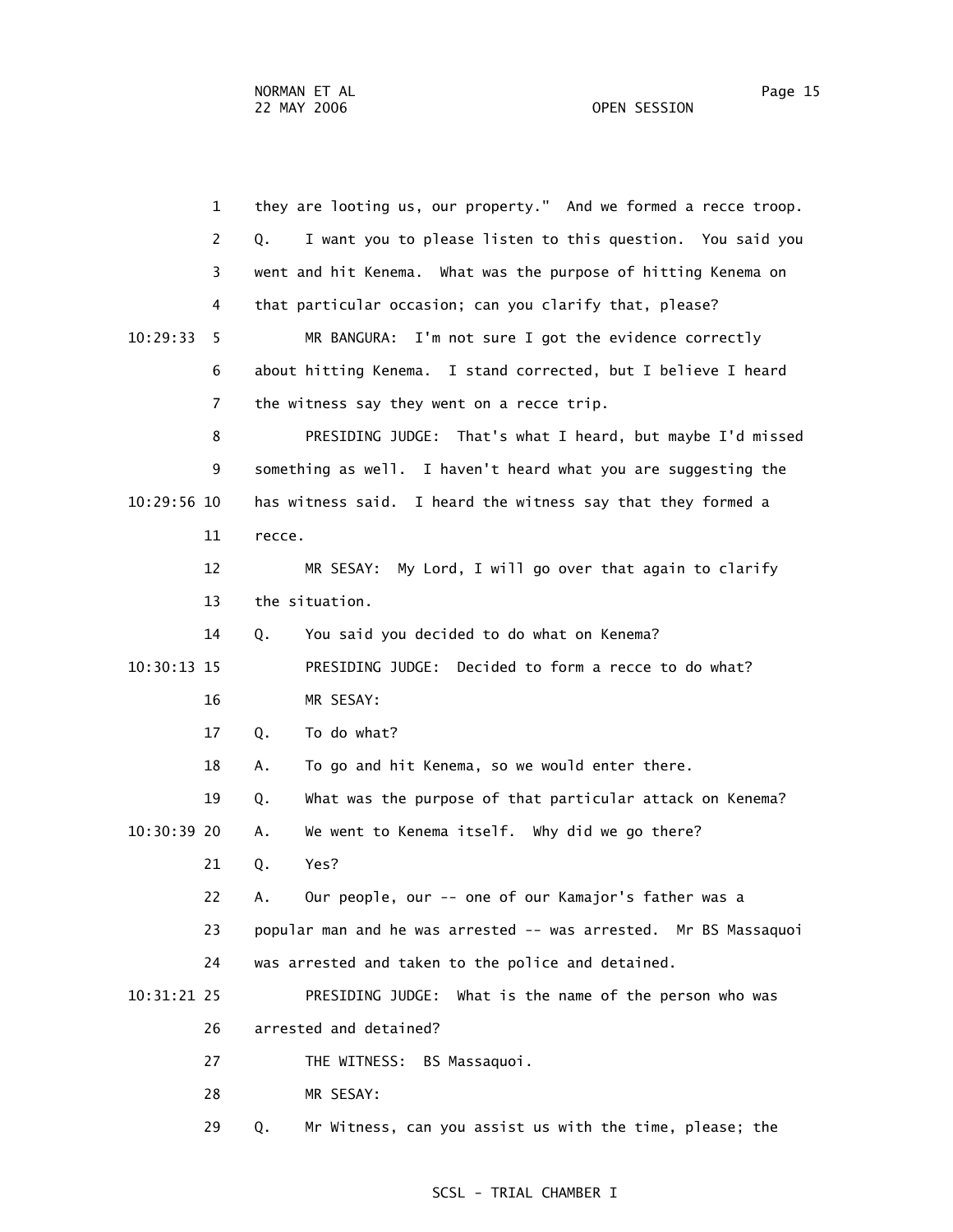1 they are looting us, our property." And we formed a recce troop.

2 Q. I want you to please listen to this question. You said you

3 went and hit Kenema. What was the purpose of hitting Kenema on

4 that particular occasion; can you clarify that, please?

10:29:33 5 MR BANGURA: I'm not sure I got the evidence correctly

6 about hitting Kenema. I stand corrected, but I believe I heard

7 the witness say they went on a recce trip.

8 PRESIDING JUDGE: That's what I heard, but maybe I'd missed

9 something as well. I haven't heard what you are suggesting the

10:29:56 10 has witness said. I heard the witness say that they formed a

11 recce.

12 MR SESAY: My Lord, I will go over that again to clarify

13 the situation.

14 Q. You said you decided to do what on Kenema?

10:30:13 15 PRESIDING JUDGE: Decided to form a recce to do what?

16 MR SESAY:

17 Q. To do what?

18 A. To go and hit Kenema, so we would enter there.

19 Q. What was the purpose of that particular attack on Kenema?

10:30:39 20 A. We went to Kenema itself. Why did we go there?

21 Q. Yes?

22 A. Our people, our -- one of our Kamajor's father was a

23 popular man and he was arrested -- was arrested. Mr BS Massaquoi

24 was arrested and taken to the police and detained.

10:31:21 25 PRESIDING JUDGE: What is the name of the person who was

26 arrested and detained?

27 THE WITNESS: BS Massaquoi.

28 MR SESAY:

29 Q. Mr Witness, can you assist us with the time, please; the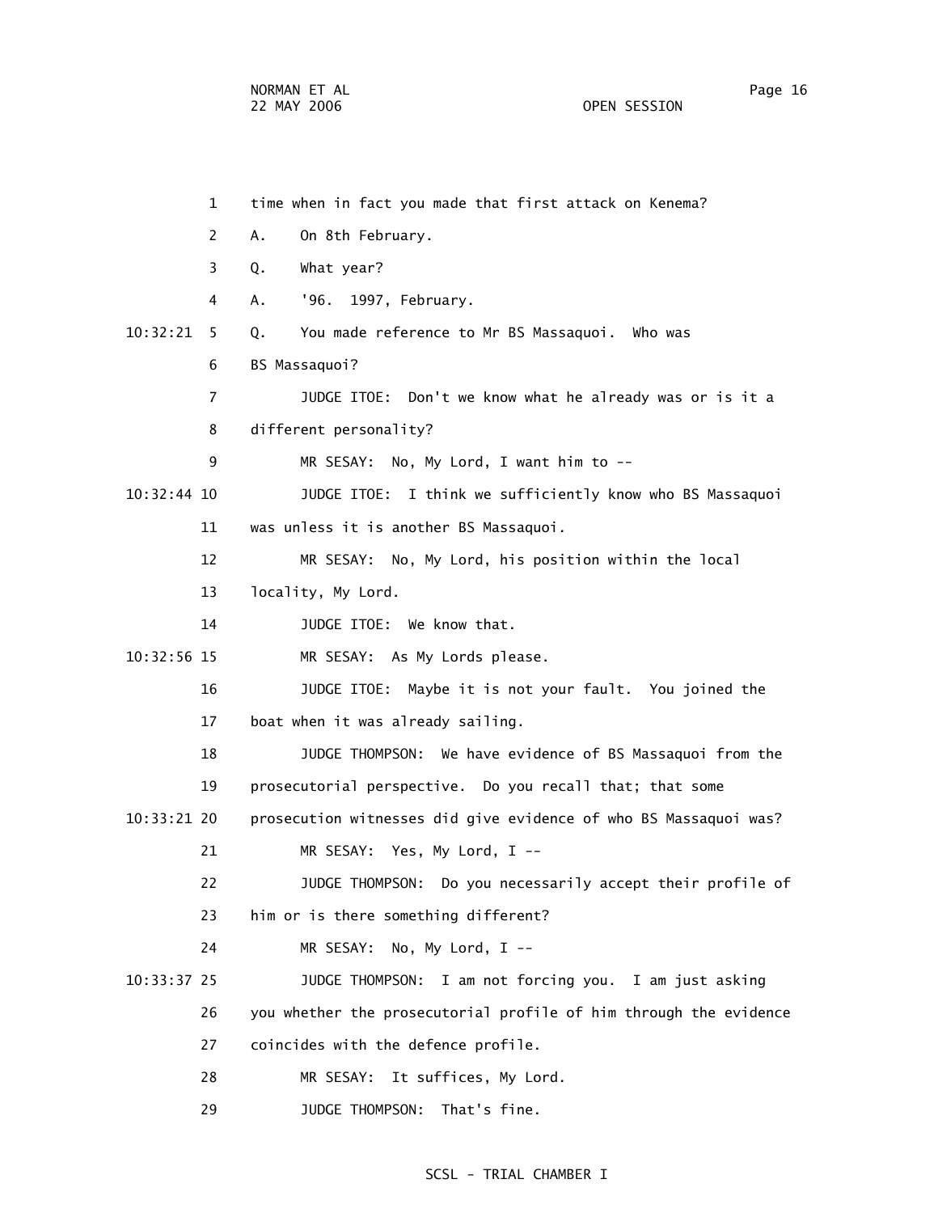1 time when in fact you made that first attack on Kenema?

2 A. On 8th February.

3 Q. What year?

4 A. '96. 1997, February.

10:32:21 5 Q. You made reference to Mr BS Massaquoi. Who was

6 BS Massaquoi?

7 JUDGE ITOE: Don't we know what he already was or is it a

8 different personality?

9 MR SESAY: No, My Lord, I want him to --

10:32:44 10 JUDGE ITOE: I think we sufficiently know who BS Massaquoi

11 was unless it is another BS Massaquoi.

12 MR SESAY: No, My Lord, his position within the local

13 locality, My Lord.

14 JUDGE ITOE: We know that.

10:32:56 15 MR SESAY: As My Lords please.

16 JUDGE ITOE: Maybe it is not your fault. You joined the

17 boat when it was already sailing.

18 JUDGE THOMPSON: We have evidence of BS Massaquoi from the

19 prosecutorial perspective. Do you recall that; that some

10:33:21 20 prosecution witnesses did give evidence of who BS Massaquoi was?

21 MR SESAY: Yes, My Lord, I --

22 JUDGE THOMPSON: Do you necessarily accept their profile of

23 him or is there something different?

24 MR SESAY: No, My Lord, I --

10:33:37 25 JUDGE THOMPSON: I am not forcing you. I am just asking

26 you whether the prosecutorial profile of him through the evidence

27 coincides with the defence profile.

28 MR SESAY: It suffices, My Lord.

29 JUDGE THOMPSON: That's fine.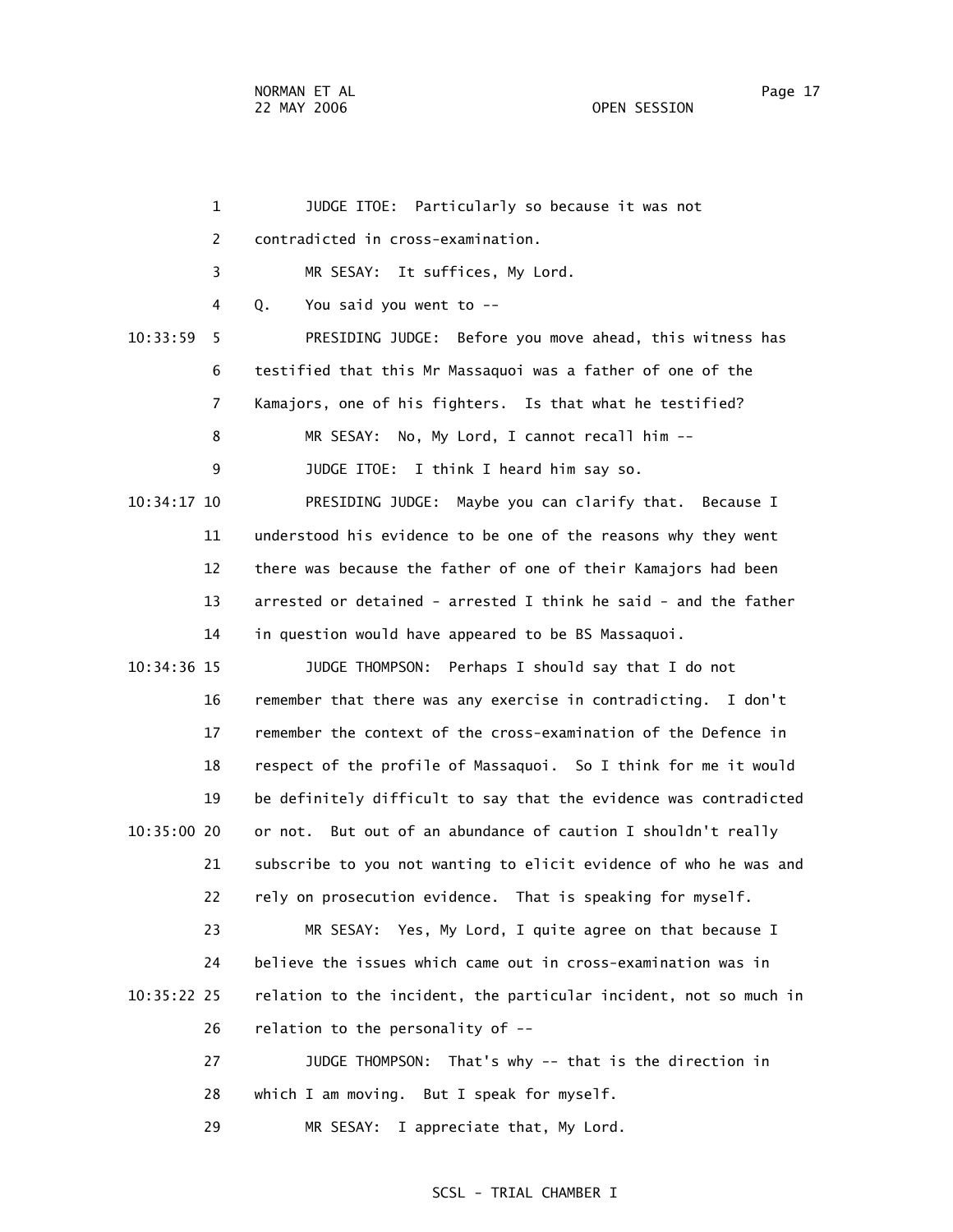1 JUDGE ITOE: Particularly so because it was not

2 contradicted in cross-examination.

3 MR SESAY: It suffices, My Lord.

4 Q. You said you went to --

10:33:59 5 PRESIDING JUDGE: Before you move ahead, this witness has

6 testified that this Mr Massaquoi was a father of one of the

7 Kamajors, one of his fighters. Is that what he testified?

8 MR SESAY: No, My Lord, I cannot recall him --

9 JUDGE ITOE: I think I heard him say so.

10:34:17 10 PRESIDING JUDGE: Maybe you can clarify that. Because I

11 understood his evidence to be one of the reasons why they went

12 there was because the father of one of their Kamajors had been

13 arrested or detained - arrested I think he said - and the father

14 in question would have appeared to be BS Massaquoi.

10:34:36 15 JUDGE THOMPSON: Perhaps I should say that I do not

16 remember that there was any exercise in contradicting. I don't

17 remember the context of the cross-examination of the Defence in

18 respect of the profile of Massaquoi. So I think for me it would

19 be definitely difficult to say that the evidence was contradicted

10:35:00 20 or not. But out of an abundance of caution I shouldn't really

21 subscribe to you not wanting to elicit evidence of who he was and

22 rely on prosecution evidence. That is speaking for myself.

23 MR SESAY: Yes, My Lord, I quite agree on that because I

24 believe the issues which came out in cross-examination was in

10:35:22 25 relation to the incident, the particular incident, not so much in

26 relation to the personality of --

27 JUDGE THOMPSON: That's why -- that is the direction in

28 which I am moving. But I speak for myself.

29 MR SESAY: I appreciate that, My Lord.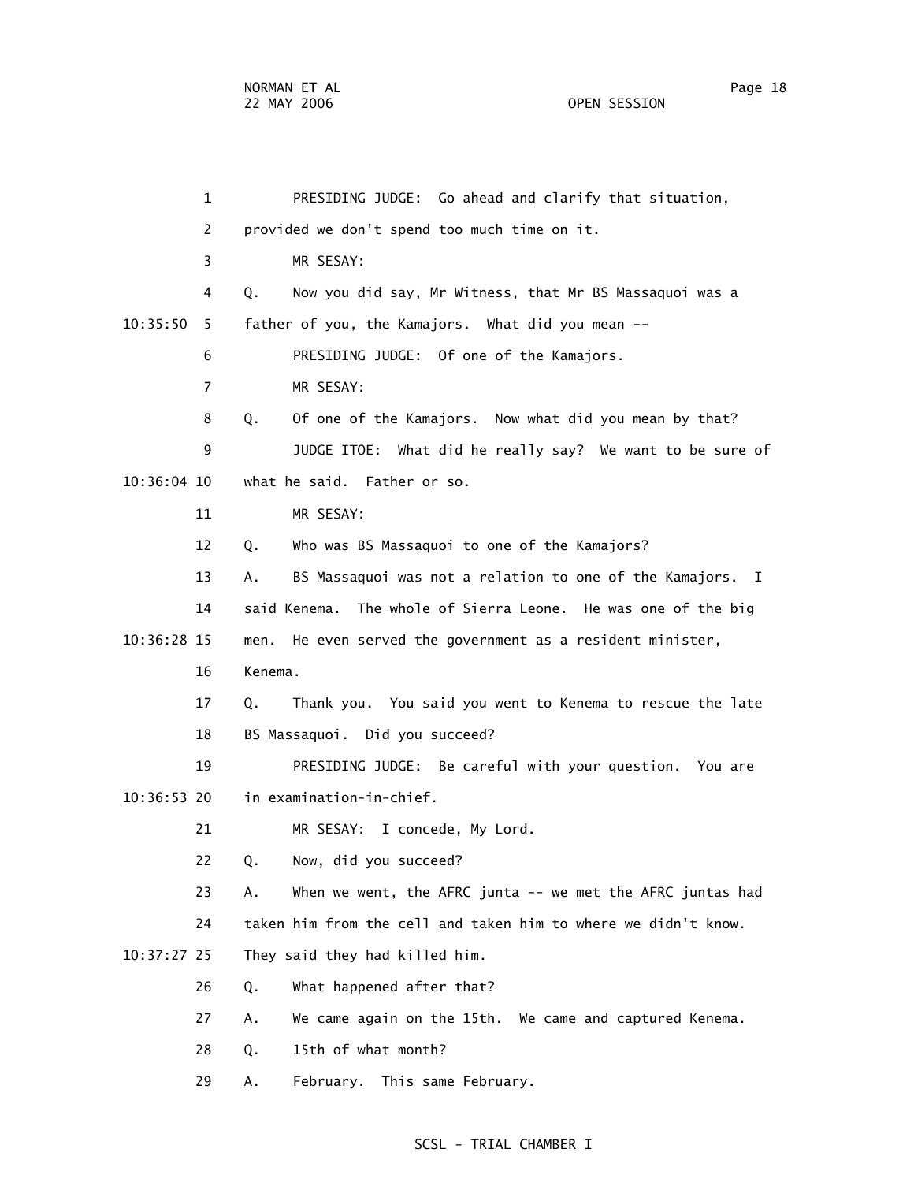PRESIDING JUDGE: Go ahead and clarify that situation, provided we don't spend too much time on it.

MR SESAY:

Q. Now you did say, Mr Witness, that Mr BS Massaquoi was a father of you, the Kamajors. What did you mean --

PRESIDING JUDGE: Of one of the Kamajors.

MR SESAY:

Q. Of one of the Kamajors. Now what did you mean by that?

JUDGE ITOE: What did he really say? We want to be sure of what he said. Father or so.

MR SESAY:

Q. Who was BS Massaquoi to one of the Kamajors?

A. BS Massaquoi was not a relation to one of the Kamajors. I said Kenema. The whole of Sierra Leone. He was one of the big men. He even served the government as a resident minister, Kenema.

Q. Thank you. You said you went to Kenema to rescue the late BS Massaquoi. Did you succeed?

PRESIDING JUDGE: Be careful with your question. You are in examination-in-chief.

MR SESAY: I concede, My Lord.

Q. Now, did you succeed?

A. When we went, the AFRC junta -- we met the AFRC juntas had taken him from the cell and taken him to where we didn't know. They said they had killed him.

Q. What happened after that?

A. We came again on the 15th. We came and captured Kenema.

Q. 15th of what month?

A. February. This same February.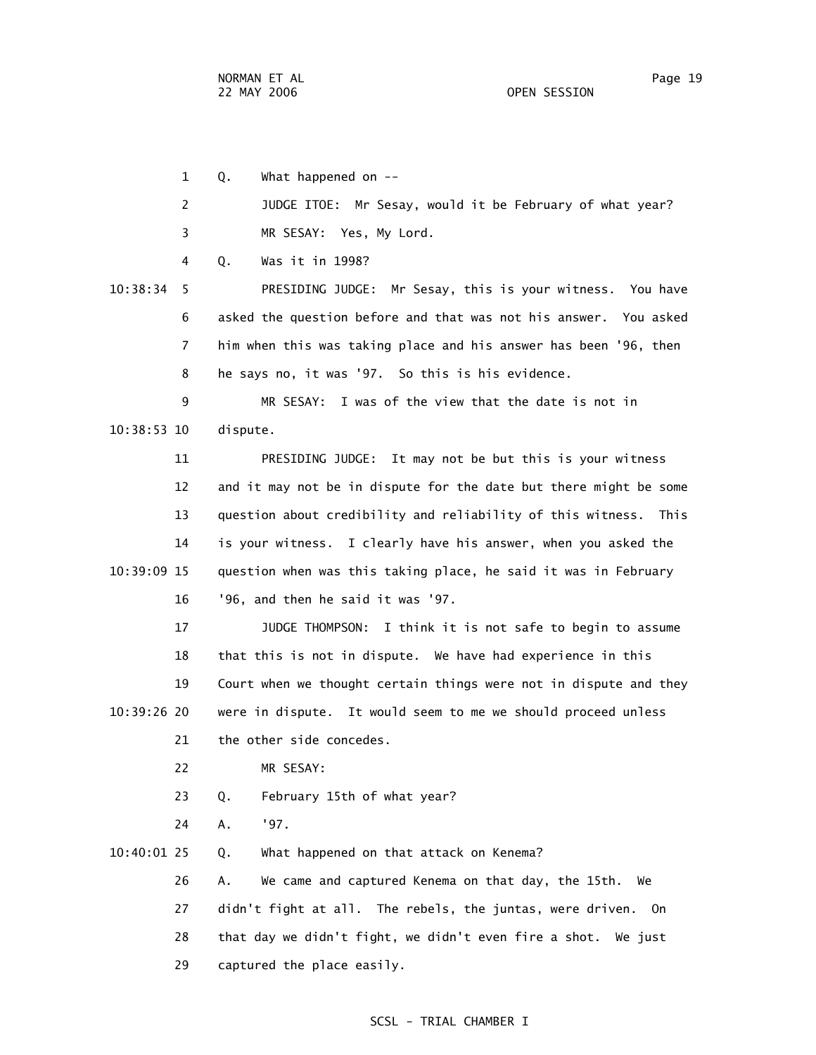1 Q. What happened on --

2 JUDGE ITOE: Mr Sesay, would it be February of what year?

3 MR SESAY: Yes, My Lord.

4 Q. Was it in 1998?

10:38:34 5 PRESIDING JUDGE: Mr Sesay, this is your witness. You have

6 asked the question before and that was not his answer. You asked

7 him when this was taking place and his answer has been '96, then

8 he says no, it was '97. So this is his evidence.

9 MR SESAY: I was of the view that the date is not in

10:38:53 10 dispute.

11 PRESIDING JUDGE: It may not be but this is your witness

12 and it may not be in dispute for the date but there might be some

13 question about credibility and reliability of this witness. This

14 is your witness. I clearly have his answer, when you asked the

10:39:09 15 question when was this taking place, he said it was in February

16 '96, and then he said it was '97.

17 JUDGE THOMPSON: I think it is not safe to begin to assume

18 that this is not in dispute. We have had experience in this

19 Court when we thought certain things were not in dispute and they

10:39:26 20 were in dispute. It would seem to me we should proceed unless

21 the other side concedes.

22 MR SESAY:

23 Q. February 15th of what year?

24 A. '97.

10:40:01 25 Q. What happened on that attack on Kenema?

26 A. We came and captured Kenema on that day, the 15th. We

27 didn't fight at all. The rebels, the juntas, were driven. On

28 that day we didn't fight, we didn't even fire a shot. We just

29 captured the place easily.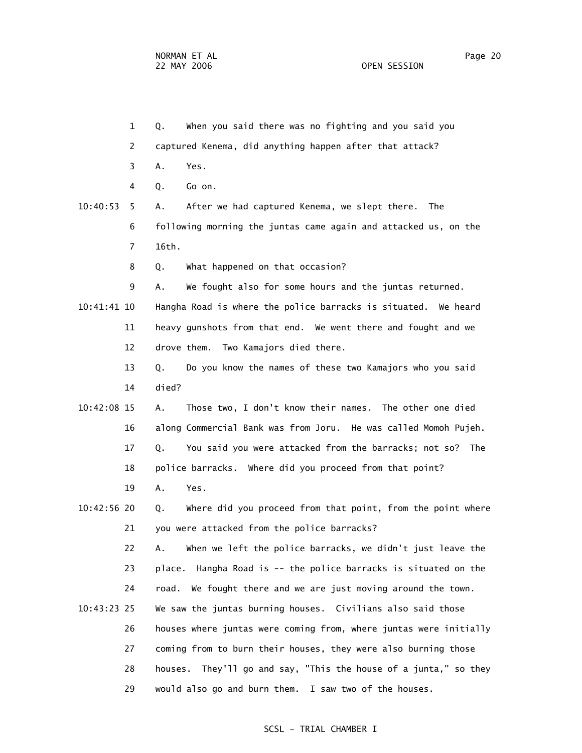Q. When you said there was no fighting and you said you captured Kenema, did anything happen after that attack?

A. Yes.

Q. Go on.

A. After we had captured Kenema, we slept there. The following morning the juntas came again and attacked us, on the 16th.

Q. What happened on that occasion?

A. We fought also for some hours and the juntas returned. Hangha Road is where the police barracks is situated. We heard heavy gunshots from that end. We went there and fought and we drove them. Two Kamajors died there.

Q. Do you know the names of these two Kamajors who you said died?

A. Those two, I don't know their names. The other one died along Commercial Bank was from Joru. He was called Momoh Pujeh.

Q. You said you were attacked from the barracks; not so? The police barracks. Where did you proceed from that point?

A. Yes.

Q. Where did you proceed from that point, from the point where you were attacked from the police barracks?

A. When we left the police barracks, we didn't just leave the place. Hangha Road is -- the police barracks is situated on the road. We fought there and we are just moving around the town. We saw the juntas burning houses. Civilians also said those houses where juntas were coming from, where juntas were initially coming from to burn their houses, they were also burning those houses. They'll go and say, "This the house of a junta," so they would also go and burn them. I saw two of the houses.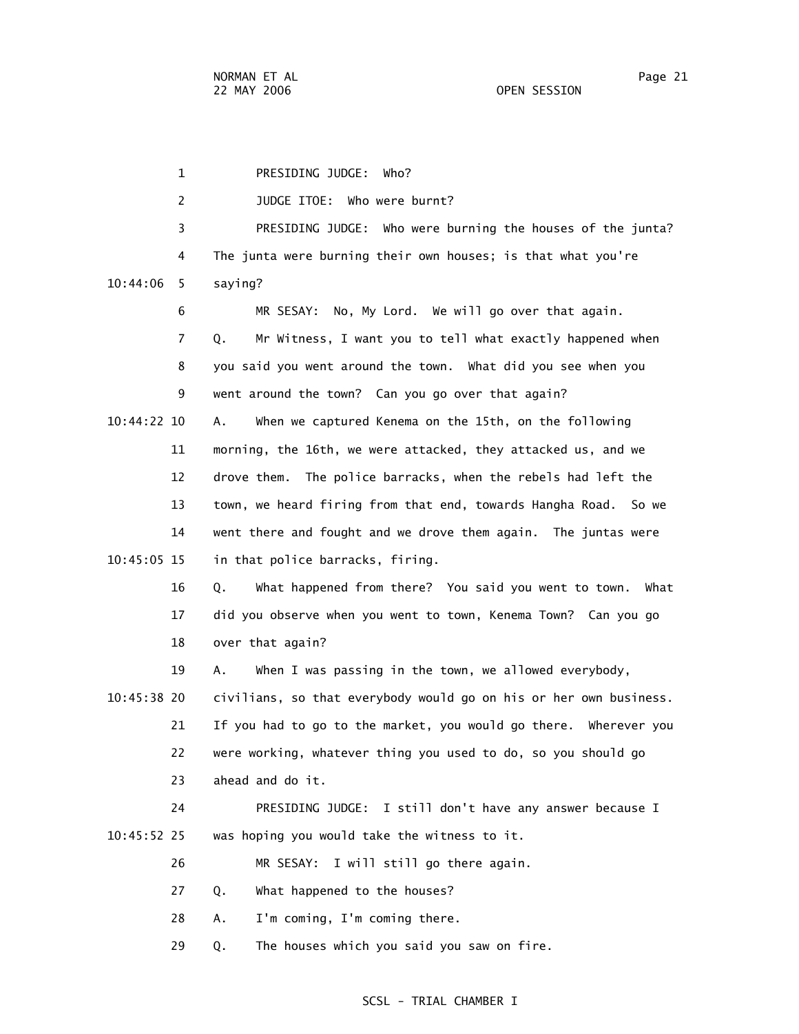PRESIDING JUDGE: Who?

JUDGE ITOE: Who were burnt?

PRESIDING JUDGE: Who were burning the houses of the junta? The junta were burning their own houses; is that what you're saying?

MR SESAY: No, My Lord. We will go over that again.

Q. Mr Witness, I want you to tell what exactly happened when you said you went around the town. What did you see when you went around the town? Can you go over that again?

A. When we captured Kenema on the 15th, on the following morning, the 16th, we were attacked, they attacked us, and we drove them. The police barracks, when the rebels had left the town, we heard firing from that end, towards Hangha Road. So we went there and fought and we drove them again. The juntas were in that police barracks, firing.

Q. What happened from there? You said you went to town. What did you observe when you went to town, Kenema Town? Can you go over that again?

A. When I was passing in the town, we allowed everybody, civilians, so that everybody would go on his or her own business. If you had to go to the market, you would go there. Wherever you were working, whatever thing you used to do, so you should go ahead and do it.

PRESIDING JUDGE: I still don't have any answer because I was hoping you would take the witness to it.

MR SESAY: I will still go there again.

Q. What happened to the houses?

A. I'm coming, I'm coming there.

Q. The houses which you said you saw on fire.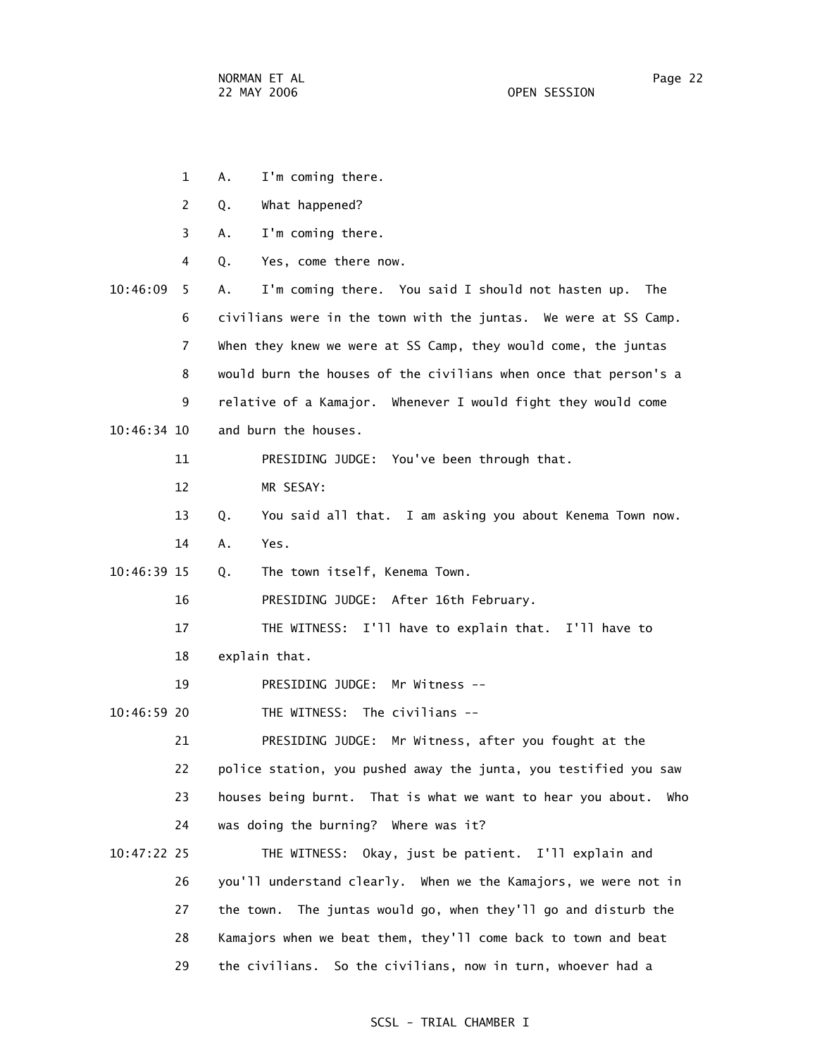1 A. I'm coming there.

2 Q. What happened?

3 A. I'm coming there.

4 Q. Yes, come there now.

10:46:09 5 A. I'm coming there. You said I should not hasten up. The

6 civilians were in the town with the juntas. We were at SS Camp.

7 When they knew we were at SS Camp, they would come, the juntas

8 would burn the houses of the civilians when once that person's a

9 relative of a Kamajor. Whenever I would fight they would come

10:46:34 10 and burn the houses.

11 PRESIDING JUDGE: You've been through that.

12 MR SESAY:

13 Q. You said all that. I am asking you about Kenema Town now.

14 A. Yes.

10:46:39 15 Q. The town itself, Kenema Town.

16 PRESIDING JUDGE: After 16th February.

17 THE WITNESS: I'll have to explain that. I'll have to

18 explain that.

19 PRESIDING JUDGE: Mr Witness --

10:46:59 20 THE WITNESS: The civilians --

21 PRESIDING JUDGE: Mr Witness, after you fought at the

22 police station, you pushed away the junta, you testified you saw

23 houses being burnt. That is what we want to hear you about. Who

24 was doing the burning? Where was it?

10:47:22 25 THE WITNESS: Okay, just be patient. I'll explain and

26 you'll understand clearly. When we the Kamajors, we were not in

27 the town. The juntas would go, when they'll go and disturb the

28 Kamajors when we beat them, they'll come back to town and beat

29 the civilians. So the civilians, now in turn, whoever had a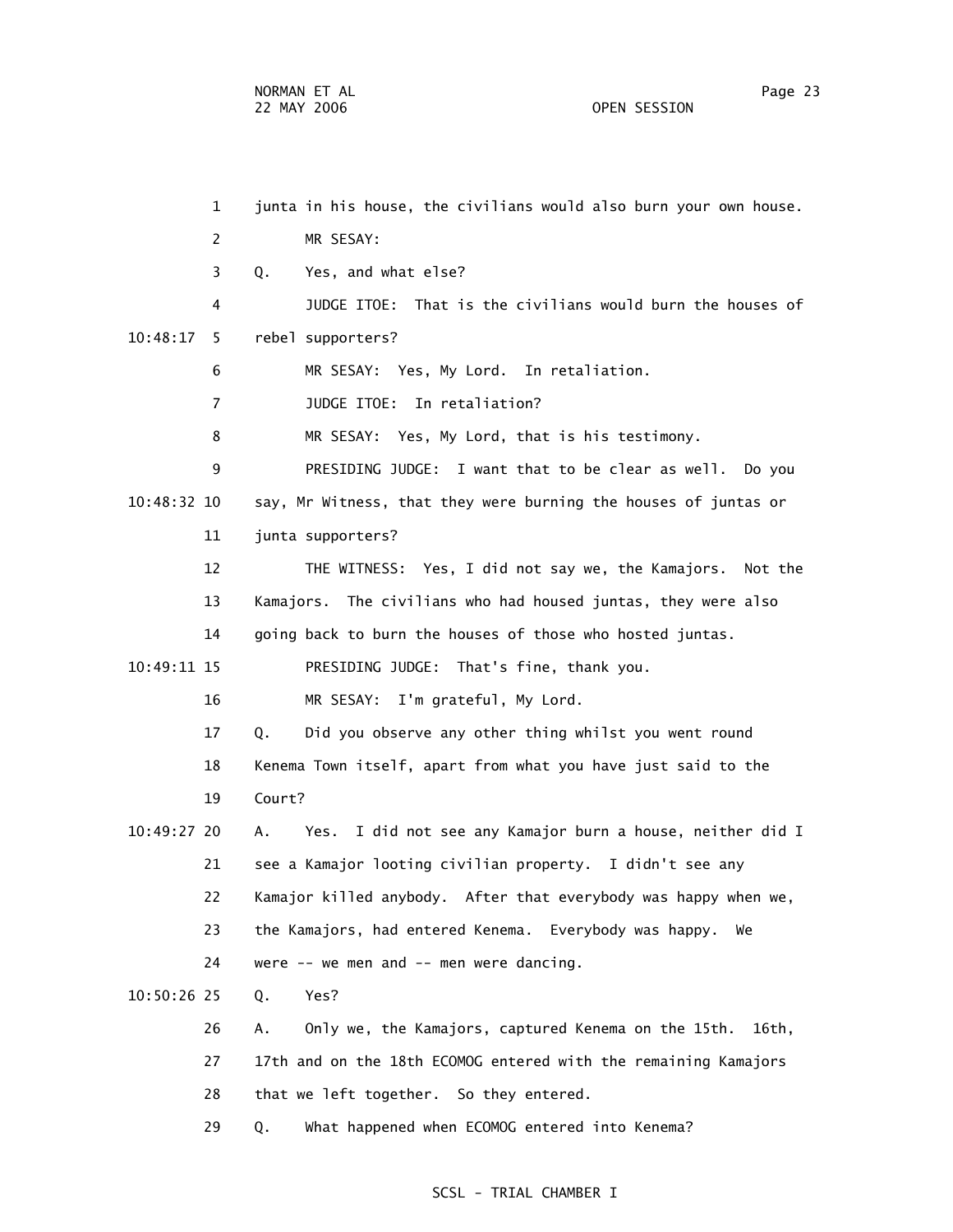1 junta in his house, the civilians would also burn your own house.

2 MR SESAY:

3 Q. Yes, and what else?

4 JUDGE ITOE: That is the civilians would burn the houses of

10:48:17 5 rebel supporters?

6 MR SESAY: Yes, My Lord. In retaliation.

7 JUDGE ITOE: In retaliation?

8 MR SESAY: Yes, My Lord, that is his testimony.

9 PRESIDING JUDGE: I want that to be clear as well. Do you

10:48:32 10 say, Mr Witness, that they were burning the houses of juntas or

11 junta supporters?

12 THE WITNESS: Yes, I did not say we, the Kamajors. Not the

13 Kamajors. The civilians who had housed juntas, they were also

14 going back to burn the houses of those who hosted juntas.

10:49:11 15 PRESIDING JUDGE: That's fine, thank you.

16 MR SESAY: I'm grateful, My Lord.

17 Q. Did you observe any other thing whilst you went round

18 Kenema Town itself, apart from what you have just said to the

19 Court?

10:49:27 20 A. Yes. I did not see any Kamajor burn a house, neither did I

21 see a Kamajor looting civilian property. I didn't see any

22 Kamajor killed anybody. After that everybody was happy when we,

23 the Kamajors, had entered Kenema. Everybody was happy. We

24 were -- we men and -- men were dancing.

10:50:26 25 Q. Yes?

26 A. Only we, the Kamajors, captured Kenema on the 15th. 16th,

27 17th and on the 18th ECOMOG entered with the remaining Kamajors

28 that we left together. So they entered.

29 Q. What happened when ECOMOG entered into Kenema?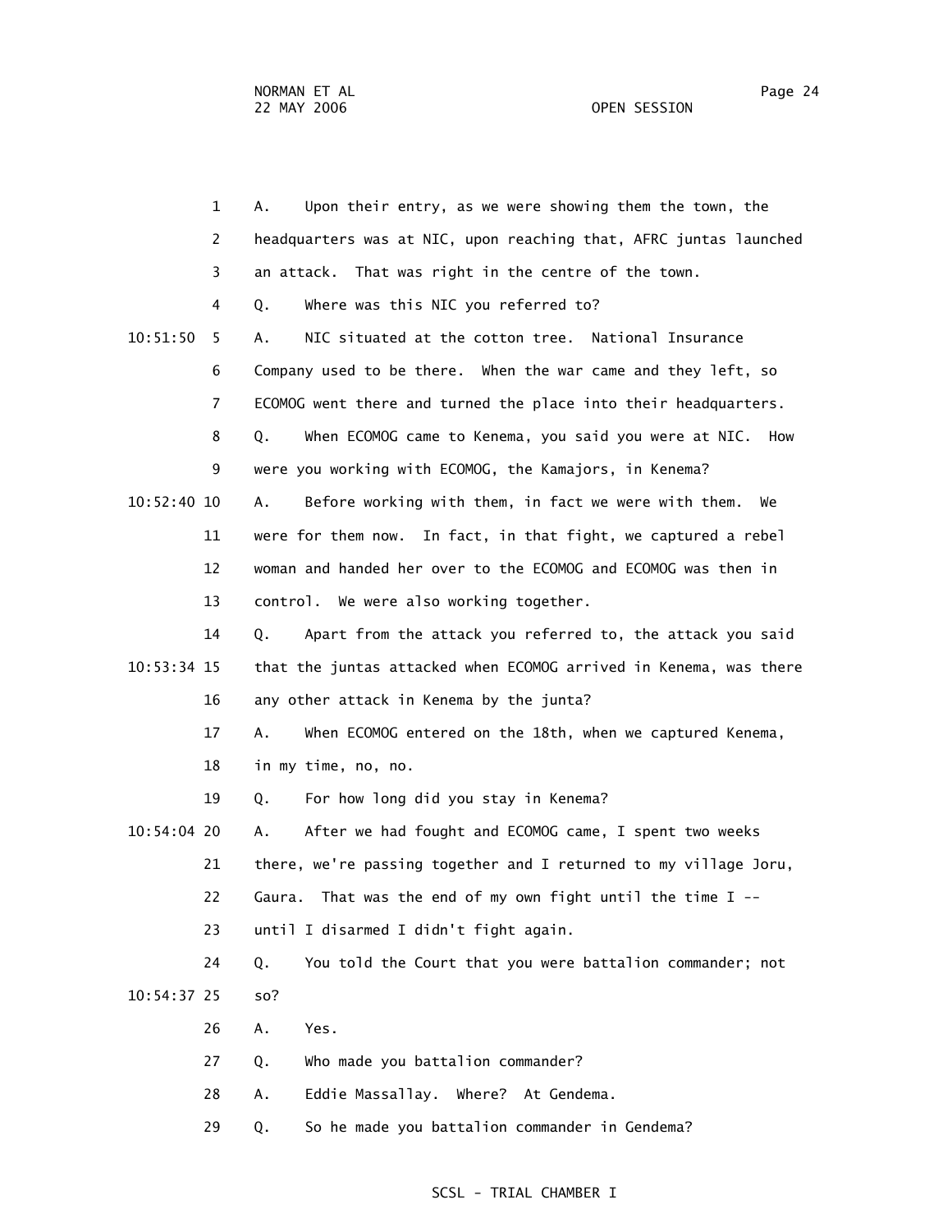1 A. Upon their entry, as we were showing them the town, the
2 headquarters was at NIC, upon reaching that, AFRC juntas launched
3 an attack. That was right in the centre of the town.
4 Q. Where was this NIC you referred to?
10:51:50 5 A. NIC situated at the cotton tree. National Insurance
6 Company used to be there. When the war came and they left, so
7 ECOMOG went there and turned the place into their headquarters.
8 Q. When ECOMOG came to Kenema, you said you were at NIC. How
9 were you working with ECOMOG, the Kamajors, in Kenema?
10:52:40 10 A. Before working with them, in fact we were with them. We
11 were for them now. In fact, in that fight, we captured a rebel
12 woman and handed her over to the ECOMOG and ECOMOG was then in
13 control. We were also working together.
14 Q. Apart from the attack you referred to, the attack you said
10:53:34 15 that the juntas attacked when ECOMOG arrived in Kenema, was there
16 any other attack in Kenema by the junta?
17 A. When ECOMOG entered on the 18th, when we captured Kenema,
18 in my time, no, no.
19 Q. For how long did you stay in Kenema?
10:54:04 20 A. After we had fought and ECOMOG came, I spent two weeks
21 there, we're passing together and I returned to my village Joru,
22 Gaura. That was the end of my own fight until the time I --
23 until I disarmed I didn't fight again.
24 Q. You told the Court that you were battalion commander; not
10:54:37 25 so?
26 A. Yes.
27 Q. Who made you battalion commander?
28 A. Eddie Massallay. Where? At Gendema.
29 Q. So he made you battalion commander in Gendema?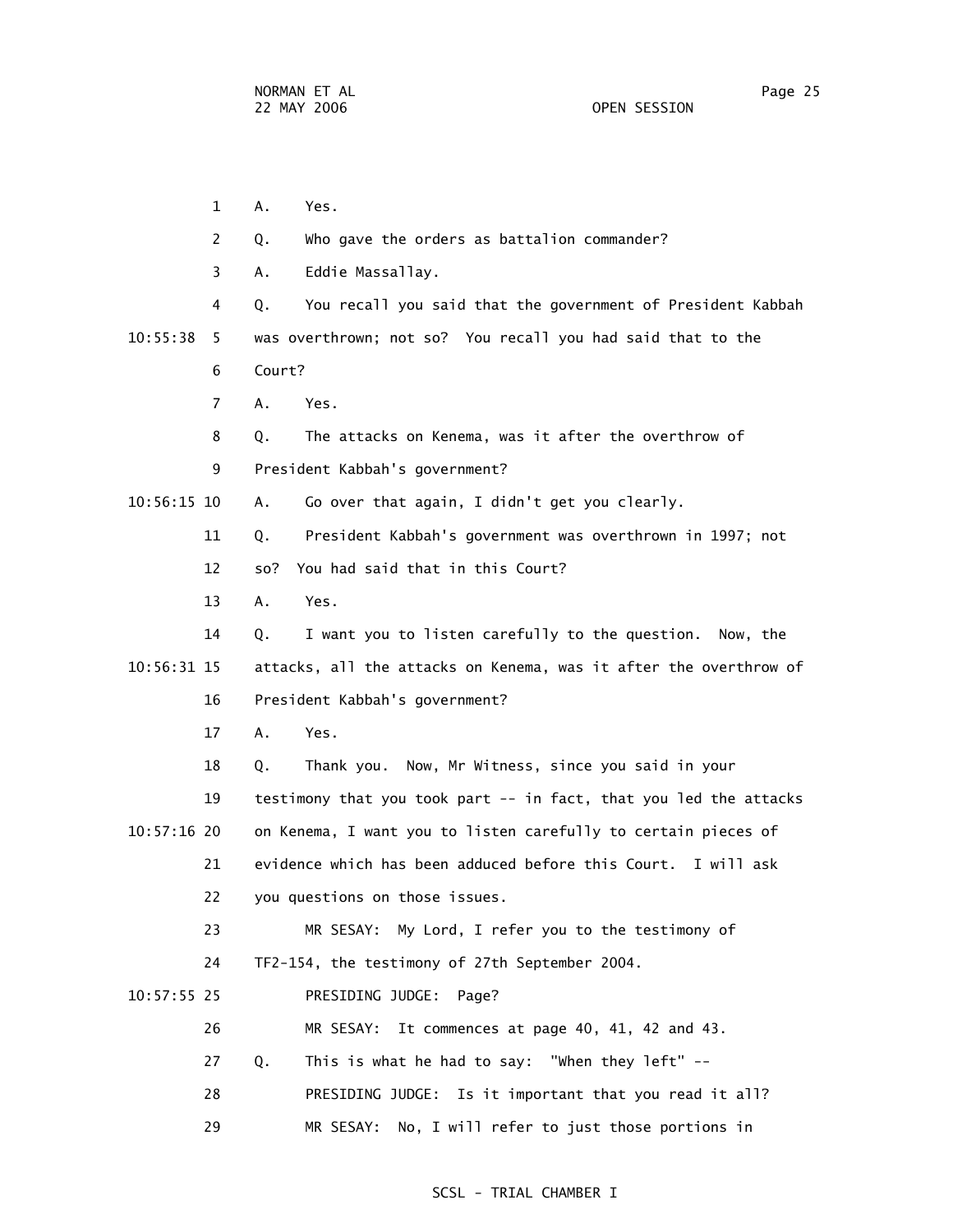1 A. Yes.

2 Q. Who gave the orders as battalion commander?

3 A. Eddie Massallay.

4 Q. You recall you said that the government of President Kabbah

10:55:38 5 was overthrown; not so? You recall you had said that to the

6 Court?

7 A. Yes.

8 Q. The attacks on Kenema, was it after the overthrow of

9 President Kabbah's government?

10:56:15 10 A. Go over that again, I didn't get you clearly.

11 Q. President Kabbah's government was overthrown in 1997; not

12 so? You had said that in this Court?

13 A. Yes.

14 Q. I want you to listen carefully to the question. Now, the

10:56:31 15 attacks, all the attacks on Kenema, was it after the overthrow of

16 President Kabbah's government?

17 A. Yes.

18 Q. Thank you. Now, Mr Witness, since you said in your

19 testimony that you took part -- in fact, that you led the attacks

10:57:16 20 on Kenema, I want you to listen carefully to certain pieces of

21 evidence which has been adduced before this Court. I will ask

22 you questions on those issues.

23 MR SESAY: My Lord, I refer you to the testimony of

24 TF2-154, the testimony of 27th September 2004.

10:57:55 25 PRESIDING JUDGE: Page?

26 MR SESAY: It commences at page 40, 41, 42 and 43.

27 Q. This is what he had to say: "When they left" --

28 PRESIDING JUDGE: Is it important that you read it all?

29 MR SESAY: No, I will refer to just those portions in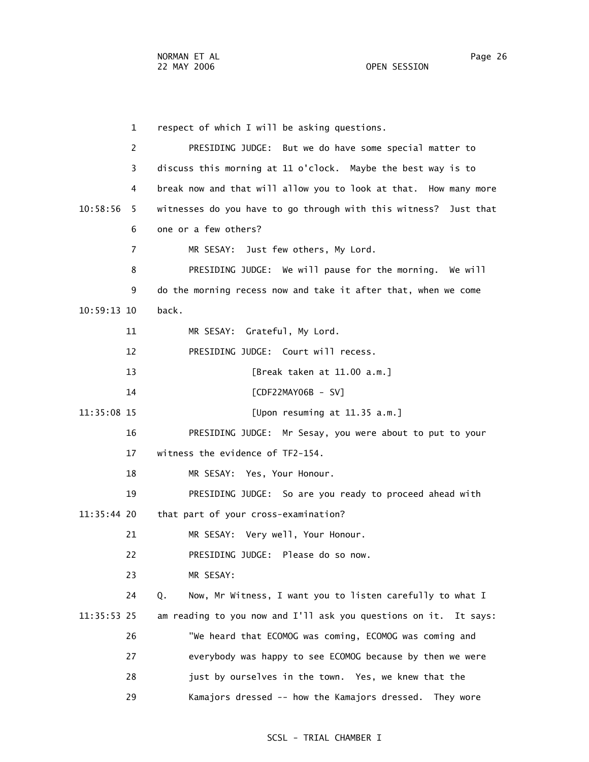1 respect of which I will be asking questions.

2 PRESIDING JUDGE: But we do have some special matter to

3 discuss this morning at 11 o'clock. Maybe the best way is to

4 break now and that will allow you to look at that. How many more

10:58:56 5 witnesses do you have to go through with this witness? Just that

6 one or a few others?

7 MR SESAY: Just few others, My Lord.

8 PRESIDING JUDGE: We will pause for the morning. We will

9 do the morning recess now and take it after that, when we come

10:59:13 10 back.

11 MR SESAY: Grateful, My Lord.

12 PRESIDING JUDGE: Court will recess.

13 [Break taken at 11.00 a.m.]

14 [CDF22MAY06B - SV]

11:35:08 15 [Upon resuming at 11.35 a.m.]

16 PRESIDING JUDGE: Mr Sesay, you were about to put to your

17 witness the evidence of TF2-154.

18 MR SESAY: Yes, Your Honour.

19 PRESIDING JUDGE: So are you ready to proceed ahead with

11:35:44 20 that part of your cross-examination?

21 MR SESAY: Very well, Your Honour.

22 PRESIDING JUDGE: Please do so now.

23 MR SESAY:

24 Q. Now, Mr Witness, I want you to listen carefully to what I

11:35:53 25 am reading to you now and I'll ask you questions on it. It says:

26 "We heard that ECOMOG was coming, ECOMOG was coming and

27 everybody was happy to see ECOMOG because by then we were

28 just by ourselves in the town. Yes, we knew that the

29 Kamajors dressed -- how the Kamajors dressed. They wore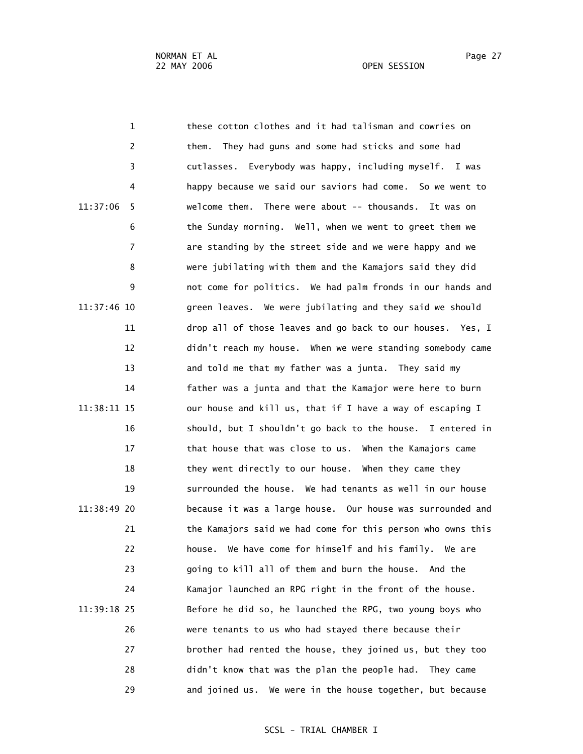these cotton clothes and it had talisman and cowries on them. They had guns and some had sticks and some had cutlasses. Everybody was happy, including myself. I was happy because we said our saviors had come. So we went to welcome them. There were about -- thousands. It was on the Sunday morning. Well, when we went to greet them we are standing by the street side and we were happy and we were jubilating with them and the Kamajors said they did not come for politics. We had palm fronds in our hands and green leaves. We were jubilating and they said we should drop all of those leaves and go back to our houses. Yes, I didn't reach my house. When we were standing somebody came and told me that my father was a junta. They said my father was a junta and that the Kamajor were here to burn our house and kill us, that if I have a way of escaping I should, but I shouldn't go back to the house. I entered in that house that was close to us. When the Kamajors came they went directly to our house. When they came they surrounded the house. We had tenants as well in our house because it was a large house. Our house was surrounded and the Kamajors said we had come for this person who owns this house. We have come for himself and his family. We are going to kill all of them and burn the house. And the Kamajor launched an RPG right in the front of the house. Before he did so, he launched the RPG, two young boys who were tenants to us who had stayed there because their brother had rented the house, they joined us, but they too didn't know that was the plan the people had. They came and joined us. We were in the house together, but because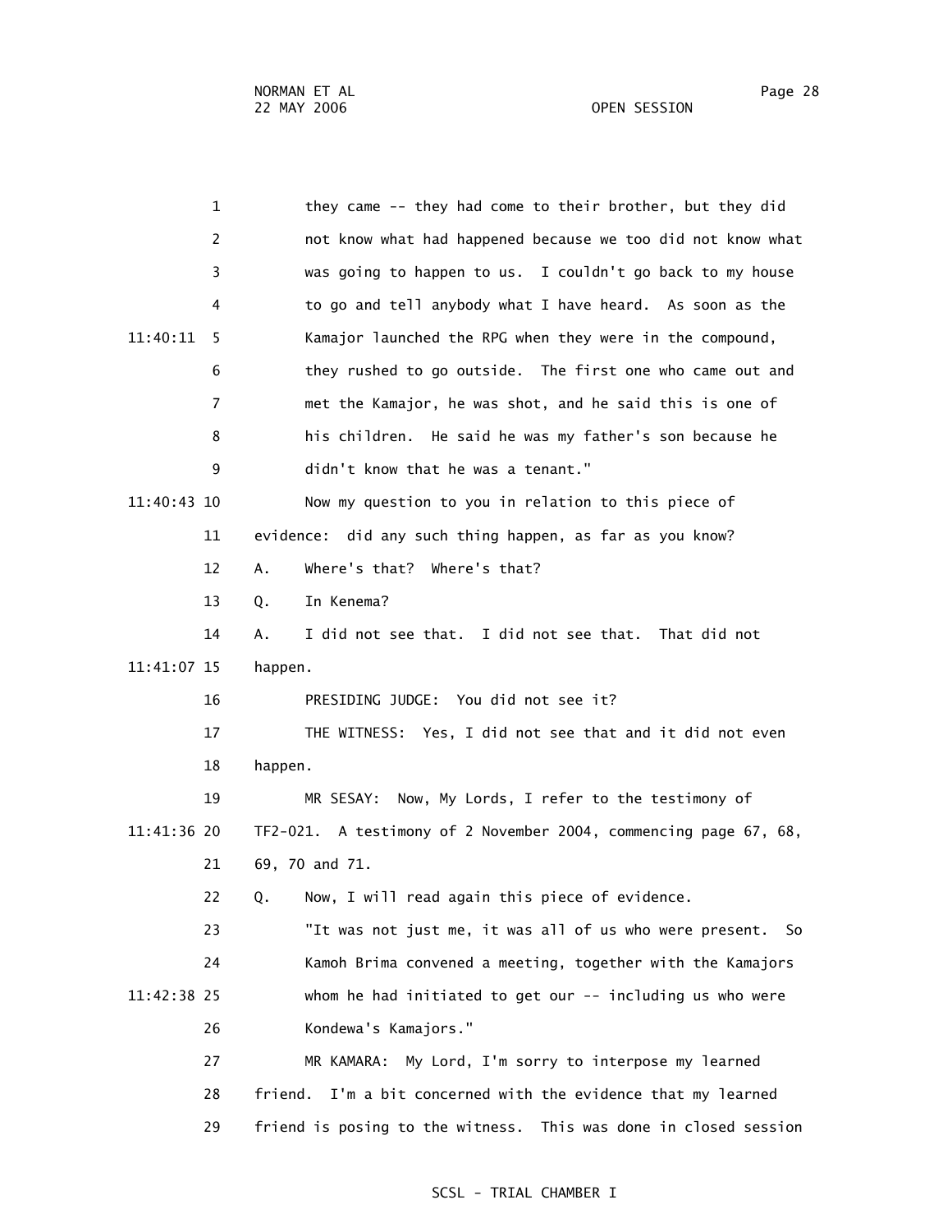1 they came -- they had come to their brother, but they did
2 not know what had happened because we too did not know what
3 was going to happen to us. I couldn't go back to my house
4 to go and tell anybody what I have heard. As soon as the
11:40:11 5 Kamajor launched the RPG when they were in the compound,
6 they rushed to go outside. The first one who came out and
7 met the Kamajor, he was shot, and he said this is one of
8 his children. He said he was my father's son because he
9 didn't know that he was a tenant."
11:40:43 10 Now my question to you in relation to this piece of
11 evidence: did any such thing happen, as far as you know?
12 A. Where's that? Where's that?
13 Q. In Kenema?
14 A. I did not see that. I did not see that. That did not
11:41:07 15 happen.
16 PRESIDING JUDGE: You did not see it?
17 THE WITNESS: Yes, I did not see that and it did not even
18 happen.
19 MR SESAY: Now, My Lords, I refer to the testimony of
11:41:36 20 TF2-021. A testimony of 2 November 2004, commencing page 67, 68,
21 69, 70 and 71.
22 Q. Now, I will read again this piece of evidence.
23 "It was not just me, it was all of us who were present. So
24 Kamoh Brima convened a meeting, together with the Kamajors
11:42:38 25 whom he had initiated to get our -- including us who were
26 Kondewa's Kamajors."
27 MR KAMARA: My Lord, I'm sorry to interpose my learned
28 friend. I'm a bit concerned with the evidence that my learned
29 friend is posing to the witness. This was done in closed session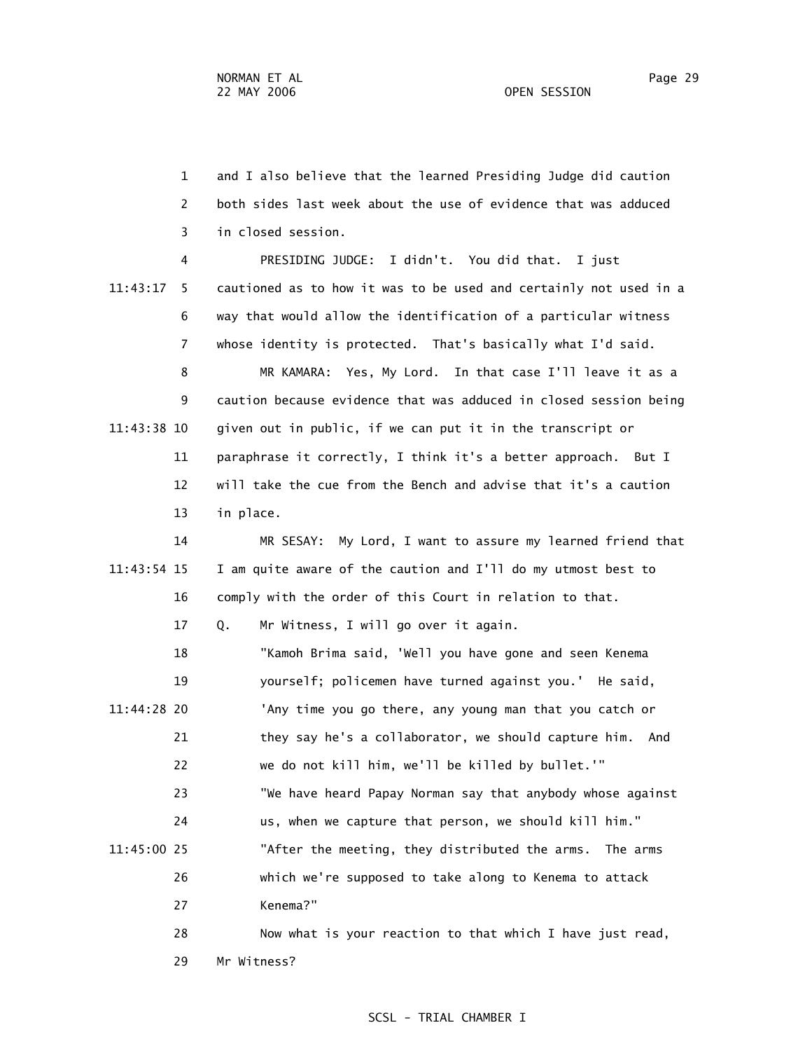and I also believe that the learned Presiding Judge did caution both sides last week about the use of evidence that was adduced in closed session.

PRESIDING JUDGE: I didn't. You did that. I just cautioned as to how it was to be used and certainly not used in a way that would allow the identification of a particular witness whose identity is protected. That's basically what I'd said.

MR KAMARA: Yes, My Lord. In that case I'll leave it as a caution because evidence that was adduced in closed session being given out in public, if we can put it in the transcript or paraphrase it correctly, I think it's a better approach. But I will take the cue from the Bench and advise that it's a caution in place.

MR SESAY: My Lord, I want to assure my learned friend that I am quite aware of the caution and I'll do my utmost best to comply with the order of this Court in relation to that.

Q. Mr Witness, I will go over it again.

> "Kamoh Brima said, 'Well you have gone and seen Kenema yourself; policemen have turned against you.' He said, 'Any time you go there, any young man that you catch or they say he's a collaborator, we should capture him. And we do not kill him, we'll be killed by bullet.'"
>
> "We have heard Papay Norman say that anybody whose against us, when we capture that person, we should kill him."
>
> "After the meeting, they distributed the arms. The arms which we're supposed to take along to Kenema to attack Kenema?"

Now what is your reaction to that which I have just read, Mr Witness?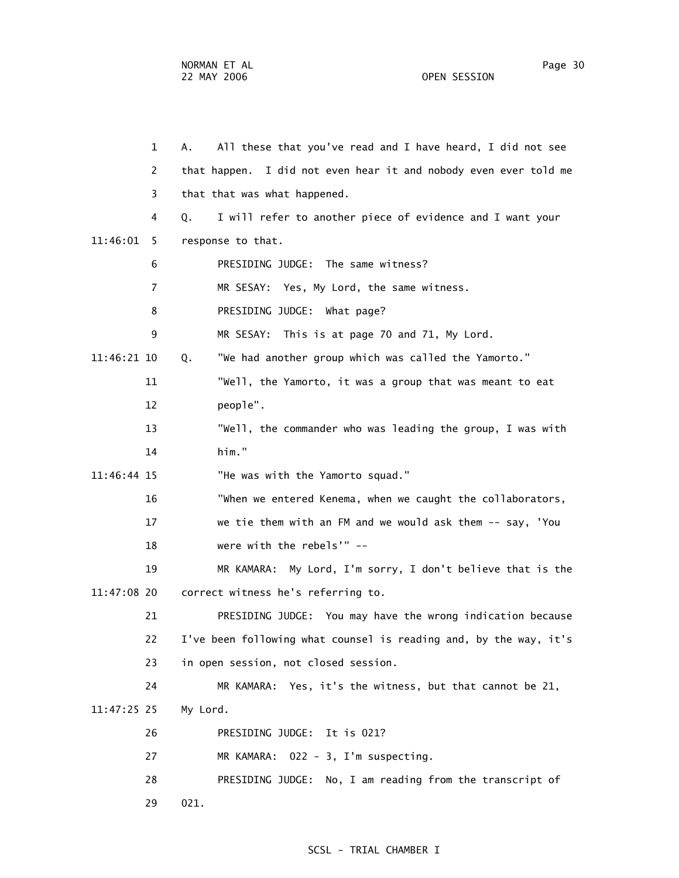A. All these that you've read and I have heard, I did not see that happen. I did not even hear it and nobody even ever told me that that was what happened.

Q. I will refer to another piece of evidence and I want your response to that.

PRESIDING JUDGE: The same witness?

MR SESAY: Yes, My Lord, the same witness.

PRESIDING JUDGE: What page?

MR SESAY: This is at page 70 and 71, My Lord.

Q. "We had another group which was called the Yamorto."

"Well, the Yamorto, it was a group that was meant to eat people".

"Well, the commander who was leading the group, I was with him."

"He was with the Yamorto squad."

"When we entered Kenema, when we caught the collaborators, we tie them with an FM and we would ask them -- say, 'You were with the rebels'" --

MR KAMARA: My Lord, I'm sorry, I don't believe that is the correct witness he's referring to.

PRESIDING JUDGE: You may have the wrong indication because I've been following what counsel is reading and, by the way, it's in open session, not closed session.

MR KAMARA: Yes, it's the witness, but that cannot be 21, My Lord.

PRESIDING JUDGE: It is 021?

MR KAMARA: 022 - 3, I'm suspecting.

PRESIDING JUDGE: No, I am reading from the transcript of 021.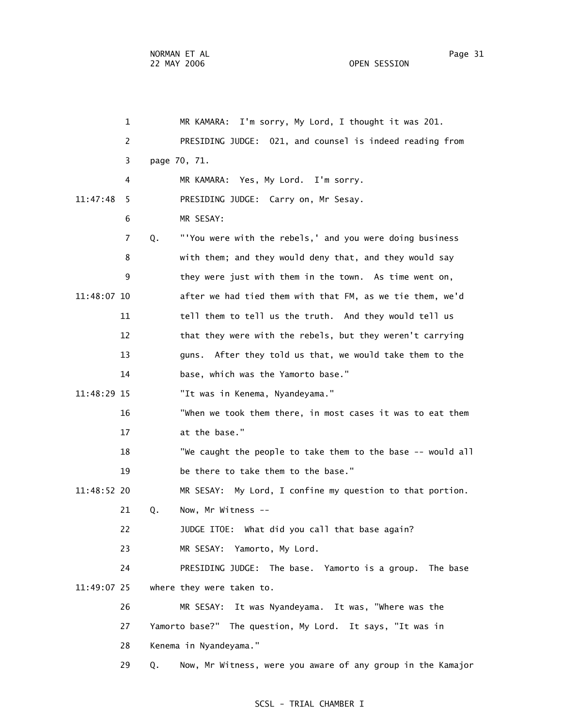1 MR KAMARA: I'm sorry, My Lord, I thought it was 201.

2 PRESIDING JUDGE: 021, and counsel is indeed reading from

3 page 70, 71.

4 MR KAMARA: Yes, My Lord. I'm sorry.

11:47:48 5 PRESIDING JUDGE: Carry on, Mr Sesay.

6 MR SESAY:

7 Q. "'You were with the rebels,' and you were doing business

8 with them; and they would deny that, and they would say

9 they were just with them in the town. As time went on,

11:48:07 10 after we had tied them with that FM, as we tie them, we'd

11 tell them to tell us the truth. And they would tell us

12 that they were with the rebels, but they weren't carrying

13 guns. After they told us that, we would take them to the

14 base, which was the Yamorto base."

11:48:29 15 "It was in Kenema, Nyandeyama."

16 "When we took them there, in most cases it was to eat them

17 at the base."

18 "We caught the people to take them to the base -- would all

19 be there to take them to the base."

11:48:52 20 MR SESAY: My Lord, I confine my question to that portion.

21 Q. Now, Mr Witness --

22 JUDGE ITOE: What did you call that base again?

23 MR SESAY: Yamorto, My Lord.

24 PRESIDING JUDGE: The base. Yamorto is a group. The base

11:49:07 25 where they were taken to.

26 MR SESAY: It was Nyandeyama. It was, "Where was the

27 Yamorto base?" The question, My Lord. It says, "It was in

28 Kenema in Nyandeyama."

29 Q. Now, Mr Witness, were you aware of any group in the Kamajor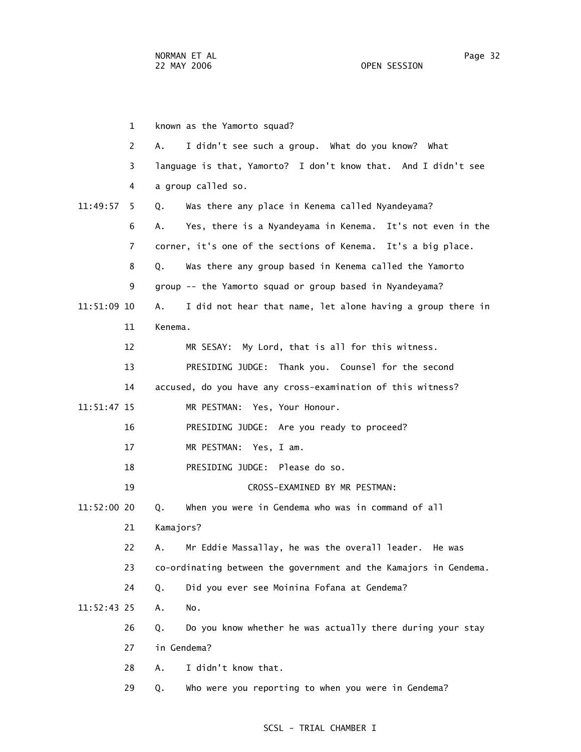1 known as the Yamorto squad?

2 A. I didn't see such a group. What do you know? What

3 language is that, Yamorto? I don't know that. And I didn't see

4 a group called so.

11:49:57 5 Q. Was there any place in Kenema called Nyandeyama?

6 A. Yes, there is a Nyandeyama in Kenema. It's not even in the

7 corner, it's one of the sections of Kenema. It's a big place.

8 Q. Was there any group based in Kenema called the Yamorto

9 group -- the Yamorto squad or group based in Nyandeyama?

11:51:09 10 A. I did not hear that name, let alone having a group there in

11 Kenema.

12 MR SESAY: My Lord, that is all for this witness.

13 PRESIDING JUDGE: Thank you. Counsel for the second

14 accused, do you have any cross-examination of this witness?

11:51:47 15 MR PESTMAN: Yes, Your Honour.

16 PRESIDING JUDGE: Are you ready to proceed?

17 MR PESTMAN: Yes, I am.

18 PRESIDING JUDGE: Please do so.

19 CROSS-EXAMINED BY MR PESTMAN:

11:52:00 20 Q. When you were in Gendema who was in command of all

21 Kamajors?

22 A. Mr Eddie Massallay, he was the overall leader. He was

23 co-ordinating between the government and the Kamajors in Gendema.

24 Q. Did you ever see Moinina Fofana at Gendema?

11:52:43 25 A. No.

26 Q. Do you know whether he was actually there during your stay

27 in Gendema?

28 A. I didn't know that.

29 Q. Who were you reporting to when you were in Gendema?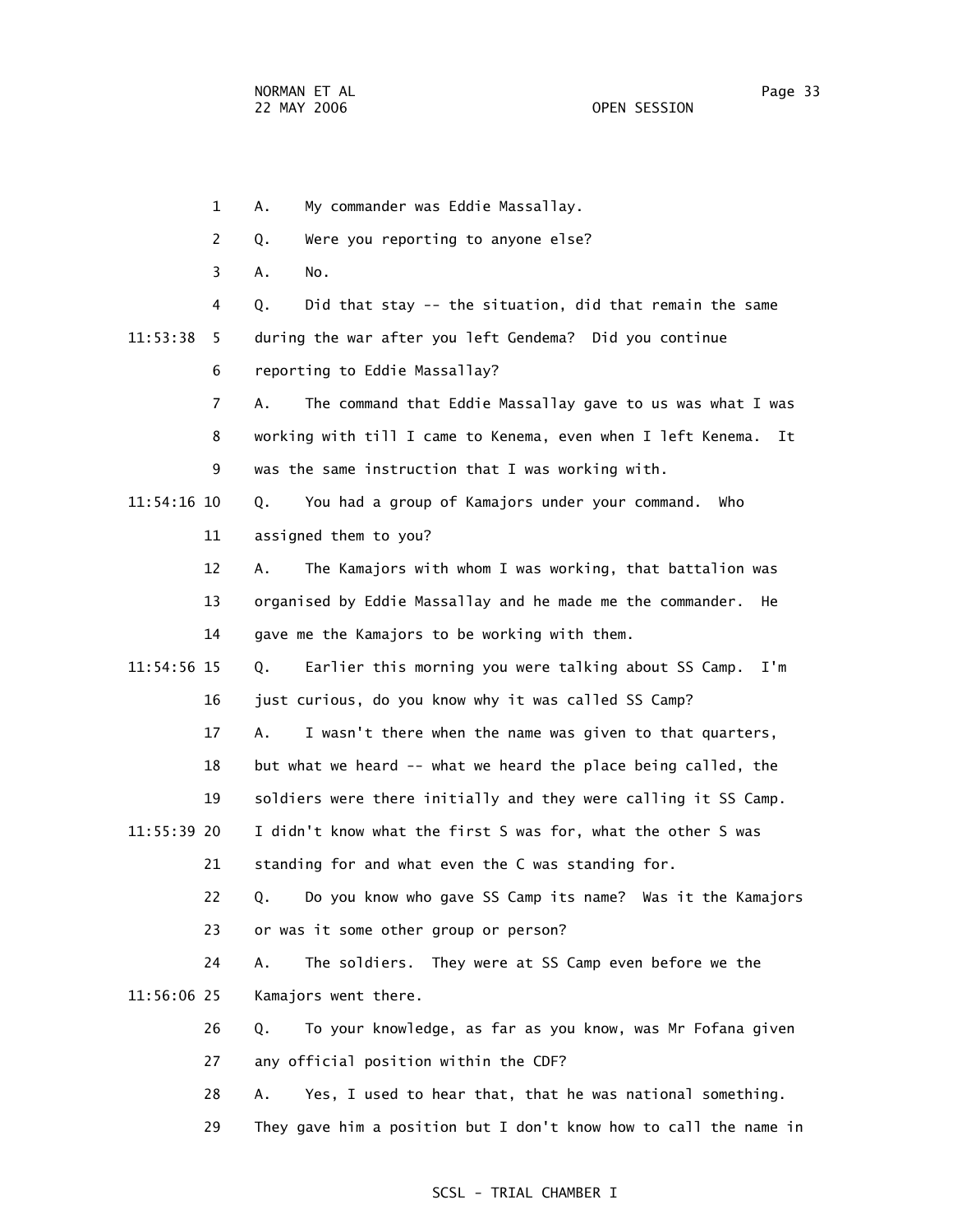1 A. My commander was Eddie Massallay.

2 Q. Were you reporting to anyone else?

3 A. No.

4 Q. Did that stay -- the situation, did that remain the same

11:53:38 5 during the war after you left Gendema? Did you continue

6 reporting to Eddie Massallay?

7 A. The command that Eddie Massallay gave to us was what I was

8 working with till I came to Kenema, even when I left Kenema. It

9 was the same instruction that I was working with.

11:54:16 10 Q. You had a group of Kamajors under your command. Who

11 assigned them to you?

12 A. The Kamajors with whom I was working, that battalion was

13 organised by Eddie Massallay and he made me the commander. He

14 gave me the Kamajors to be working with them.

11:54:56 15 Q. Earlier this morning you were talking about SS Camp. I'm

16 just curious, do you know why it was called SS Camp?

17 A. I wasn't there when the name was given to that quarters,

18 but what we heard -- what we heard the place being called, the

19 soldiers were there initially and they were calling it SS Camp.

11:55:39 20 I didn't know what the first S was for, what the other S was

21 standing for and what even the C was standing for.

22 Q. Do you know who gave SS Camp its name? Was it the Kamajors

23 or was it some other group or person?

24 A. The soldiers. They were at SS Camp even before we the

11:56:06 25 Kamajors went there.

26 Q. To your knowledge, as far as you know, was Mr Fofana given

27 any official position within the CDF?

28 A. Yes, I used to hear that, that he was national something.

29 They gave him a position but I don't know how to call the name in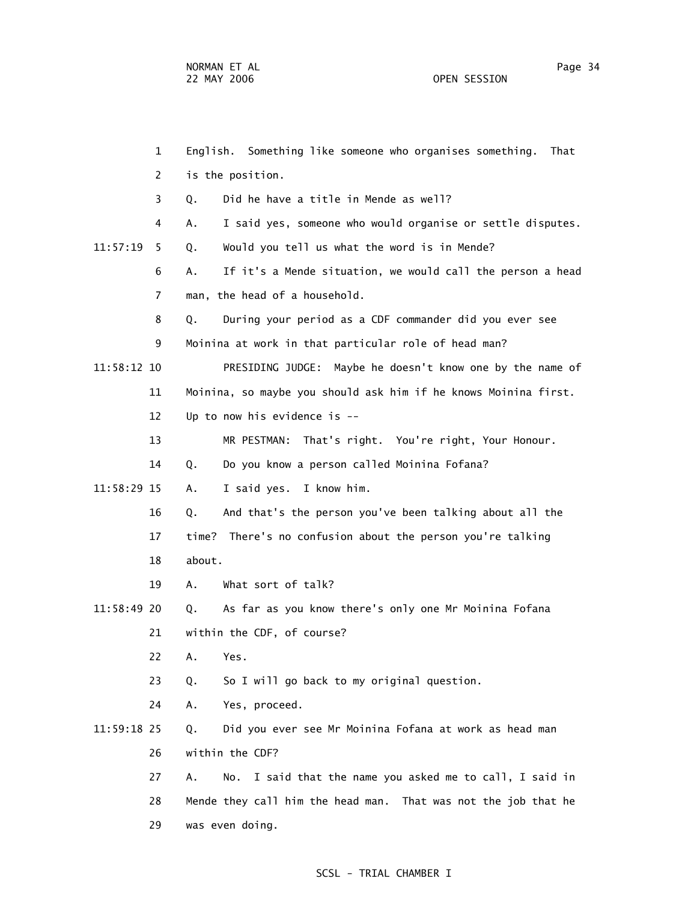1 English. Something like someone who organises something. That

2 is the position.

3 Q. Did he have a title in Mende as well?

4 A. I said yes, someone who would organise or settle disputes.

11:57:19 5 Q. Would you tell us what the word is in Mende?

6 A. If it's a Mende situation, we would call the person a head

7 man, the head of a household.

8 Q. During your period as a CDF commander did you ever see

9 Moinina at work in that particular role of head man?

11:58:12 10 PRESIDING JUDGE: Maybe he doesn't know one by the name of

11 Moinina, so maybe you should ask him if he knows Moinina first.

12 Up to now his evidence is --

13 MR PESTMAN: That's right. You're right, Your Honour.

14 Q. Do you know a person called Moinina Fofana?

11:58:29 15 A. I said yes. I know him.

16 Q. And that's the person you've been talking about all the

17 time? There's no confusion about the person you're talking

18 about.

19 A. What sort of talk?

11:58:49 20 Q. As far as you know there's only one Mr Moinina Fofana

21 within the CDF, of course?

22 A. Yes.

23 Q. So I will go back to my original question.

24 A. Yes, proceed.

11:59:18 25 Q. Did you ever see Mr Moinina Fofana at work as head man

26 within the CDF?

27 A. No. I said that the name you asked me to call, I said in

28 Mende they call him the head man. That was not the job that he

29 was even doing.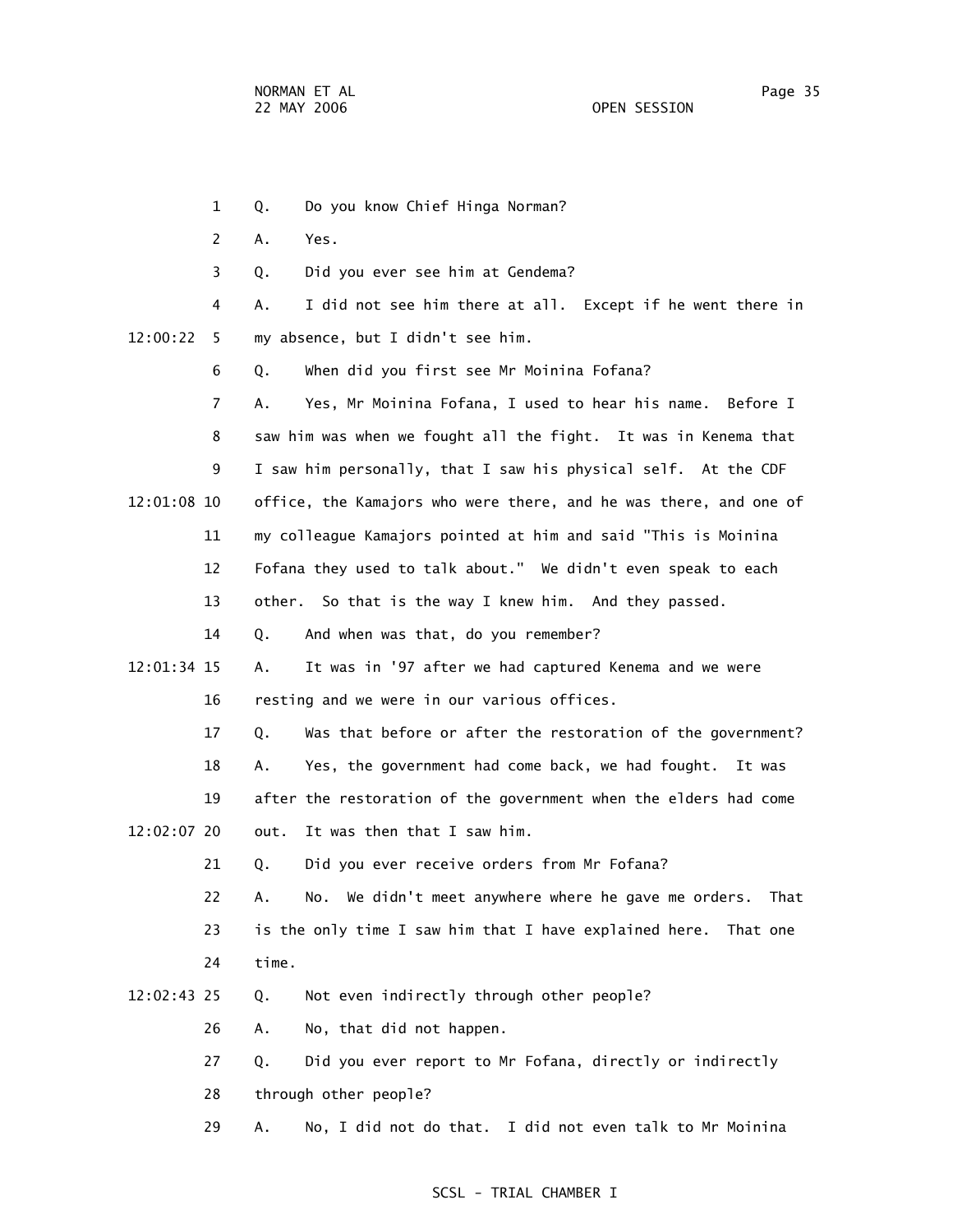1 Q. Do you know Chief Hinga Norman?

2 A. Yes.

3 Q. Did you ever see him at Gendema?

4 A. I did not see him there at all. Except if he went there in

12:00:22 5 my absence, but I didn't see him.

6 Q. When did you first see Mr Moinina Fofana?

7 A. Yes, Mr Moinina Fofana, I used to hear his name. Before I

8 saw him was when we fought all the fight. It was in Kenema that

9 I saw him personally, that I saw his physical self. At the CDF

12:01:08 10 office, the Kamajors who were there, and he was there, and one of

11 my colleague Kamajors pointed at him and said "This is Moinina

12 Fofana they used to talk about." We didn't even speak to each

13 other. So that is the way I knew him. And they passed.

14 Q. And when was that, do you remember?

12:01:34 15 A. It was in '97 after we had captured Kenema and we were

16 resting and we were in our various offices.

17 Q. Was that before or after the restoration of the government?

18 A. Yes, the government had come back, we had fought. It was

19 after the restoration of the government when the elders had come

12:02:07 20 out. It was then that I saw him.

21 Q. Did you ever receive orders from Mr Fofana?

22 A. No. We didn't meet anywhere where he gave me orders. That

23 is the only time I saw him that I have explained here. That one

24 time.

12:02:43 25 Q. Not even indirectly through other people?

26 A. No, that did not happen.

27 Q. Did you ever report to Mr Fofana, directly or indirectly

28 through other people?

29 A. No, I did not do that. I did not even talk to Mr Moinina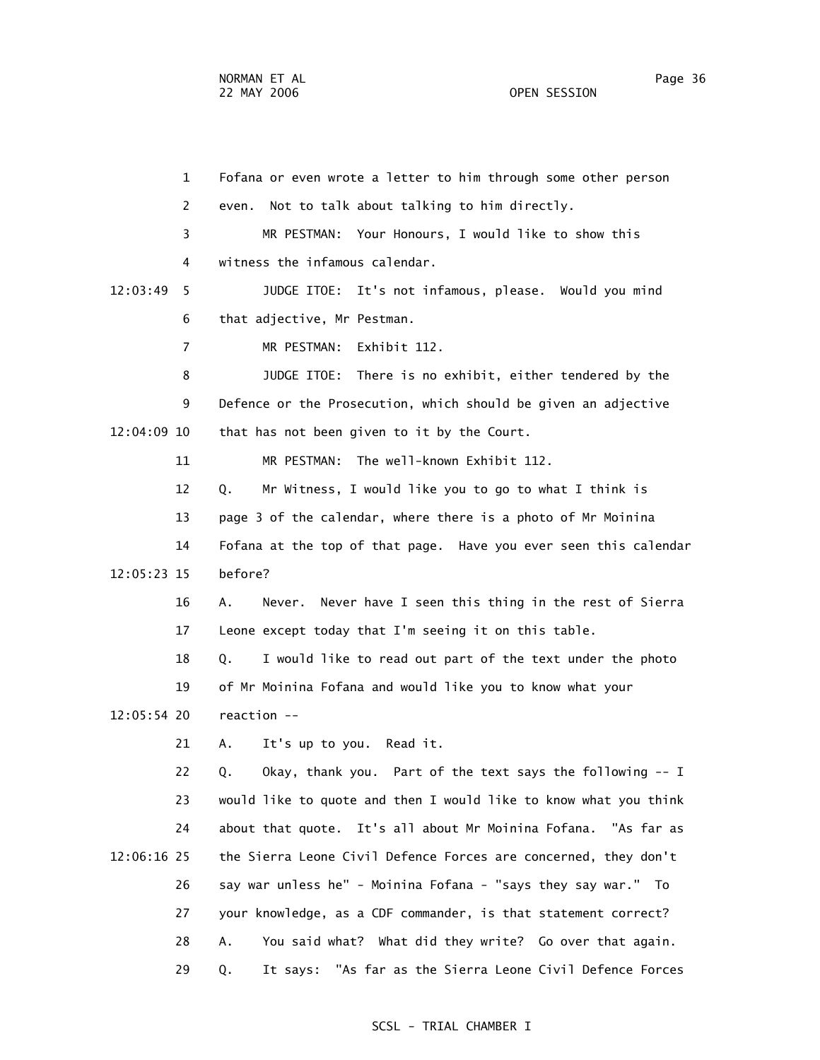1 Fofana or even wrote a letter to him through some other person

2 even. Not to talk about talking to him directly.

3 MR PESTMAN: Your Honours, I would like to show this

4 witness the infamous calendar.

12:03:49 5 JUDGE ITOE: It's not infamous, please. Would you mind

6 that adjective, Mr Pestman.

7 MR PESTMAN: Exhibit 112.

8 JUDGE ITOE: There is no exhibit, either tendered by the

9 Defence or the Prosecution, which should be given an adjective

12:04:09 10 that has not been given to it by the Court.

11 MR PESTMAN: The well-known Exhibit 112.

12 Q. Mr Witness, I would like you to go to what I think is

13 page 3 of the calendar, where there is a photo of Mr Moinina

14 Fofana at the top of that page. Have you ever seen this calendar

12:05:23 15 before?

16 A. Never. Never have I seen this thing in the rest of Sierra

17 Leone except today that I'm seeing it on this table.

18 Q. I would like to read out part of the text under the photo

19 of Mr Moinina Fofana and would like you to know what your

12:05:54 20 reaction --

21 A. It's up to you. Read it.

22 Q. Okay, thank you. Part of the text says the following -- I

23 would like to quote and then I would like to know what you think

24 about that quote. It's all about Mr Moinina Fofana. "As far as

12:06:16 25 the Sierra Leone Civil Defence Forces are concerned, they don't

26 say war unless he" - Moinina Fofana - "says they say war." To

27 your knowledge, as a CDF commander, is that statement correct?

28 A. You said what? What did they write? Go over that again.

29 Q. It says: "As far as the Sierra Leone Civil Defence Forces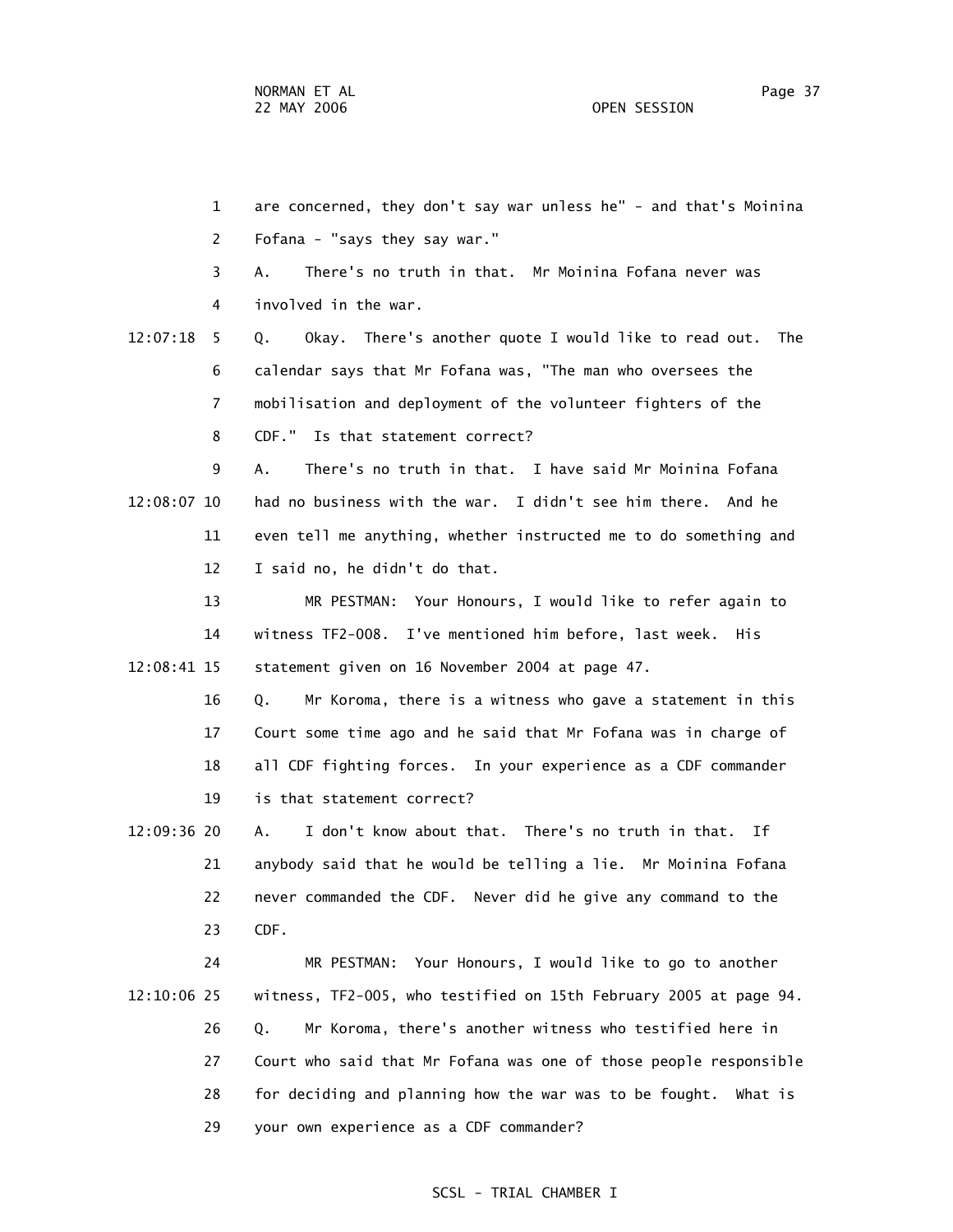1 are concerned, they don't say war unless he" - and that's Moinina

2 Fofana - "says they say war."

3 A. There's no truth in that. Mr Moinina Fofana never was

4 involved in the war.

12:07:18 5 Q. Okay. There's another quote I would like to read out. The

6 calendar says that Mr Fofana was, "The man who oversees the

7 mobilisation and deployment of the volunteer fighters of the

8 CDF." Is that statement correct?

9 A. There's no truth in that. I have said Mr Moinina Fofana

12:08:07 10 had no business with the war. I didn't see him there. And he

11 even tell me anything, whether instructed me to do something and

12 I said no, he didn't do that.

13 MR PESTMAN: Your Honours, I would like to refer again to

14 witness TF2-008. I've mentioned him before, last week. His

12:08:41 15 statement given on 16 November 2004 at page 47.

16 Q. Mr Koroma, there is a witness who gave a statement in this

17 Court some time ago and he said that Mr Fofana was in charge of

18 all CDF fighting forces. In your experience as a CDF commander

19 is that statement correct?

12:09:36 20 A. I don't know about that. There's no truth in that. If

21 anybody said that he would be telling a lie. Mr Moinina Fofana

22 never commanded the CDF. Never did he give any command to the

23 CDF.

24 MR PESTMAN: Your Honours, I would like to go to another

12:10:06 25 witness, TF2-005, who testified on 15th February 2005 at page 94.

26 Q. Mr Koroma, there's another witness who testified here in

27 Court who said that Mr Fofana was one of those people responsible

28 for deciding and planning how the war was to be fought. What is

29 your own experience as a CDF commander?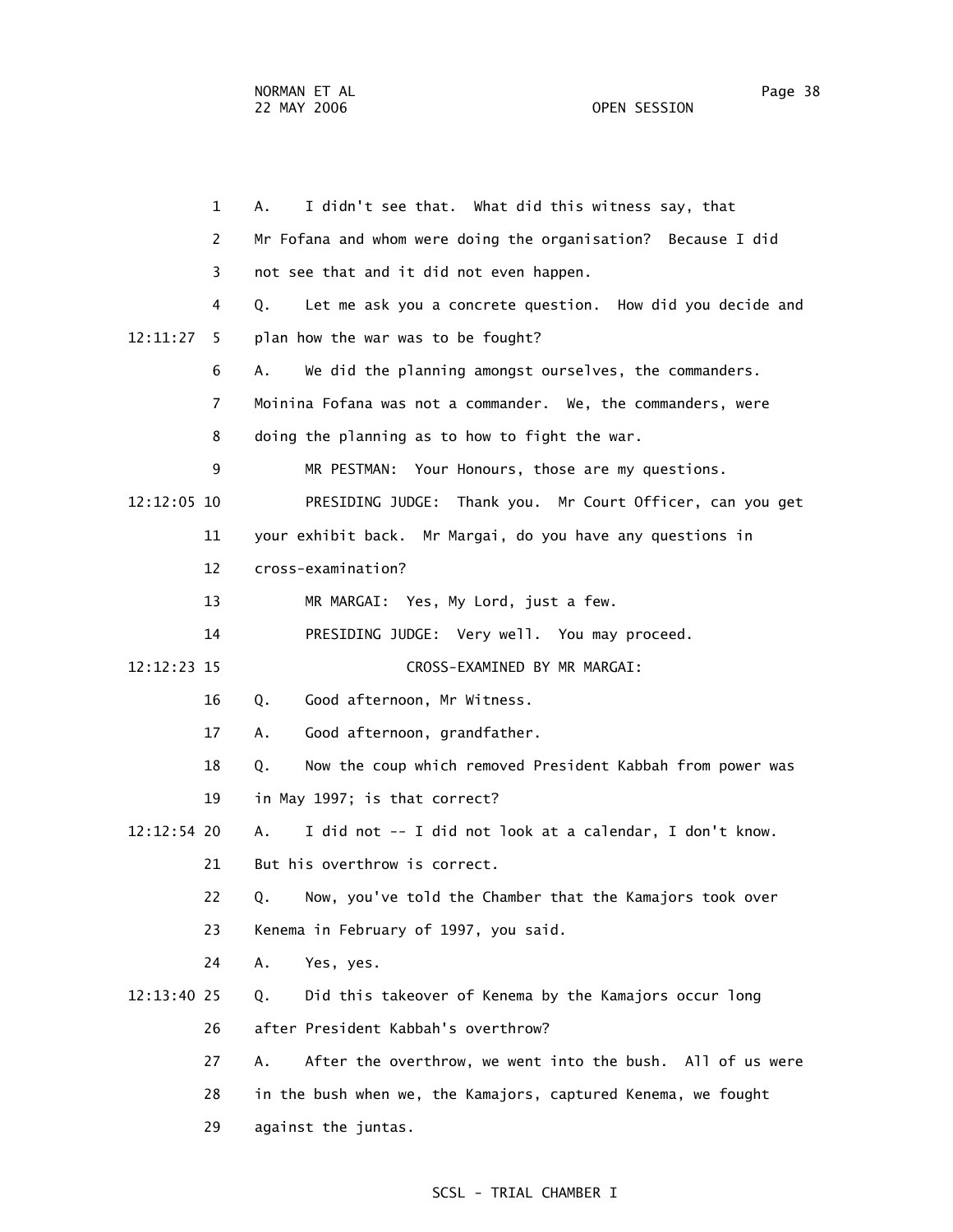A. I didn't see that. What did this witness say, that Mr Fofana and whom were doing the organisation? Because I did not see that and it did not even happen.

Q. Let me ask you a concrete question. How did you decide and plan how the war was to be fought?

A. We did the planning amongst ourselves, the commanders. Moinina Fofana was not a commander. We, the commanders, were doing the planning as to how to fight the war.

MR PESTMAN: Your Honours, those are my questions.

PRESIDING JUDGE: Thank you. Mr Court Officer, can you get your exhibit back. Mr Margai, do you have any questions in cross-examination?

MR MARGAI: Yes, My Lord, just a few.

PRESIDING JUDGE: Very well. You may proceed.

CROSS-EXAMINED BY MR MARGAI:

Q. Good afternoon, Mr Witness.

A. Good afternoon, grandfather.

Q. Now the coup which removed President Kabbah from power was in May 1997; is that correct?

A. I did not -- I did not look at a calendar, I don't know. But his overthrow is correct.

Q. Now, you've told the Chamber that the Kamajors took over Kenema in February of 1997, you said.

A. Yes, yes.

Q. Did this takeover of Kenema by the Kamajors occur long after President Kabbah's overthrow?

A. After the overthrow, we went into the bush. All of us were in the bush when we, the Kamajors, captured Kenema, we fought against the juntas.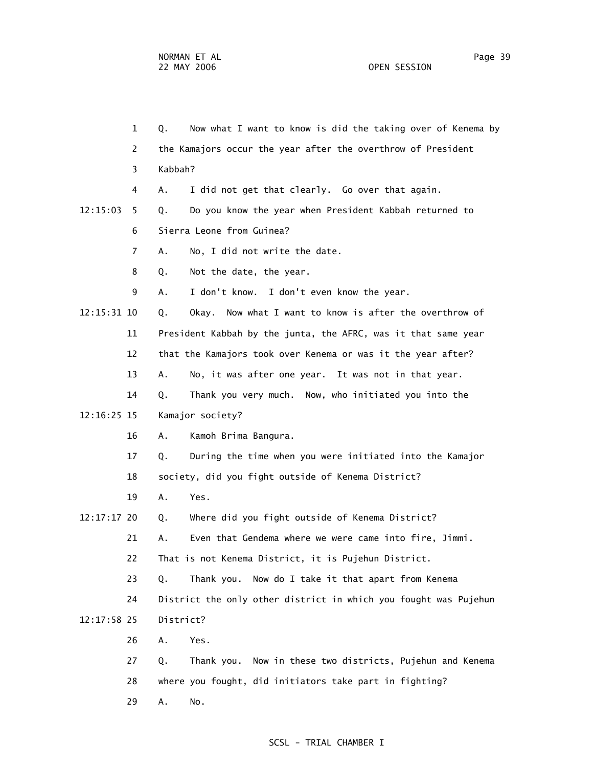1 Q. Now what I want to know is did the taking over of Kenema by

2 the Kamajors occur the year after the overthrow of President

3 Kabbah?

4 A. I did not get that clearly. Go over that again.

12:15:03 5 Q. Do you know the year when President Kabbah returned to

6 Sierra Leone from Guinea?

7 A. No, I did not write the date.

8 Q. Not the date, the year.

9 A. I don't know. I don't even know the year.

12:15:31 10 Q. Okay. Now what I want to know is after the overthrow of

11 President Kabbah by the junta, the AFRC, was it that same year

12 that the Kamajors took over Kenema or was it the year after?

13 A. No, it was after one year. It was not in that year.

14 Q. Thank you very much. Now, who initiated you into the

12:16:25 15 Kamajor society?

16 A. Kamoh Brima Bangura.

17 Q. During the time when you were initiated into the Kamajor

18 society, did you fight outside of Kenema District?

19 A. Yes.

12:17:17 20 Q. Where did you fight outside of Kenema District?

21 A. Even that Gendema where we were came into fire, Jimmi.

22 That is not Kenema District, it is Pujehun District.

23 Q. Thank you. Now do I take it that apart from Kenema

24 District the only other district in which you fought was Pujehun

12:17:58 25 District?

26 A. Yes.

27 Q. Thank you. Now in these two districts, Pujehun and Kenema

28 where you fought, did initiators take part in fighting?

29 A. No.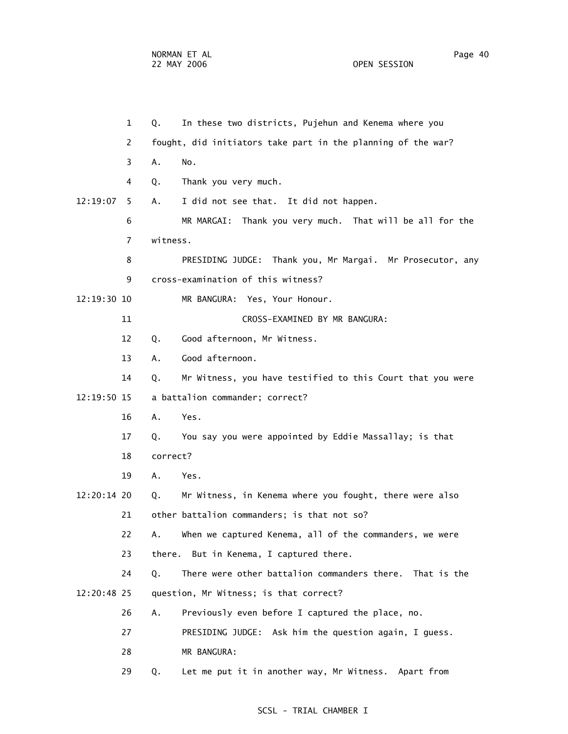1 Q. In these two districts, Pujehun and Kenema where you

2 fought, did initiators take part in the planning of the war?

3 A. No.

4 Q. Thank you very much.

12:19:07 5 A. I did not see that. It did not happen.

6 MR MARGAI: Thank you very much. That will be all for the

7 witness.

8 PRESIDING JUDGE: Thank you, Mr Margai. Mr Prosecutor, any

9 cross-examination of this witness?

12:19:30 10 MR BANGURA: Yes, Your Honour.

11 CROSS-EXAMINED BY MR BANGURA:

12 Q. Good afternoon, Mr Witness.

13 A. Good afternoon.

14 Q. Mr Witness, you have testified to this Court that you were

12:19:50 15 a battalion commander; correct?

16 A. Yes.

17 Q. You say you were appointed by Eddie Massallay; is that

18 correct?

19 A. Yes.

12:20:14 20 Q. Mr Witness, in Kenema where you fought, there were also

21 other battalion commanders; is that not so?

22 A. When we captured Kenema, all of the commanders, we were

23 there. But in Kenema, I captured there.

24 Q. There were other battalion commanders there. That is the

12:20:48 25 question, Mr Witness; is that correct?

26 A. Previously even before I captured the place, no.

27 PRESIDING JUDGE: Ask him the question again, I guess.

28 MR BANGURA:

29 Q. Let me put it in another way, Mr Witness. Apart from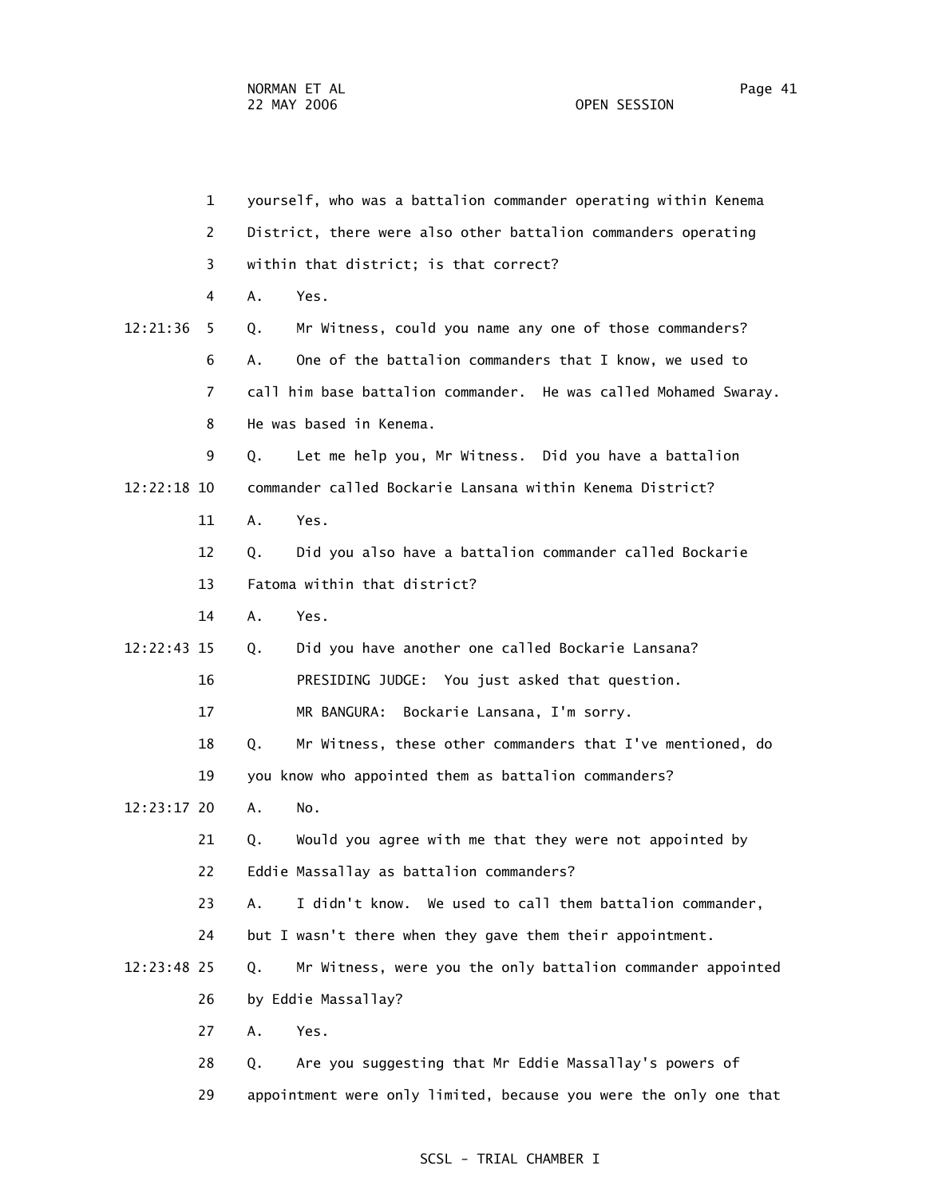1 yourself, who was a battalion commander operating within Kenema

2 District, there were also other battalion commanders operating

3 within that district; is that correct?

4 A. Yes.

12:21:36 5 Q. Mr Witness, could you name any one of those commanders?

6 A. One of the battalion commanders that I know, we used to

7 call him base battalion commander. He was called Mohamed Swaray.

8 He was based in Kenema.

9 Q. Let me help you, Mr Witness. Did you have a battalion

12:22:18 10 commander called Bockarie Lansana within Kenema District?

11 A. Yes.

12 Q. Did you also have a battalion commander called Bockarie

13 Fatoma within that district?

14 A. Yes.

12:22:43 15 Q. Did you have another one called Bockarie Lansana?

16 PRESIDING JUDGE: You just asked that question.

17 MR BANGURA: Bockarie Lansana, I'm sorry.

18 Q. Mr Witness, these other commanders that I've mentioned, do

19 you know who appointed them as battalion commanders?

12:23:17 20 A. No.

21 Q. Would you agree with me that they were not appointed by

22 Eddie Massallay as battalion commanders?

23 A. I didn't know. We used to call them battalion commander,

24 but I wasn't there when they gave them their appointment.

12:23:48 25 Q. Mr Witness, were you the only battalion commander appointed

26 by Eddie Massallay?

27 A. Yes.

28 Q. Are you suggesting that Mr Eddie Massallay's powers of

29 appointment were only limited, because you were the only one that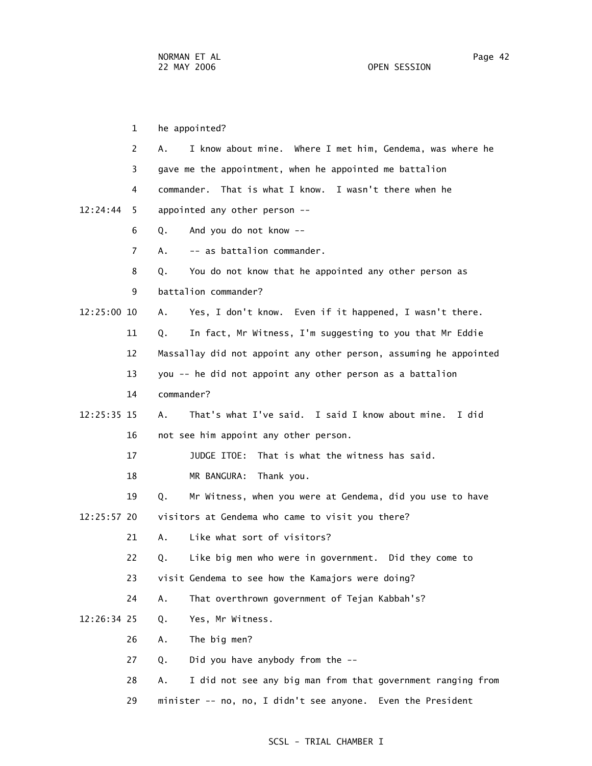1 he appointed?

2 A. I know about mine. Where I met him, Gendema, was where he

3 gave me the appointment, when he appointed me battalion

4 commander. That is what I know. I wasn't there when he

12:24:44 5 appointed any other person --

6 Q. And you do not know --

7 A. -- as battalion commander.

8 Q. You do not know that he appointed any other person as

9 battalion commander?

12:25:00 10 A. Yes, I don't know. Even if it happened, I wasn't there.

11 Q. In fact, Mr Witness, I'm suggesting to you that Mr Eddie

12 Massallay did not appoint any other person, assuming he appointed

13 you -- he did not appoint any other person as a battalion

14 commander?

12:25:35 15 A. That's what I've said. I said I know about mine. I did

16 not see him appoint any other person.

17 JUDGE ITOE: That is what the witness has said.

18 MR BANGURA: Thank you.

19 Q. Mr Witness, when you were at Gendema, did you use to have

12:25:57 20 visitors at Gendema who came to visit you there?

21 A. Like what sort of visitors?

22 Q. Like big men who were in government. Did they come to

23 visit Gendema to see how the Kamajors were doing?

24 A. That overthrown government of Tejan Kabbah's?

12:26:34 25 Q. Yes, Mr Witness.

26 A. The big men?

27 Q. Did you have anybody from the --

28 A. I did not see any big man from that government ranging from

29 minister -- no, no, I didn't see anyone. Even the President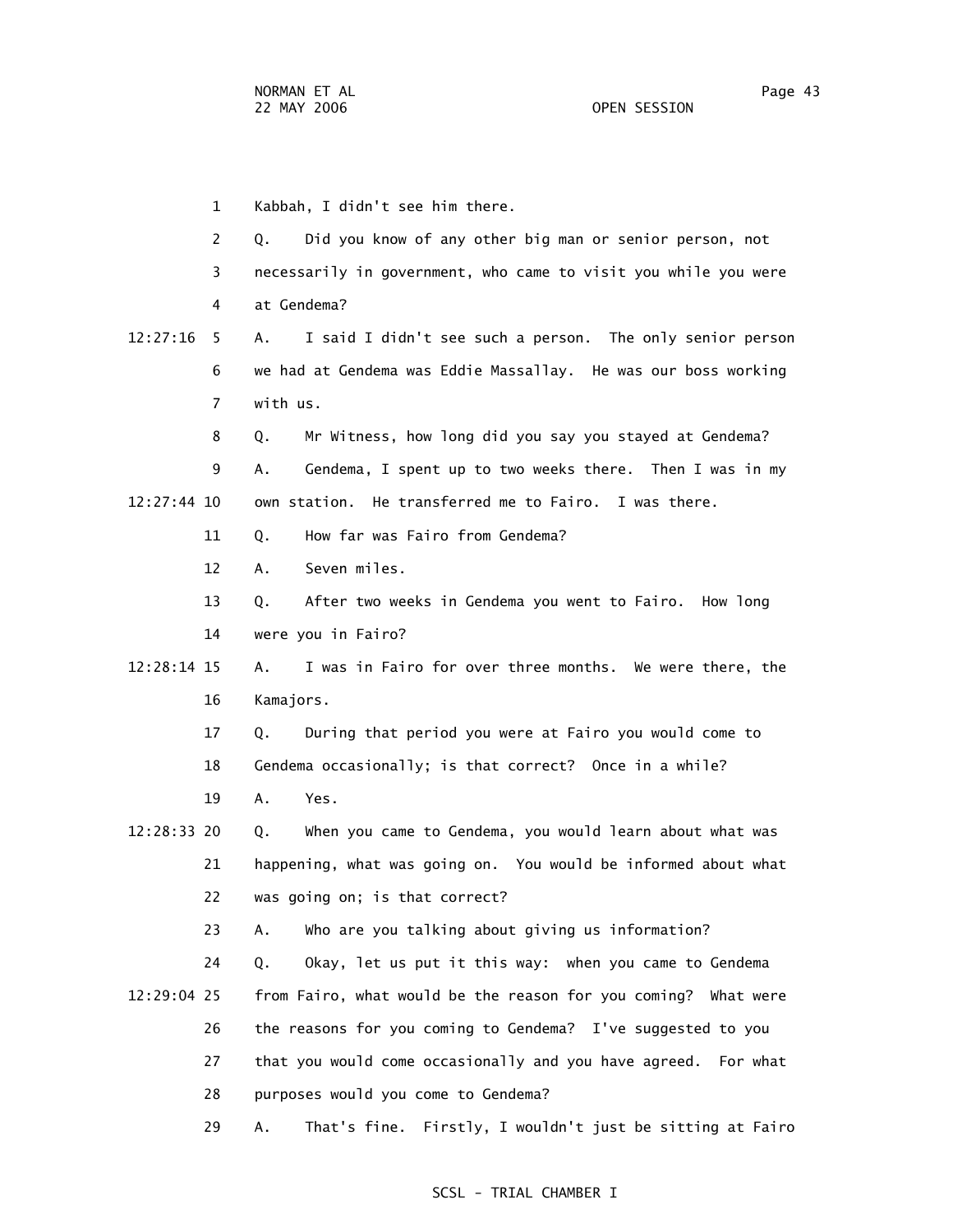1 Kabbah, I didn't see him there.

2 Q. Did you know of any other big man or senior person, not

3 necessarily in government, who came to visit you while you were

4 at Gendema?

12:27:16 5 A. I said I didn't see such a person. The only senior person

6 we had at Gendema was Eddie Massallay. He was our boss working

7 with us.

8 Q. Mr Witness, how long did you say you stayed at Gendema?

9 A. Gendema, I spent up to two weeks there. Then I was in my

12:27:44 10 own station. He transferred me to Fairo. I was there.

11 Q. How far was Fairo from Gendema?

12 A. Seven miles.

13 Q. After two weeks in Gendema you went to Fairo. How long

14 were you in Fairo?

12:28:14 15 A. I was in Fairo for over three months. We were there, the

16 Kamajors.

17 Q. During that period you were at Fairo you would come to

18 Gendema occasionally; is that correct? Once in a while?

19 A. Yes.

12:28:33 20 Q. When you came to Gendema, you would learn about what was

21 happening, what was going on. You would be informed about what

22 was going on; is that correct?

23 A. Who are you talking about giving us information?

24 Q. Okay, let us put it this way: when you came to Gendema

12:29:04 25 from Fairo, what would be the reason for you coming? What were

26 the reasons for you coming to Gendema? I've suggested to you

27 that you would come occasionally and you have agreed. For what

28 purposes would you come to Gendema?

29 A. That's fine. Firstly, I wouldn't just be sitting at Fairo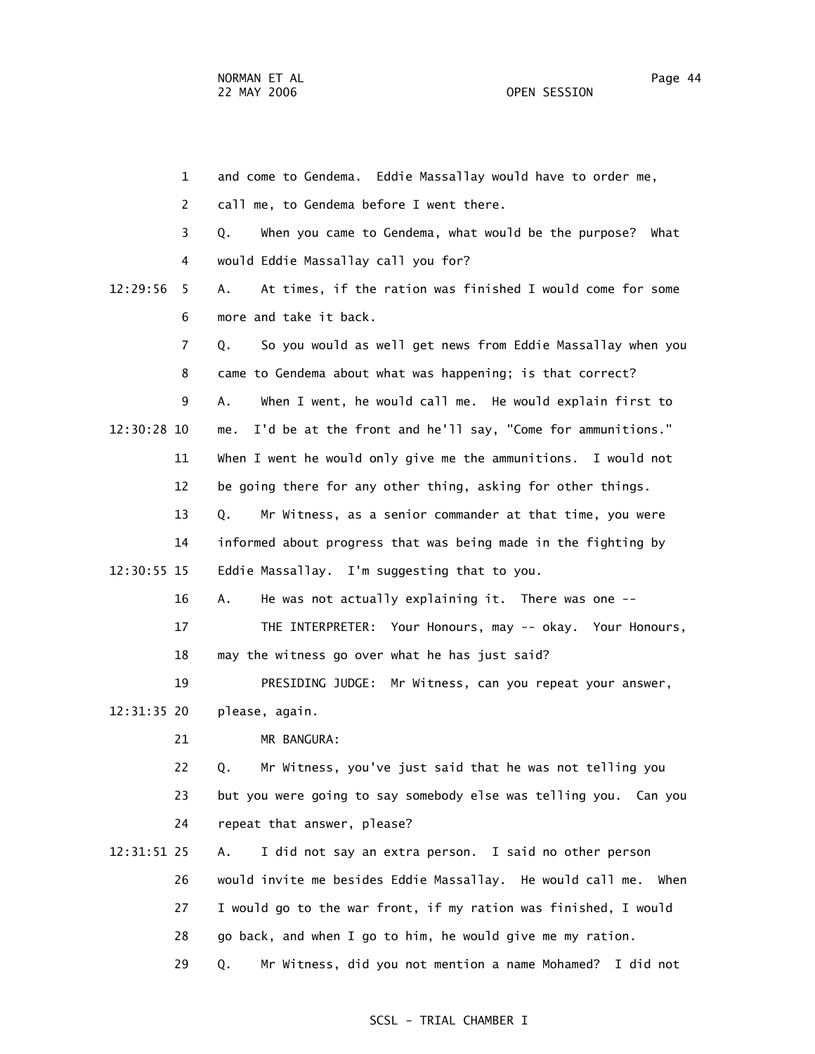1 and come to Gendema. Eddie Massallay would have to order me,

2 call me, to Gendema before I went there.

3 Q. When you came to Gendema, what would be the purpose? What

4 would Eddie Massallay call you for?

12:29:56 5 A. At times, if the ration was finished I would come for some

6 more and take it back.

7 Q. So you would as well get news from Eddie Massallay when you

8 came to Gendema about what was happening; is that correct?

9 A. When I went, he would call me. He would explain first to

12:30:28 10 me. I'd be at the front and he'll say, "Come for ammunitions."

11 When I went he would only give me the ammunitions. I would not

12 be going there for any other thing, asking for other things.

13 Q. Mr Witness, as a senior commander at that time, you were

14 informed about progress that was being made in the fighting by

12:30:55 15 Eddie Massallay. I'm suggesting that to you.

16 A. He was not actually explaining it. There was one --

17 THE INTERPRETER: Your Honours, may -- okay. Your Honours,

18 may the witness go over what he has just said?

19 PRESIDING JUDGE: Mr Witness, can you repeat your answer,

12:31:35 20 please, again.

21 MR BANGURA:

22 Q. Mr Witness, you've just said that he was not telling you

23 but you were going to say somebody else was telling you. Can you

24 repeat that answer, please?

12:31:51 25 A. I did not say an extra person. I said no other person

26 would invite me besides Eddie Massallay. He would call me. When

27 I would go to the war front, if my ration was finished, I would

28 go back, and when I go to him, he would give me my ration.

29 Q. Mr Witness, did you not mention a name Mohamed? I did not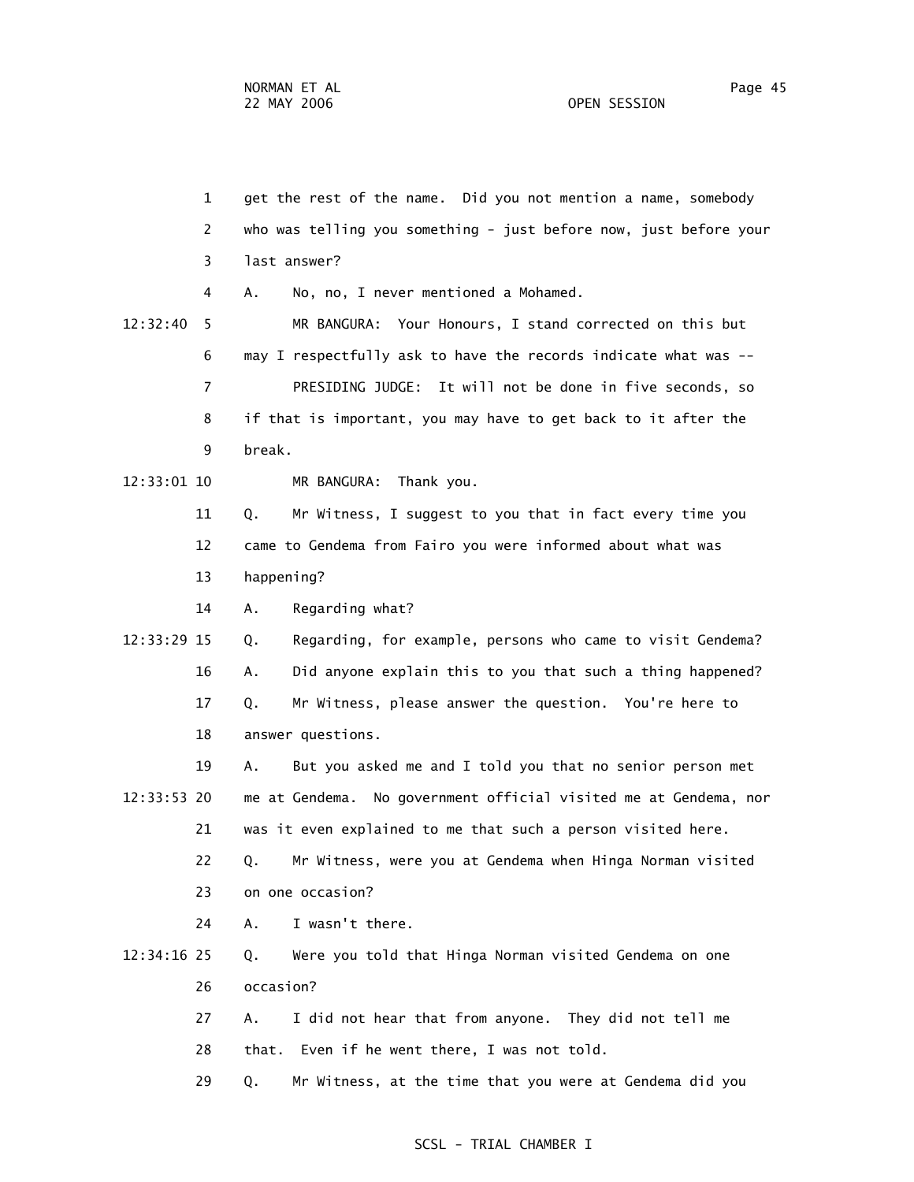1 get the rest of the name. Did you not mention a name, somebody

2 who was telling you something - just before now, just before your

3 last answer?

4 A. No, no, I never mentioned a Mohamed.

12:32:40 5 MR BANGURA: Your Honours, I stand corrected on this but

6 may I respectfully ask to have the records indicate what was --

7 PRESIDING JUDGE: It will not be done in five seconds, so

8 if that is important, you may have to get back to it after the

9 break.

12:33:01 10 MR BANGURA: Thank you.

11 Q. Mr Witness, I suggest to you that in fact every time you

12 came to Gendema from Fairo you were informed about what was

13 happening?

14 A. Regarding what?

12:33:29 15 Q. Regarding, for example, persons who came to visit Gendema?

16 A. Did anyone explain this to you that such a thing happened?

17 Q. Mr Witness, please answer the question. You're here to

18 answer questions.

19 A. But you asked me and I told you that no senior person met

12:33:53 20 me at Gendema. No government official visited me at Gendema, nor

21 was it even explained to me that such a person visited here.

22 Q. Mr Witness, were you at Gendema when Hinga Norman visited

23 on one occasion?

24 A. I wasn't there.

12:34:16 25 Q. Were you told that Hinga Norman visited Gendema on one

26 occasion?

27 A. I did not hear that from anyone. They did not tell me

28 that. Even if he went there, I was not told.

29 Q. Mr Witness, at the time that you were at Gendema did you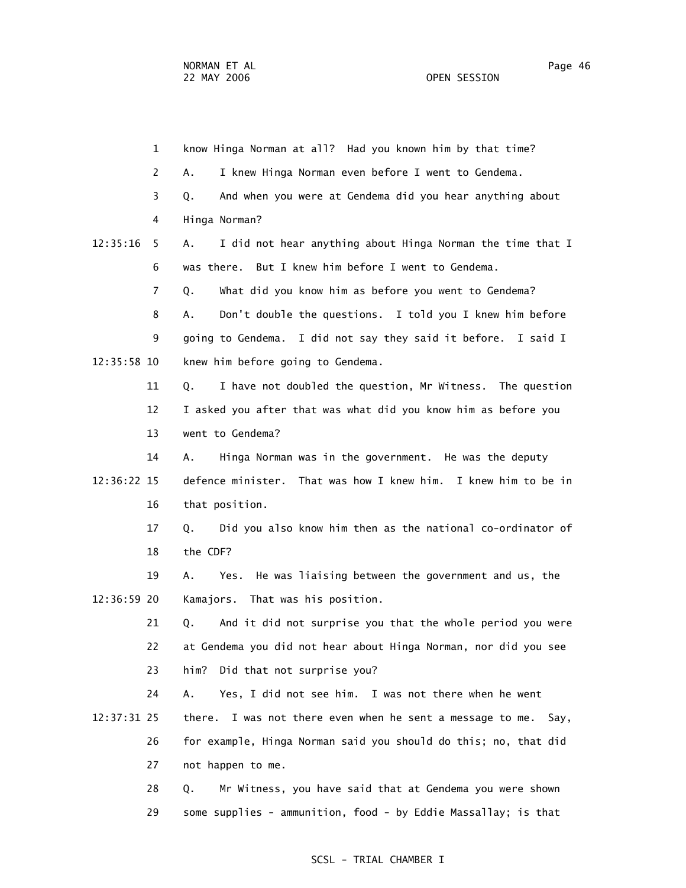know Hinga Norman at all? Had you known him by that time?

A. I knew Hinga Norman even before I went to Gendema.

Q. And when you were at Gendema did you hear anything about Hinga Norman?

A. I did not hear anything about Hinga Norman the time that I was there. But I knew him before I went to Gendema.

Q. What did you know him as before you went to Gendema?

A. Don't double the questions. I told you I knew him before going to Gendema. I did not say they said it before. I said I knew him before going to Gendema.

Q. I have not doubled the question, Mr Witness. The question I asked you after that was what did you know him as before you went to Gendema?

A. Hinga Norman was in the government. He was the deputy defence minister. That was how I knew him. I knew him to be in that position.

Q. Did you also know him then as the national co-ordinator of the CDF?

A. Yes. He was liaising between the government and us, the Kamajors. That was his position.

Q. And it did not surprise you that the whole period you were at Gendema you did not hear about Hinga Norman, nor did you see him? Did that not surprise you?

A. Yes, I did not see him. I was not there when he went there. I was not there even when he sent a message to me. Say, for example, Hinga Norman said you should do this; no, that did not happen to me.

Q. Mr Witness, you have said that at Gendema you were shown some supplies - ammunition, food - by Eddie Massallay; is that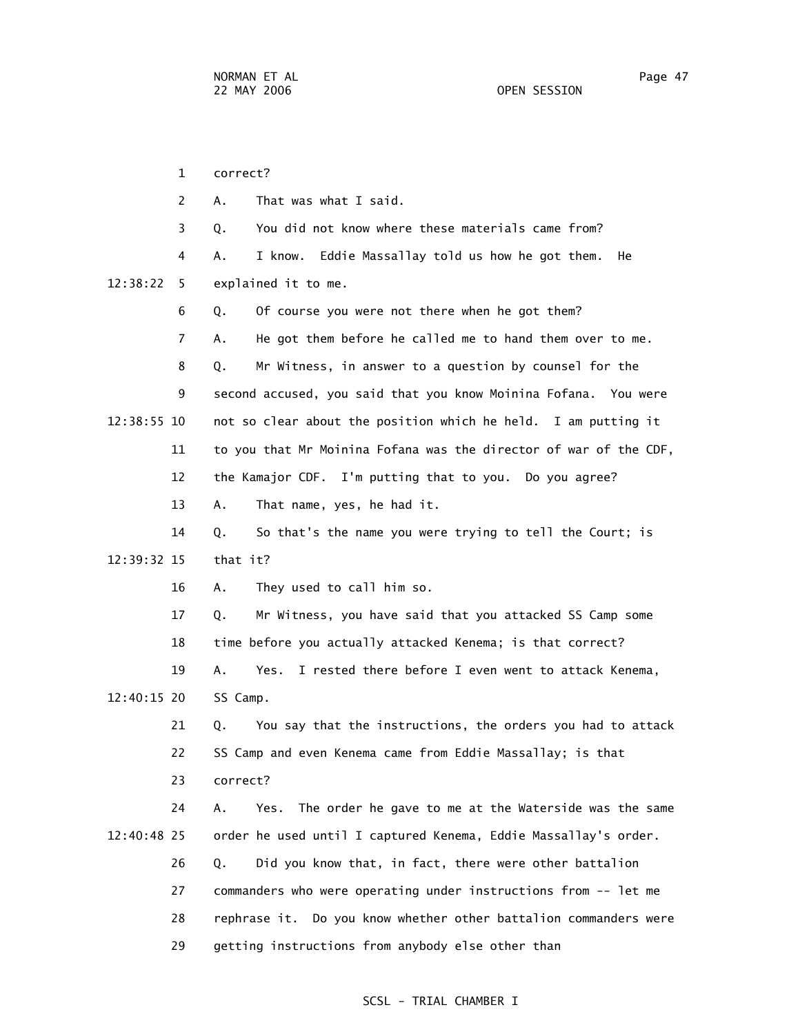1 correct?

2 A. That was what I said.

3 Q. You did not know where these materials came from?

4 A. I know. Eddie Massallay told us how he got them. He

12:38:22 5 explained it to me.

6 Q. Of course you were not there when he got them?

7 A. He got them before he called me to hand them over to me.

8 Q. Mr Witness, in answer to a question by counsel for the

9 second accused, you said that you know Moinina Fofana. You were

12:38:55 10 not so clear about the position which he held. I am putting it

11 to you that Mr Moinina Fofana was the director of war of the CDF,

12 the Kamajor CDF. I'm putting that to you. Do you agree?

13 A. That name, yes, he had it.

14 Q. So that's the name you were trying to tell the Court; is

12:39:32 15 that it?

16 A. They used to call him so.

17 Q. Mr Witness, you have said that you attacked SS Camp some

18 time before you actually attacked Kenema; is that correct?

19 A. Yes. I rested there before I even went to attack Kenema,

12:40:15 20 SS Camp.

21 Q. You say that the instructions, the orders you had to attack

22 SS Camp and even Kenema came from Eddie Massallay; is that

23 correct?

24 A. Yes. The order he gave to me at the Waterside was the same

12:40:48 25 order he used until I captured Kenema, Eddie Massallay's order.

26 Q. Did you know that, in fact, there were other battalion

27 commanders who were operating under instructions from -- let me

28 rephrase it. Do you know whether other battalion commanders were

29 getting instructions from anybody else other than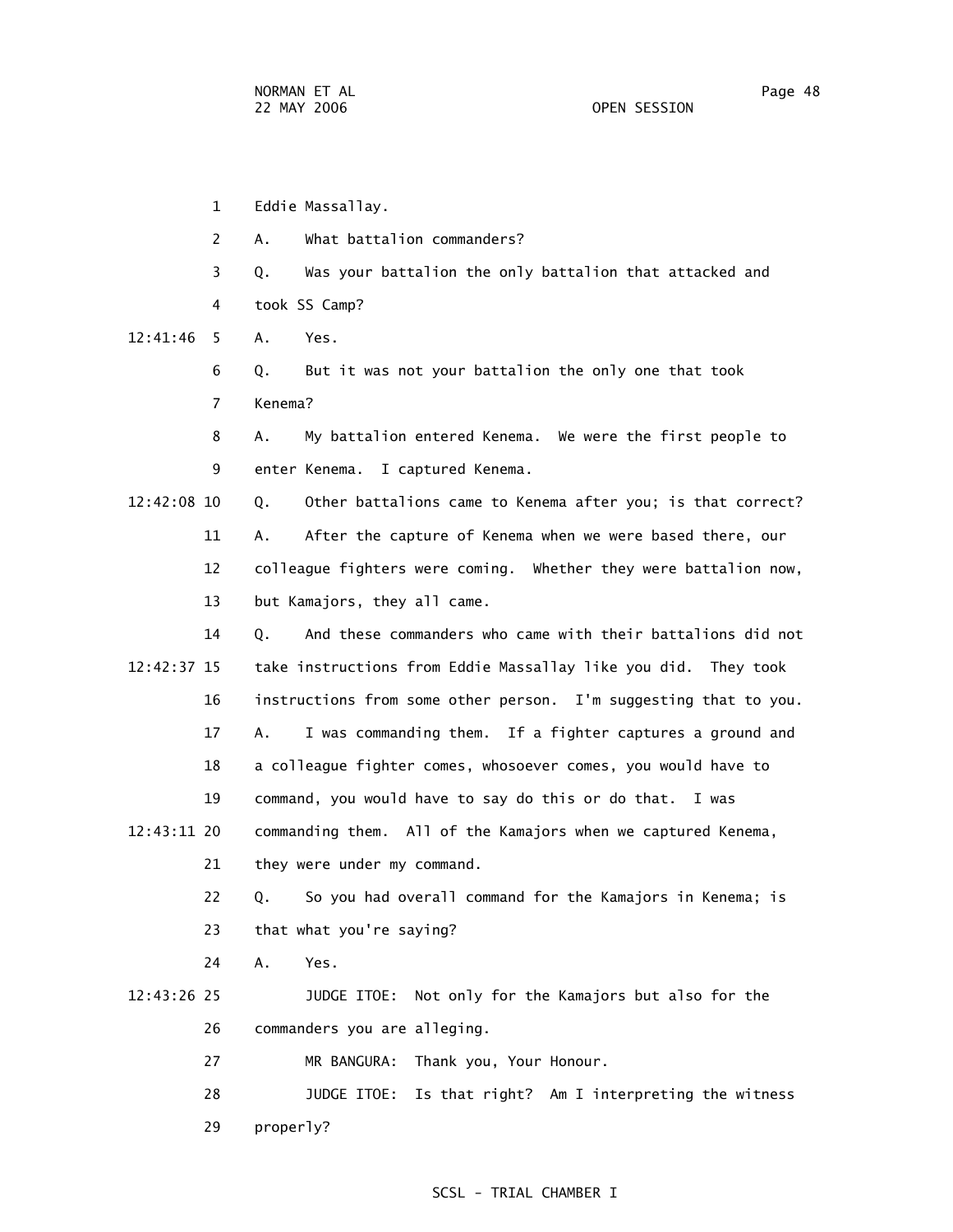1 Eddie Massallay.

2 A. What battalion commanders?

3 Q. Was your battalion the only battalion that attacked and

4 took SS Camp?

12:41:46 5 A. Yes.

6 Q. But it was not your battalion the only one that took

7 Kenema?

8 A. My battalion entered Kenema. We were the first people to

9 enter Kenema. I captured Kenema.

12:42:08 10 Q. Other battalions came to Kenema after you; is that correct?

11 A. After the capture of Kenema when we were based there, our

12 colleague fighters were coming. Whether they were battalion now,

13 but Kamajors, they all came.

14 Q. And these commanders who came with their battalions did not

12:42:37 15 take instructions from Eddie Massallay like you did. They took

16 instructions from some other person. I'm suggesting that to you.

17 A. I was commanding them. If a fighter captures a ground and

18 a colleague fighter comes, whosoever comes, you would have to

19 command, you would have to say do this or do that. I was

12:43:11 20 commanding them. All of the Kamajors when we captured Kenema,

21 they were under my command.

22 Q. So you had overall command for the Kamajors in Kenema; is

23 that what you're saying?

24 A. Yes.

12:43:26 25 JUDGE ITOE: Not only for the Kamajors but also for the

26 commanders you are alleging.

27 MR BANGURA: Thank you, Your Honour.

28 JUDGE ITOE: Is that right? Am I interpreting the witness

29 properly?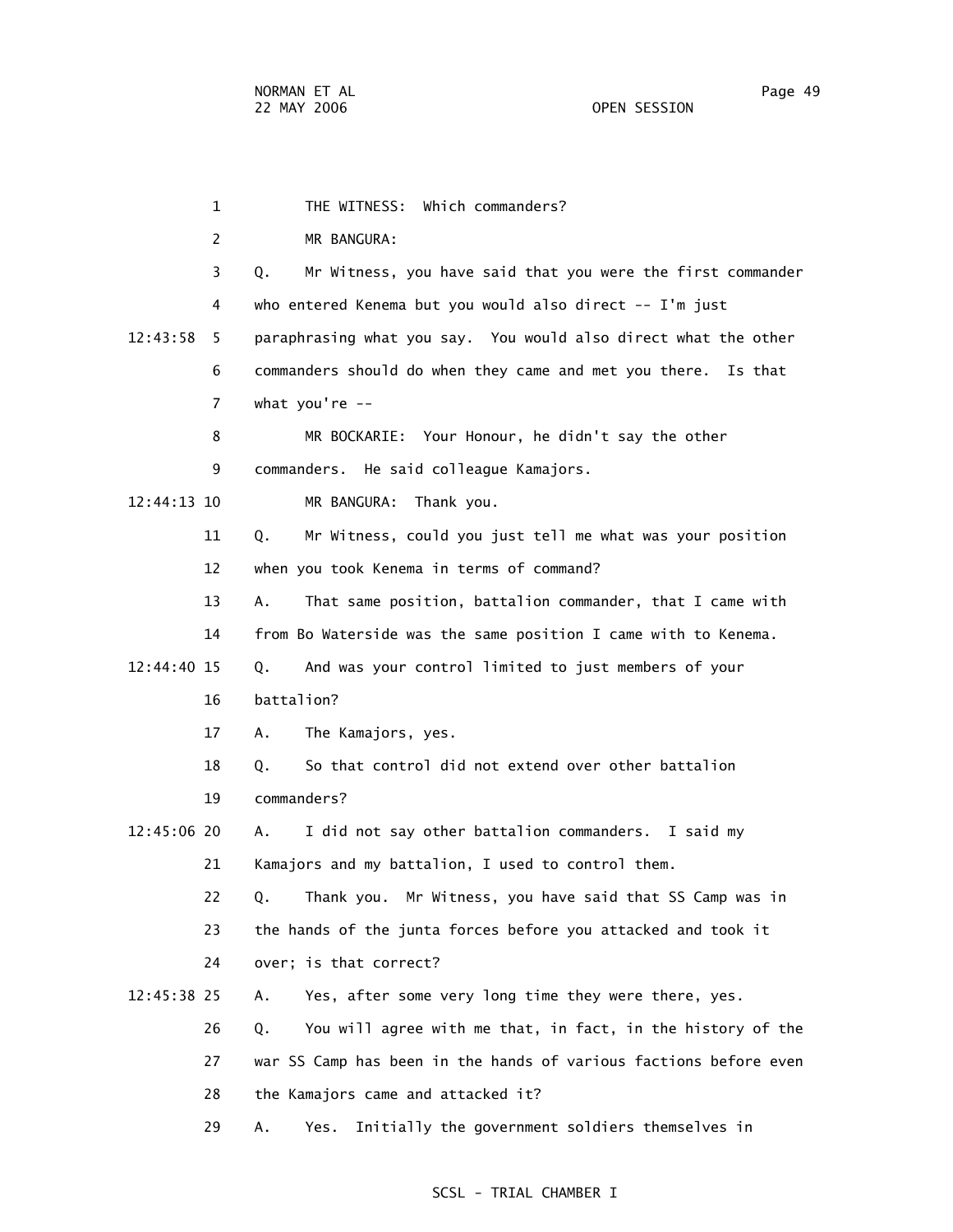1 THE WITNESS: Which commanders?

2 MR BANGURA:

3 Q. Mr Witness, you have said that you were the first commander

4 who entered Kenema but you would also direct -- I'm just

12:43:58 5 paraphrasing what you say. You would also direct what the other

6 commanders should do when they came and met you there. Is that

7 what you're --

8 MR BOCKARIE: Your Honour, he didn't say the other

9 commanders. He said colleague Kamajors.

12:44:13 10 MR BANGURA: Thank you.

11 Q. Mr Witness, could you just tell me what was your position

12 when you took Kenema in terms of command?

13 A. That same position, battalion commander, that I came with

14 from Bo Waterside was the same position I came with to Kenema.

12:44:40 15 Q. And was your control limited to just members of your

16 battalion?

17 A. The Kamajors, yes.

18 Q. So that control did not extend over other battalion

19 commanders?

12:45:06 20 A. I did not say other battalion commanders. I said my

21 Kamajors and my battalion, I used to control them.

22 Q. Thank you. Mr Witness, you have said that SS Camp was in

23 the hands of the junta forces before you attacked and took it

24 over; is that correct?

12:45:38 25 A. Yes, after some very long time they were there, yes.

26 Q. You will agree with me that, in fact, in the history of the

27 war SS Camp has been in the hands of various factions before even

28 the Kamajors came and attacked it?

29 A. Yes. Initially the government soldiers themselves in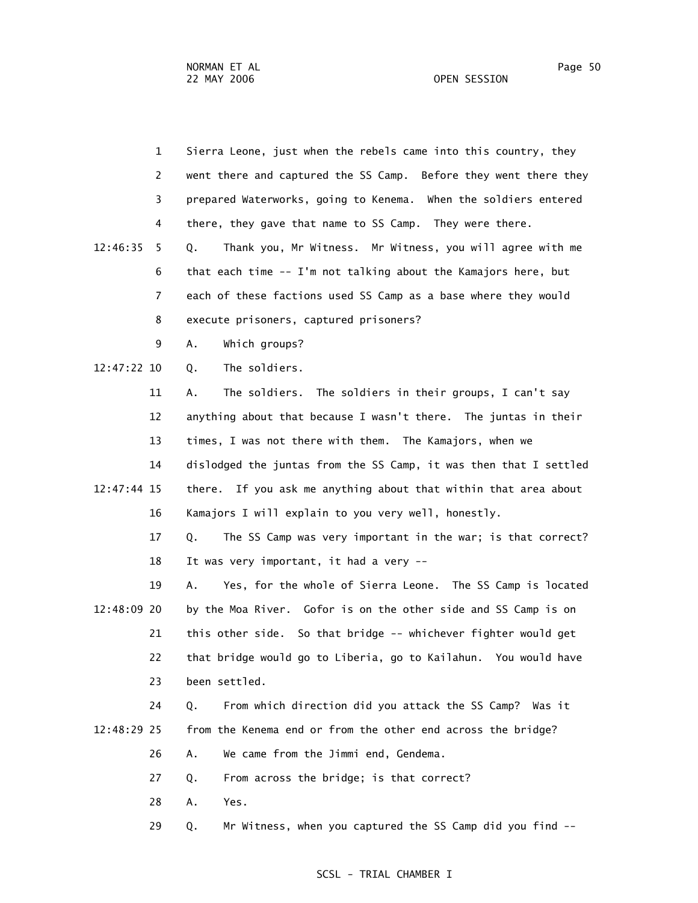1 Sierra Leone, just when the rebels came into this country, they
2 went there and captured the SS Camp. Before they went there they
3 prepared Waterworks, going to Kenema. When the soldiers entered
4 there, they gave that name to SS Camp. They were there.

12:46:35 5 Q. Thank you, Mr Witness. Mr Witness, you will agree with me
6 that each time -- I'm not talking about the Kamajors here, but
7 each of these factions used SS Camp as a base where they would
8 execute prisoners, captured prisoners?
9 A. Which groups?

12:47:22 10 Q. The soldiers.
11 A. The soldiers. The soldiers in their groups, I can't say
12 anything about that because I wasn't there. The juntas in their
13 times, I was not there with them. The Kamajors, when we
14 dislodged the juntas from the SS Camp, it was then that I settled

12:47:44 15 there. If you ask me anything about that within that area about
16 Kamajors I will explain to you very well, honestly.
17 Q. The SS Camp was very important in the war; is that correct?
18 It was very important, it had a very --
19 A. Yes, for the whole of Sierra Leone. The SS Camp is located

12:48:09 20 by the Moa River. Gofor is on the other side and SS Camp is on
21 this other side. So that bridge -- whichever fighter would get
22 that bridge would go to Liberia, go to Kailahun. You would have
23 been settled.
24 Q. From which direction did you attack the SS Camp? Was it

12:48:29 25 from the Kenema end or from the other end across the bridge?
26 A. We came from the Jimmi end, Gendema.
27 Q. From across the bridge; is that correct?
28 A. Yes.
29 Q. Mr Witness, when you captured the SS Camp did you find --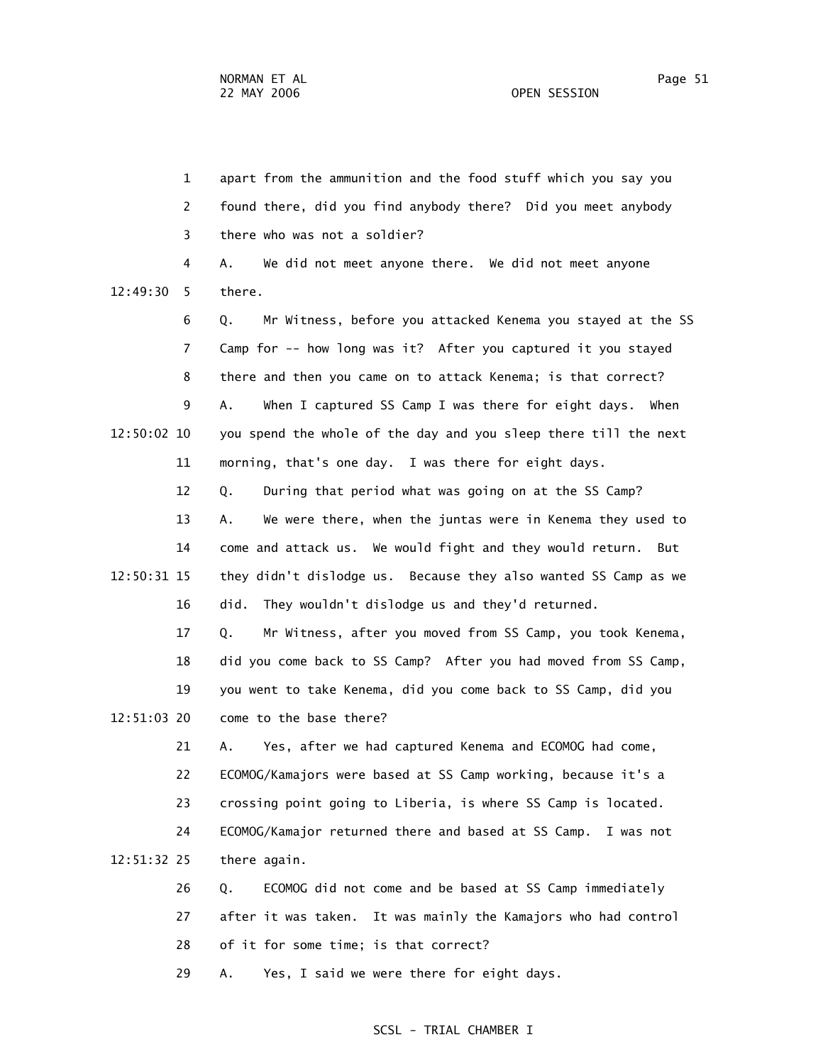1 apart from the ammunition and the food stuff which you say you
2 found there, did you find anybody there? Did you meet anybody
3 there who was not a soldier?
4 A. We did not meet anyone there. We did not meet anyone
12:49:30 5 there.
6 Q. Mr Witness, before you attacked Kenema you stayed at the SS
7 Camp for -- how long was it? After you captured it you stayed
8 there and then you came on to attack Kenema; is that correct?
9 A. When I captured SS Camp I was there for eight days. When
12:50:02 10 you spend the whole of the day and you sleep there till the next
11 morning, that's one day. I was there for eight days.
12 Q. During that period what was going on at the SS Camp?
13 A. We were there, when the juntas were in Kenema they used to
14 come and attack us. We would fight and they would return. But
12:50:31 15 they didn't dislodge us. Because they also wanted SS Camp as we
16 did. They wouldn't dislodge us and they'd returned.
17 Q. Mr Witness, after you moved from SS Camp, you took Kenema,
18 did you come back to SS Camp? After you had moved from SS Camp,
19 you went to take Kenema, did you come back to SS Camp, did you
12:51:03 20 come to the base there?
21 A. Yes, after we had captured Kenema and ECOMOG had come,
22 ECOMOG/Kamajors were based at SS Camp working, because it's a
23 crossing point going to Liberia, is where SS Camp is located.
24 ECOMOG/Kamajor returned there and based at SS Camp. I was not
12:51:32 25 there again.
26 Q. ECOMOG did not come and be based at SS Camp immediately
27 after it was taken. It was mainly the Kamajors who had control
28 of it for some time; is that correct?
29 A. Yes, I said we were there for eight days.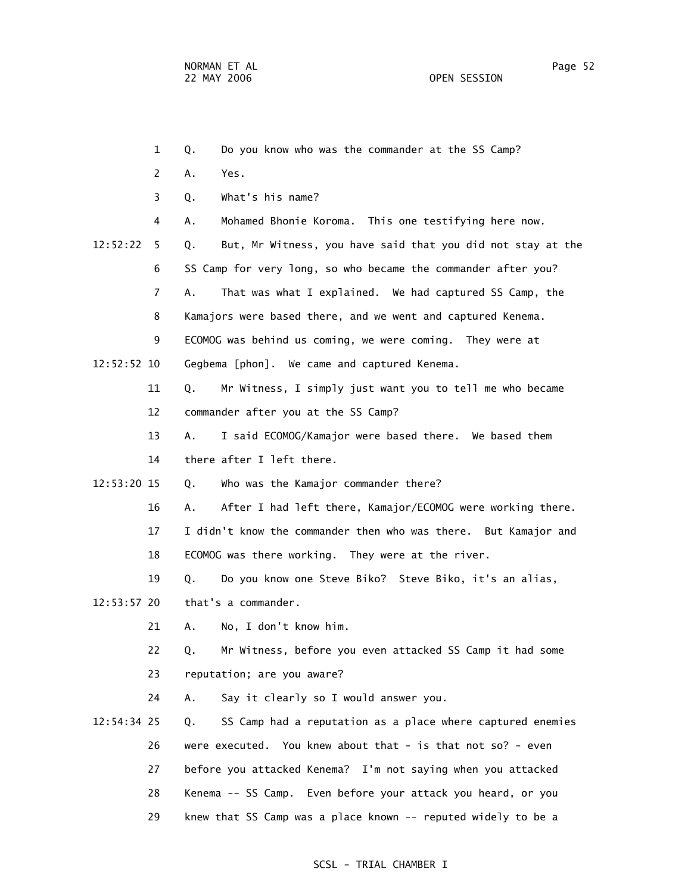1 Q. Do you know who was the commander at the SS Camp?

2 A. Yes.

3 Q. What's his name?

4 A. Mohamed Bhonie Koroma. This one testifying here now.

12:52:22 5 Q. But, Mr Witness, you have said that you did not stay at the

6 SS Camp for very long, so who became the commander after you?

7 A. That was what I explained. We had captured SS Camp, the

8 Kamajors were based there, and we went and captured Kenema.

9 ECOMOG was behind us coming, we were coming. They were at

12:52:52 10 Gegbema [phon]. We came and captured Kenema.

11 Q. Mr Witness, I simply just want you to tell me who became

12 commander after you at the SS Camp?

13 A. I said ECOMOG/Kamajor were based there. We based them

14 there after I left there.

12:53:20 15 Q. Who was the Kamajor commander there?

16 A. After I had left there, Kamajor/ECOMOG were working there.

17 I didn't know the commander then who was there. But Kamajor and

18 ECOMOG was there working. They were at the river.

19 Q. Do you know one Steve Biko? Steve Biko, it's an alias,

12:53:57 20 that's a commander.

21 A. No, I don't know him.

22 Q. Mr Witness, before you even attacked SS Camp it had some

23 reputation; are you aware?

24 A. Say it clearly so I would answer you.

12:54:34 25 Q. SS Camp had a reputation as a place where captured enemies

26 were executed. You knew about that - is that not so? - even

27 before you attacked Kenema? I'm not saying when you attacked

28 Kenema -- SS Camp. Even before your attack you heard, or you

29 knew that SS Camp was a place known -- reputed widely to be a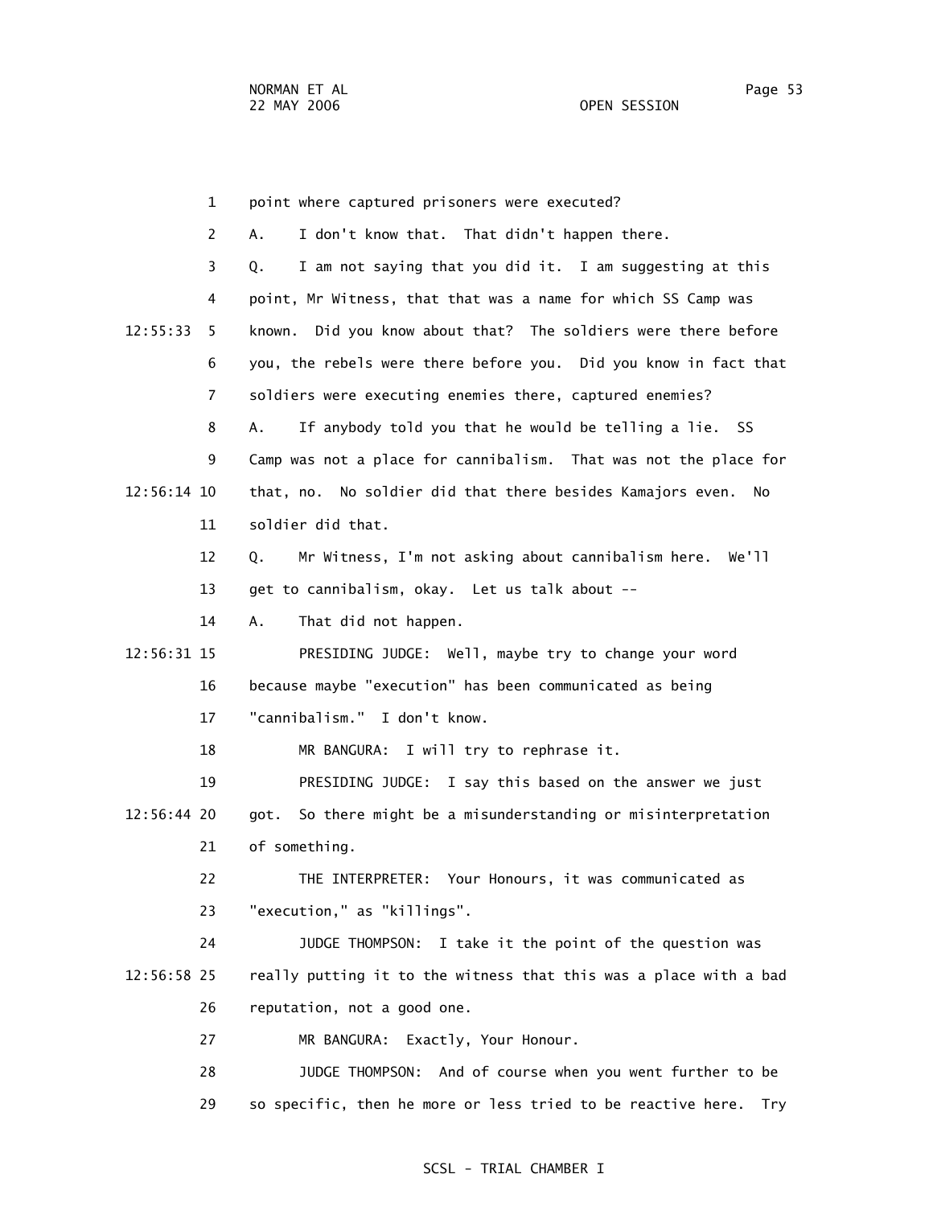1 point where captured prisoners were executed?

2 A. I don't know that. That didn't happen there.

3 Q. I am not saying that you did it. I am suggesting at this

4 point, Mr Witness, that that was a name for which SS Camp was

12:55:33 5 known. Did you know about that? The soldiers were there before

6 you, the rebels were there before you. Did you know in fact that

7 soldiers were executing enemies there, captured enemies?

8 A. If anybody told you that he would be telling a lie. SS

9 Camp was not a place for cannibalism. That was not the place for

12:56:14 10 that, no. No soldier did that there besides Kamajors even. No

11 soldier did that.

12 Q. Mr Witness, I'm not asking about cannibalism here. We'll

13 get to cannibalism, okay. Let us talk about --

14 A. That did not happen.

12:56:31 15 PRESIDING JUDGE: Well, maybe try to change your word

16 because maybe "execution" has been communicated as being

17 "cannibalism." I don't know.

18 MR BANGURA: I will try to rephrase it.

19 PRESIDING JUDGE: I say this based on the answer we just

12:56:44 20 got. So there might be a misunderstanding or misinterpretation

21 of something.

22 THE INTERPRETER: Your Honours, it was communicated as

23 "execution," as "killings".

24 JUDGE THOMPSON: I take it the point of the question was

12:56:58 25 really putting it to the witness that this was a place with a bad

26 reputation, not a good one.

27 MR BANGURA: Exactly, Your Honour.

28 JUDGE THOMPSON: And of course when you went further to be

29 so specific, then he more or less tried to be reactive here. Try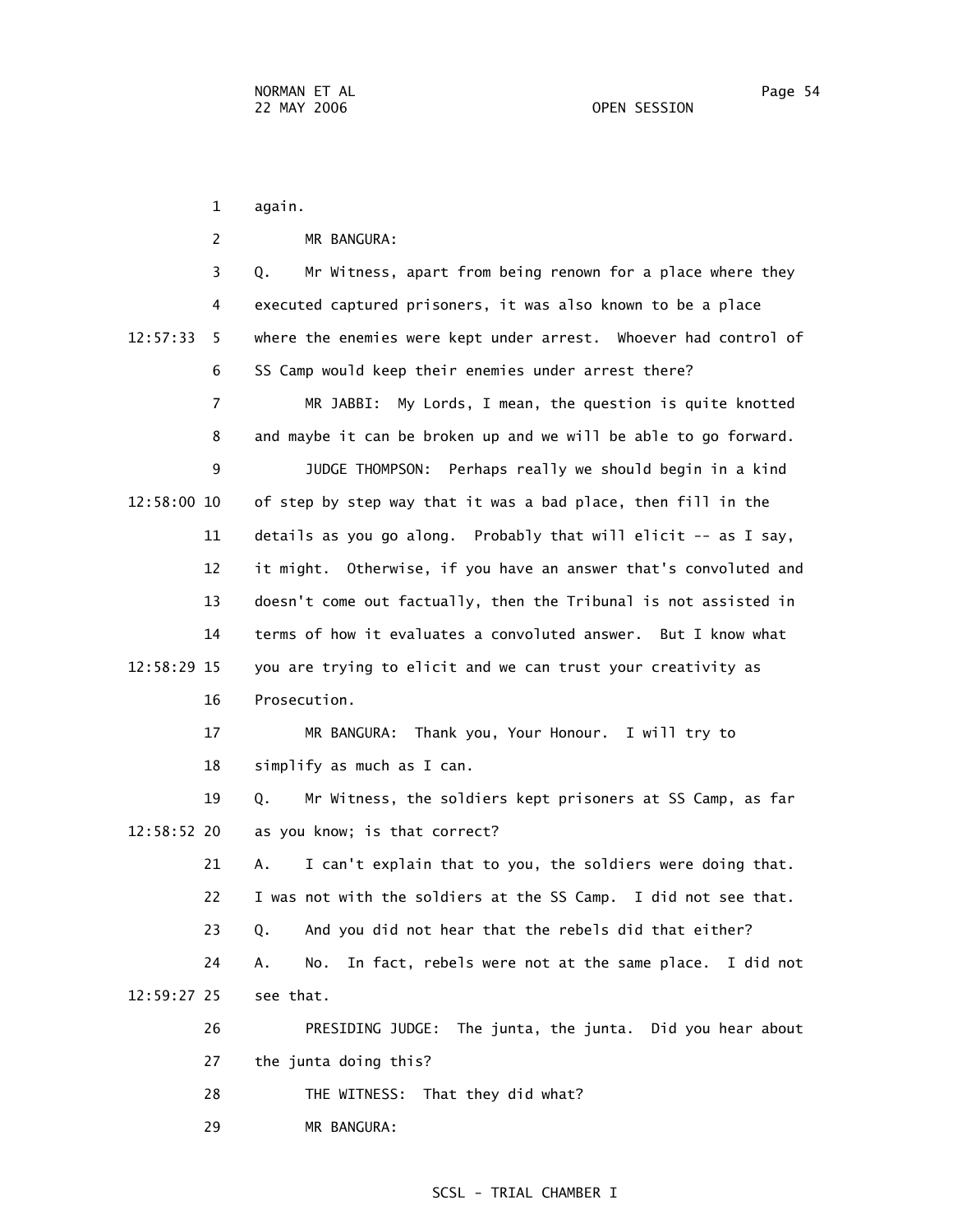again.

MR BANGURA:

Q. Mr Witness, apart from being renown for a place where they executed captured prisoners, it was also known to be a place where the enemies were kept under arrest. Whoever had control of SS Camp would keep their enemies under arrest there?

MR JABBI: My Lords, I mean, the question is quite knotted and maybe it can be broken up and we will be able to go forward.

JUDGE THOMPSON: Perhaps really we should begin in a kind of step by step way that it was a bad place, then fill in the details as you go along. Probably that will elicit -- as I say, it might. Otherwise, if you have an answer that's convoluted and doesn't come out factually, then the Tribunal is not assisted in terms of how it evaluates a convoluted answer. But I know what you are trying to elicit and we can trust your creativity as Prosecution.

MR BANGURA: Thank you, Your Honour. I will try to simplify as much as I can.

Q. Mr Witness, the soldiers kept prisoners at SS Camp, as far as you know; is that correct?

A. I can't explain that to you, the soldiers were doing that. I was not with the soldiers at the SS Camp. I did not see that.

Q. And you did not hear that the rebels did that either?

A. No. In fact, rebels were not at the same place. I did not see that.

PRESIDING JUDGE: The junta, the junta. Did you hear about the junta doing this?

THE WITNESS: That they did what?

MR BANGURA: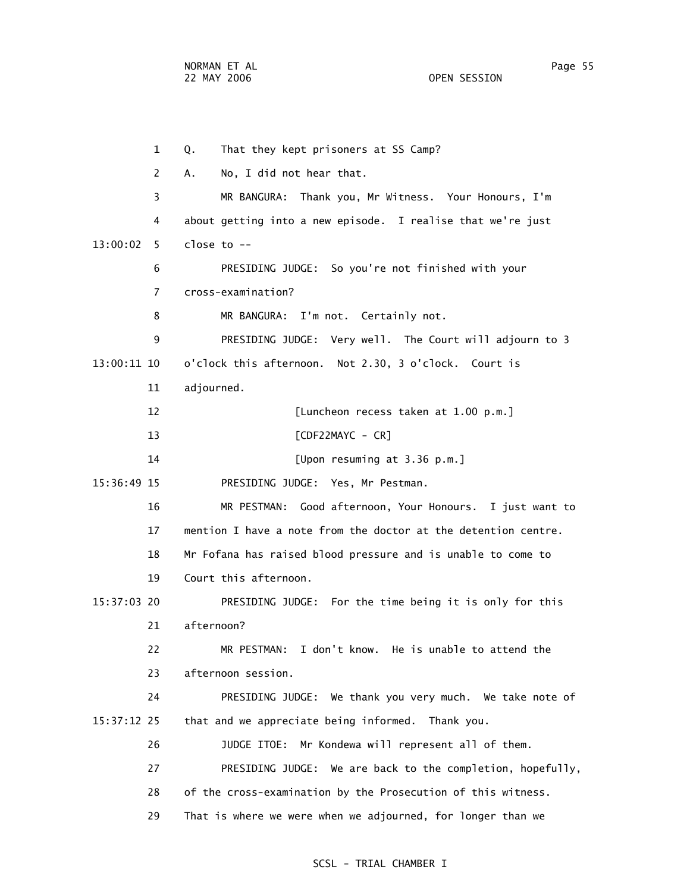1 Q. That they kept prisoners at SS Camp?

2 A. No, I did not hear that.

3 MR BANGURA: Thank you, Mr Witness. Your Honours, I'm

4 about getting into a new episode. I realise that we're just

13:00:02 5 close to --

6 PRESIDING JUDGE: So you're not finished with your

7 cross-examination?

8 MR BANGURA: I'm not. Certainly not.

9 PRESIDING JUDGE: Very well. The Court will adjourn to 3

13:00:11 10 o'clock this afternoon. Not 2.30, 3 o'clock. Court is

11 adjourned.

12 [Luncheon recess taken at 1.00 p.m.]

13 [CDF22MAYC - CR]

14 [Upon resuming at 3.36 p.m.]

15:36:49 15 PRESIDING JUDGE: Yes, Mr Pestman.

16 MR PESTMAN: Good afternoon, Your Honours. I just want to

17 mention I have a note from the doctor at the detention centre.

18 Mr Fofana has raised blood pressure and is unable to come to

19 Court this afternoon.

15:37:03 20 PRESIDING JUDGE: For the time being it is only for this

21 afternoon?

22 MR PESTMAN: I don't know. He is unable to attend the

23 afternoon session.

24 PRESIDING JUDGE: We thank you very much. We take note of

15:37:12 25 that and we appreciate being informed. Thank you.

26 JUDGE ITOE: Mr Kondewa will represent all of them.

27 PRESIDING JUDGE: We are back to the completion, hopefully,

28 of the cross-examination by the Prosecution of this witness.

29 That is where we were when we adjourned, for longer than we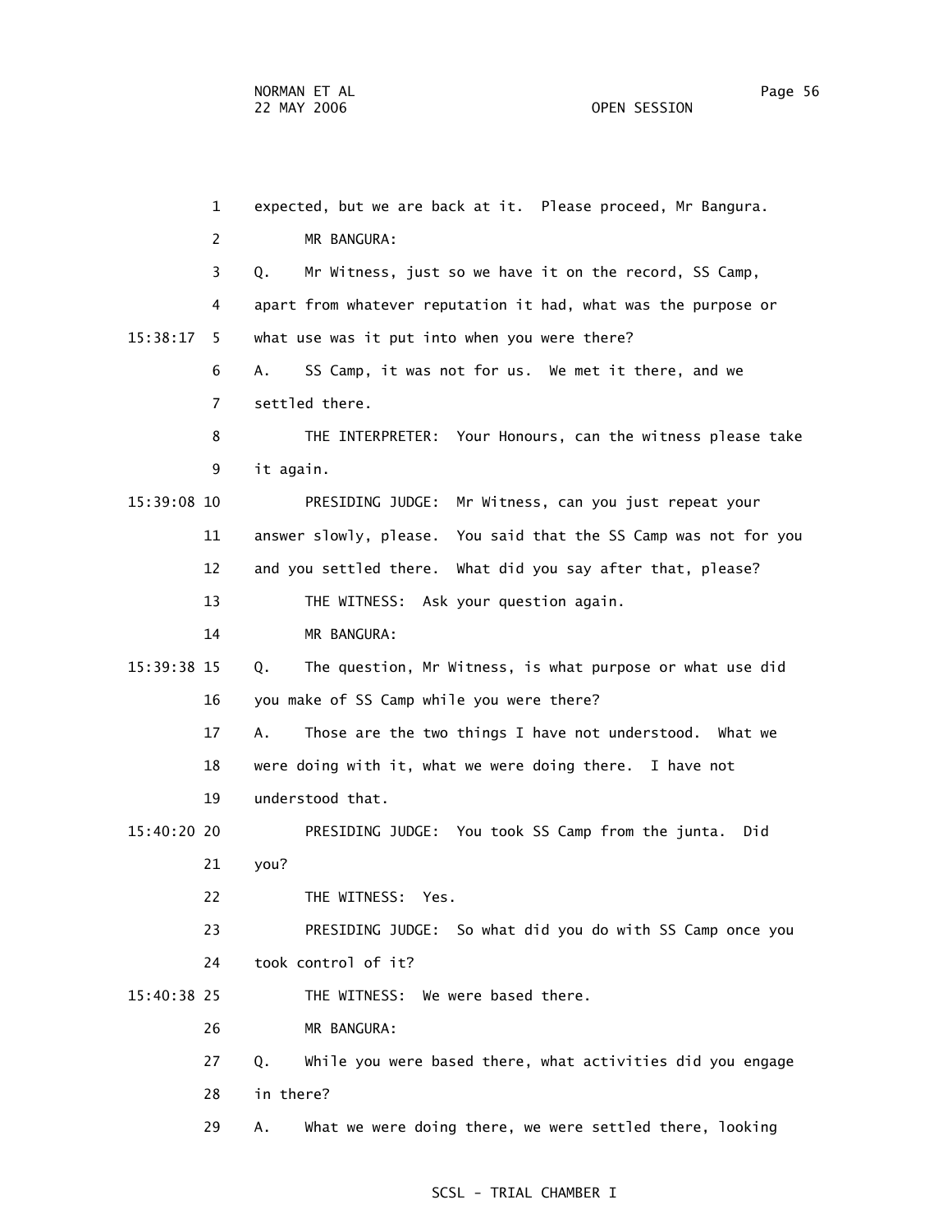expected, but we are back at it. Please proceed, Mr Bangura.

MR BANGURA:

Q. Mr Witness, just so we have it on the record, SS Camp, apart from whatever reputation it had, what was the purpose or what use was it put into when you were there?

A. SS Camp, it was not for us. We met it there, and we settled there.

THE INTERPRETER: Your Honours, can the witness please take it again.

PRESIDING JUDGE: Mr Witness, can you just repeat your answer slowly, please. You said that the SS Camp was not for you and you settled there. What did you say after that, please?

THE WITNESS: Ask your question again.

MR BANGURA:

Q. The question, Mr Witness, is what purpose or what use did you make of SS Camp while you were there?

A. Those are the two things I have not understood. What we were doing with it, what we were doing there. I have not understood that.

PRESIDING JUDGE: You took SS Camp from the junta. Did you?

THE WITNESS: Yes.

PRESIDING JUDGE: So what did you do with SS Camp once you took control of it?

THE WITNESS: We were based there.

MR BANGURA:

Q. While you were based there, what activities did you engage in there?

A. What we were doing there, we were settled there, looking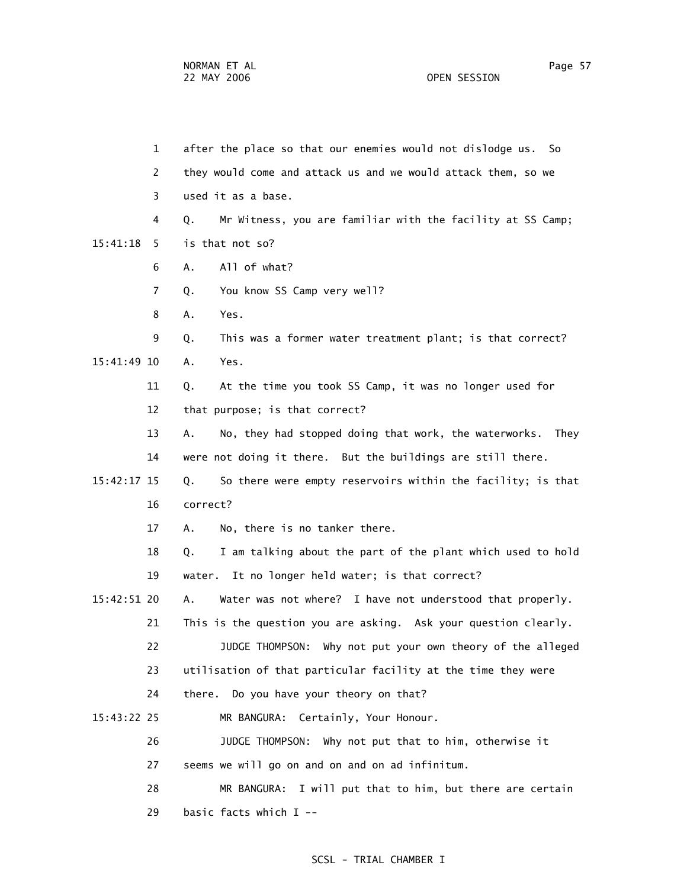1 after the place so that our enemies would not dislodge us. So
2 they would come and attack us and we would attack them, so we
3 used it as a base.
4 Q. Mr Witness, you are familiar with the facility at SS Camp;
15:41:18 5 is that not so?
6 A. All of what?
7 Q. You know SS Camp very well?
8 A. Yes.
9 Q. This was a former water treatment plant; is that correct?
15:41:49 10 A. Yes.
11 Q. At the time you took SS Camp, it was no longer used for
12 that purpose; is that correct?
13 A. No, they had stopped doing that work, the waterworks. They
14 were not doing it there. But the buildings are still there.
15:42:17 15 Q. So there were empty reservoirs within the facility; is that
16 correct?
17 A. No, there is no tanker there.
18 Q. I am talking about the part of the plant which used to hold
19 water. It no longer held water; is that correct?
15:42:51 20 A. Water was not where? I have not understood that properly.
21 This is the question you are asking. Ask your question clearly.
22 JUDGE THOMPSON: Why not put your own theory of the alleged
23 utilisation of that particular facility at the time they were
24 there. Do you have your theory on that?
15:43:22 25 MR BANGURA: Certainly, Your Honour.
26 JUDGE THOMPSON: Why not put that to him, otherwise it
27 seems we will go on and on and on ad infinitum.
28 MR BANGURA: I will put that to him, but there are certain
29 basic facts which I --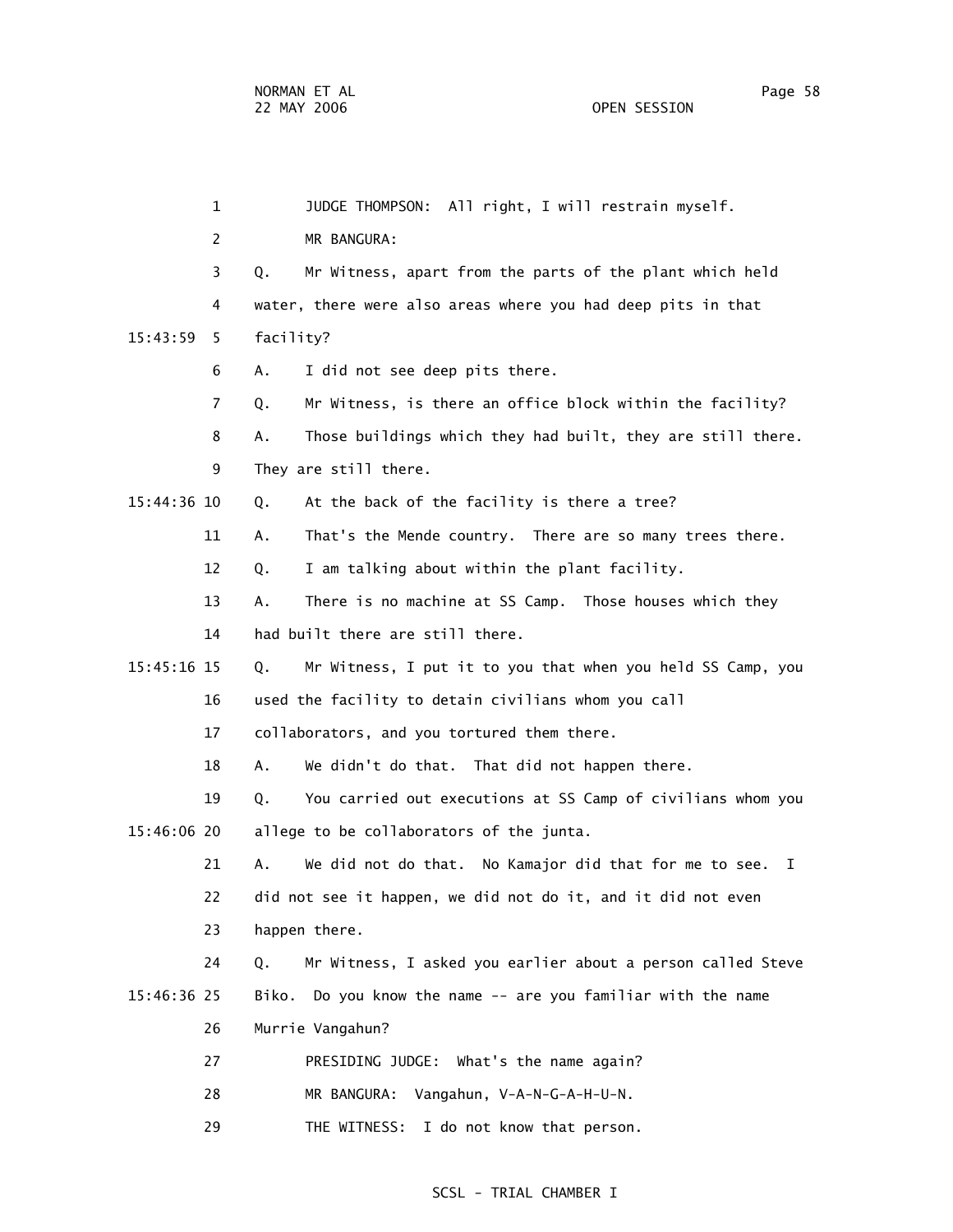JUDGE THOMPSON: All right, I will restrain myself.

MR BANGURA:

Q. Mr Witness, apart from the parts of the plant which held water, there were also areas where you had deep pits in that facility?

A. I did not see deep pits there.

Q. Mr Witness, is there an office block within the facility?

A. Those buildings which they had built, they are still there. They are still there.

Q. At the back of the facility is there a tree?

A. That's the Mende country. There are so many trees there.

Q. I am talking about within the plant facility.

A. There is no machine at SS Camp. Those houses which they had built there are still there.

Q. Mr Witness, I put it to you that when you held SS Camp, you used the facility to detain civilians whom you call collaborators, and you tortured them there.

A. We didn't do that. That did not happen there.

Q. You carried out executions at SS Camp of civilians whom you allege to be collaborators of the junta.

A. We did not do that. No Kamajor did that for me to see. I did not see it happen, we did not do it, and it did not even happen there.

Q. Mr Witness, I asked you earlier about a person called Steve Biko. Do you know the name -- are you familiar with the name Murrie Vangahun?

PRESIDING JUDGE: What's the name again?

MR BANGURA: Vangahun, V-A-N-G-A-H-U-N.

THE WITNESS: I do not know that person.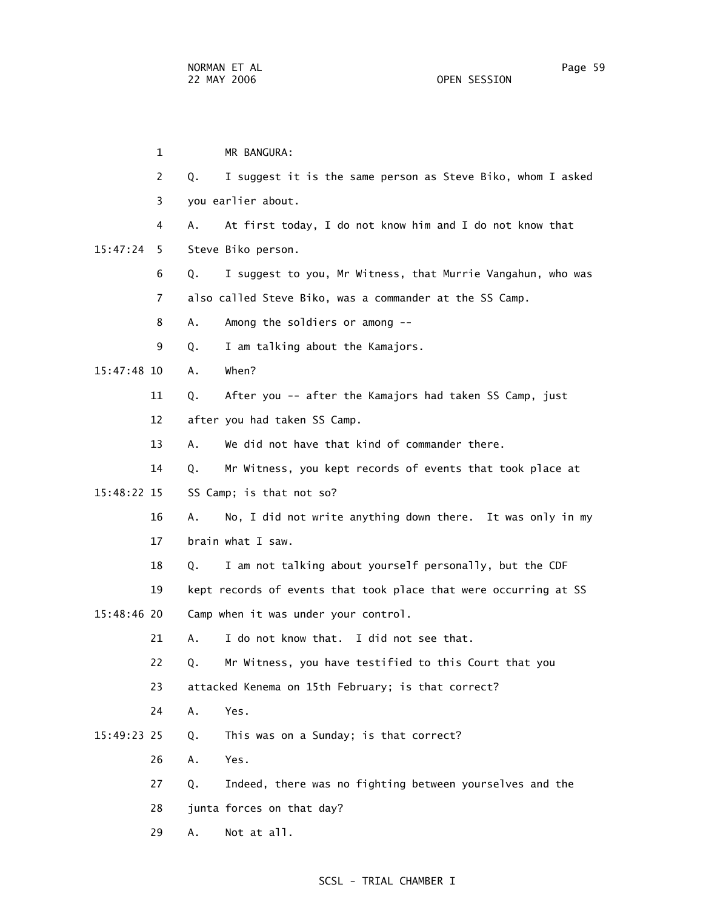MR BANGURA:

Q. I suggest it is the same person as Steve Biko, whom I asked you earlier about.

A. At first today, I do not know him and I do not know that Steve Biko person.

Q. I suggest to you, Mr Witness, that Murrie Vangahun, who was also called Steve Biko, was a commander at the SS Camp.

A. Among the soldiers or among --

Q. I am talking about the Kamajors.

A. When?

Q. After you -- after the Kamajors had taken SS Camp, just after you had taken SS Camp.

A. We did not have that kind of commander there.

Q. Mr Witness, you kept records of events that took place at SS Camp; is that not so?

A. No, I did not write anything down there. It was only in my brain what I saw.

Q. I am not talking about yourself personally, but the CDF kept records of events that took place that were occurring at SS Camp when it was under your control.

A. I do not know that. I did not see that.

Q. Mr Witness, you have testified to this Court that you attacked Kenema on 15th February; is that correct?

A. Yes.

Q. This was on a Sunday; is that correct?

A. Yes.

Q. Indeed, there was no fighting between yourselves and the junta forces on that day?

A. Not at all.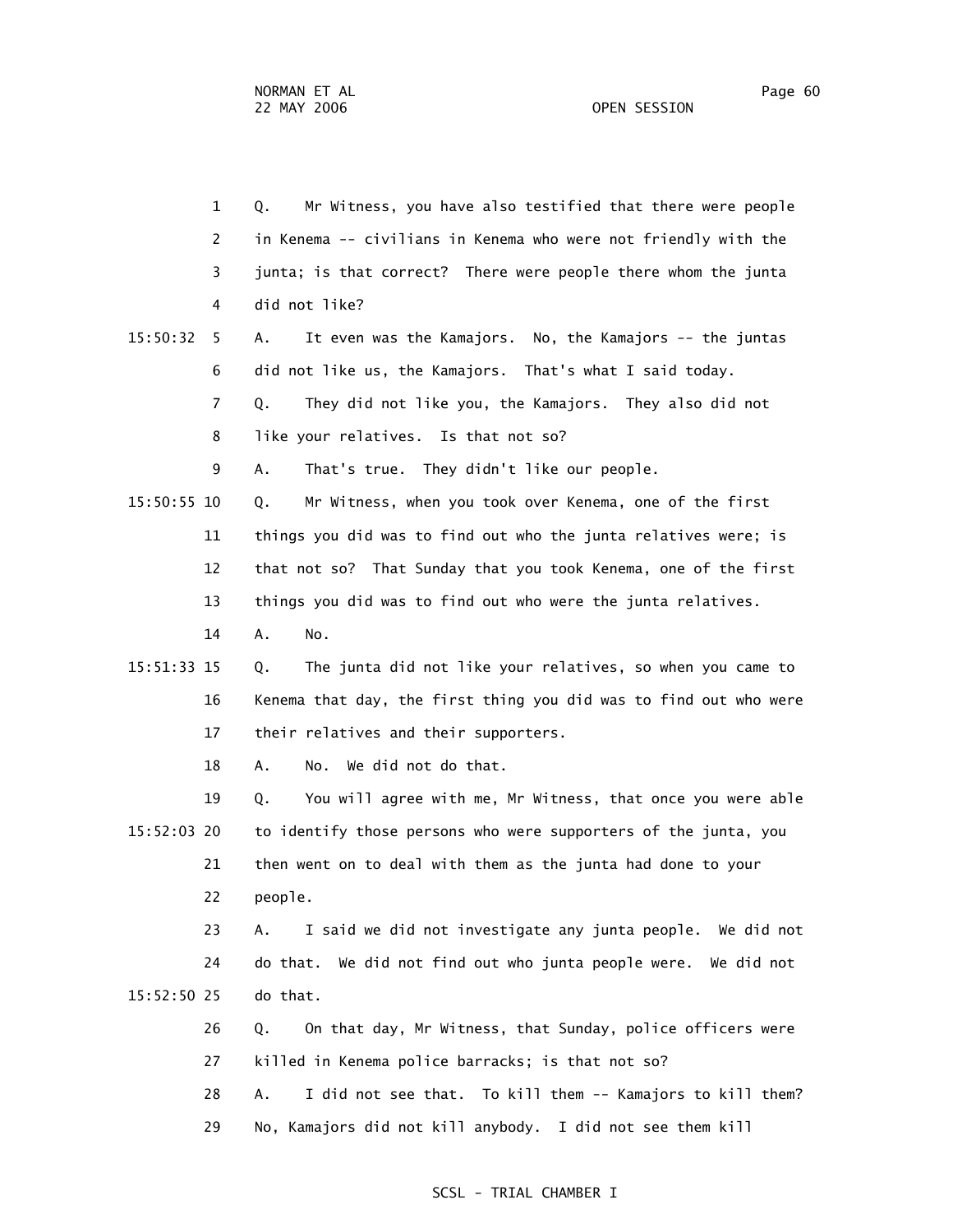1 Q. Mr Witness, you have also testified that there were people
2 in Kenema -- civilians in Kenema who were not friendly with the
3 junta; is that correct? There were people there whom the junta
4 did not like?

15:50:32 5 A. It even was the Kamajors. No, the Kamajors -- the juntas
6 did not like us, the Kamajors. That's what I said today.
7 Q. They did not like you, the Kamajors. They also did not
8 like your relatives. Is that not so?
9 A. That's true. They didn't like our people.

15:50:55 10 Q. Mr Witness, when you took over Kenema, one of the first
11 things you did was to find out who the junta relatives were; is
12 that not so? That Sunday that you took Kenema, one of the first
13 things you did was to find out who were the junta relatives.
14 A. No.

15:51:33 15 Q. The junta did not like your relatives, so when you came to
16 Kenema that day, the first thing you did was to find out who were
17 their relatives and their supporters.
18 A. No. We did not do that.
19 Q. You will agree with me, Mr Witness, that once you were able

15:52:03 20 to identify those persons who were supporters of the junta, you
21 then went on to deal with them as the junta had done to your
22 people.
23 A. I said we did not investigate any junta people. We did not
24 do that. We did not find out who junta people were. We did not

15:52:50 25 do that.
26 Q. On that day, Mr Witness, that Sunday, police officers were
27 killed in Kenema police barracks; is that not so?
28 A. I did not see that. To kill them -- Kamajors to kill them?
29 No, Kamajors did not kill anybody. I did not see them kill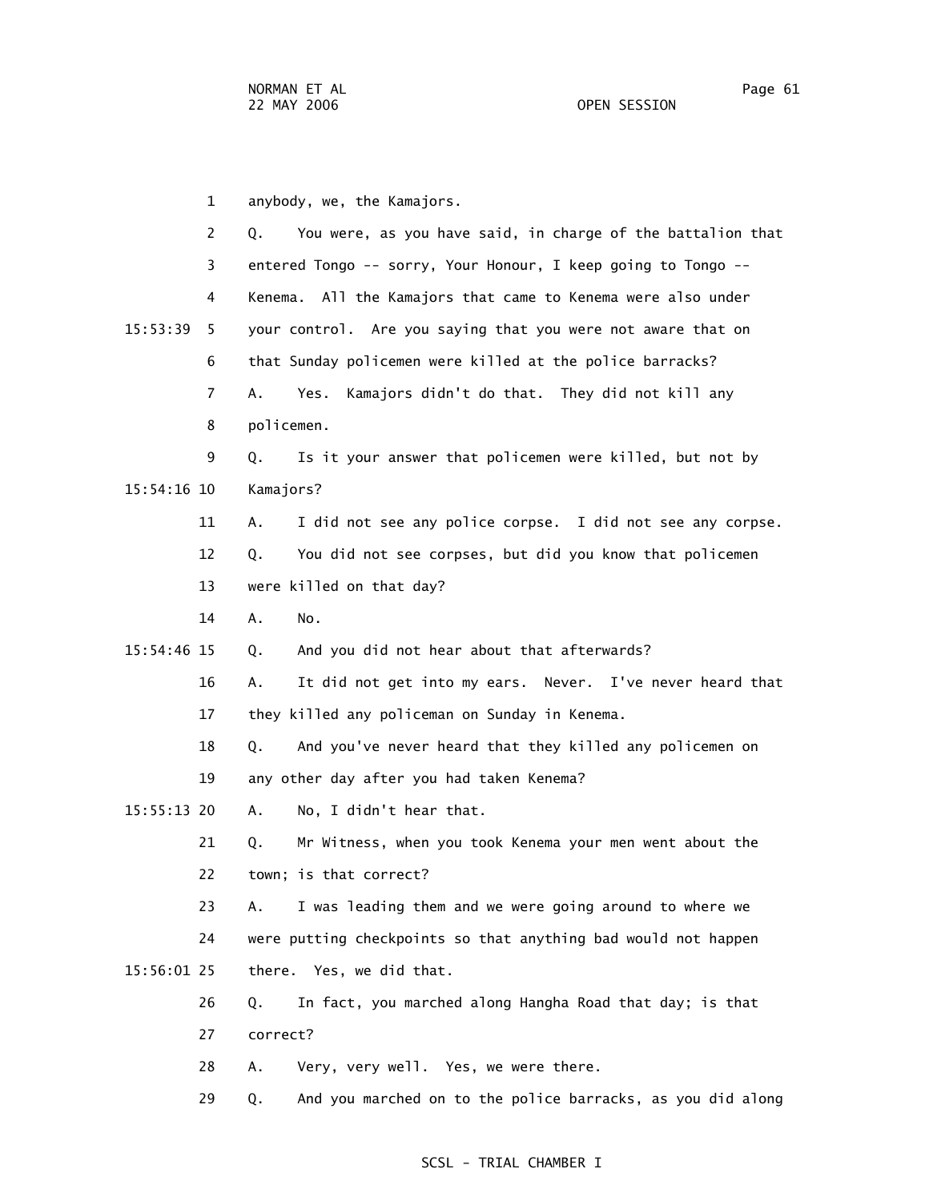1 anybody, we, the Kamajors.

2 Q. You were, as you have said, in charge of the battalion that

3 entered Tongo -- sorry, Your Honour, I keep going to Tongo --

4 Kenema. All the Kamajors that came to Kenema were also under

15:53:39 5 your control. Are you saying that you were not aware that on

6 that Sunday policemen were killed at the police barracks?

7 A. Yes. Kamajors didn't do that. They did not kill any

8 policemen.

9 Q. Is it your answer that policemen were killed, but not by

15:54:16 10 Kamajors?

11 A. I did not see any police corpse. I did not see any corpse.

12 Q. You did not see corpses, but did you know that policemen

13 were killed on that day?

14 A. No.

15:54:46 15 Q. And you did not hear about that afterwards?

16 A. It did not get into my ears. Never. I've never heard that

17 they killed any policeman on Sunday in Kenema.

18 Q. And you've never heard that they killed any policemen on

19 any other day after you had taken Kenema?

15:55:13 20 A. No, I didn't hear that.

21 Q. Mr Witness, when you took Kenema your men went about the

22 town; is that correct?

23 A. I was leading them and we were going around to where we

24 were putting checkpoints so that anything bad would not happen

15:56:01 25 there. Yes, we did that.

26 Q. In fact, you marched along Hangha Road that day; is that

27 correct?

28 A. Very, very well. Yes, we were there.

29 Q. And you marched on to the police barracks, as you did along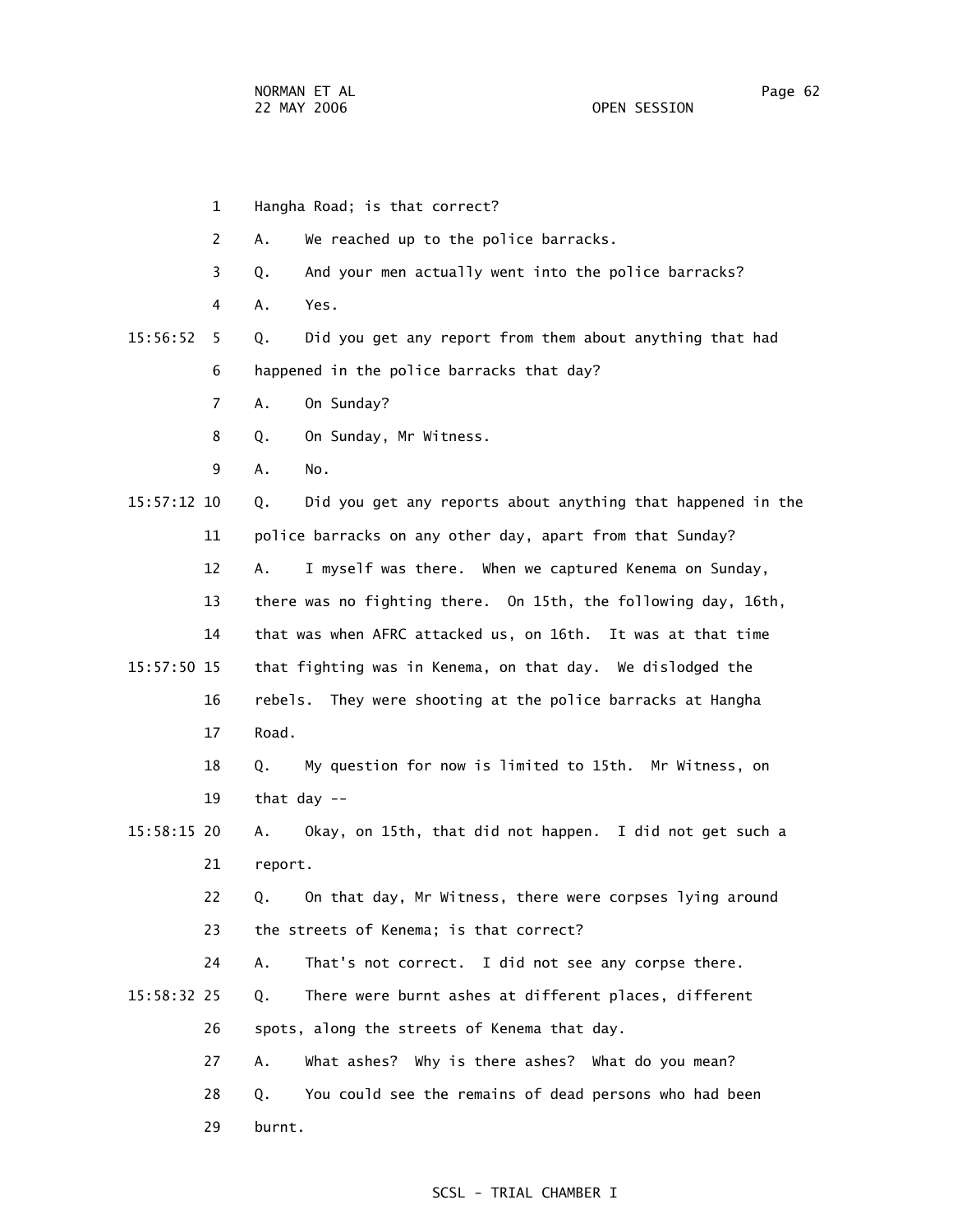1 Hangha Road; is that correct?

2 A. We reached up to the police barracks.

3 Q. And your men actually went into the police barracks?

4 A. Yes.

15:56:52 5 Q. Did you get any report from them about anything that had

6 happened in the police barracks that day?

7 A. On Sunday?

8 Q. On Sunday, Mr Witness.

9 A. No.

15:57:12 10 Q. Did you get any reports about anything that happened in the

11 police barracks on any other day, apart from that Sunday?

12 A. I myself was there. When we captured Kenema on Sunday,

13 there was no fighting there. On 15th, the following day, 16th,

14 that was when AFRC attacked us, on 16th. It was at that time

15:57:50 15 that fighting was in Kenema, on that day. We dislodged the

16 rebels. They were shooting at the police barracks at Hangha

17 Road.

18 Q. My question for now is limited to 15th. Mr Witness, on

19 that day --

15:58:15 20 A. Okay, on 15th, that did not happen. I did not get such a

21 report.

22 Q. On that day, Mr Witness, there were corpses lying around

23 the streets of Kenema; is that correct?

24 A. That's not correct. I did not see any corpse there.

15:58:32 25 Q. There were burnt ashes at different places, different

26 spots, along the streets of Kenema that day.

27 A. What ashes? Why is there ashes? What do you mean?

28 Q. You could see the remains of dead persons who had been

29 burnt.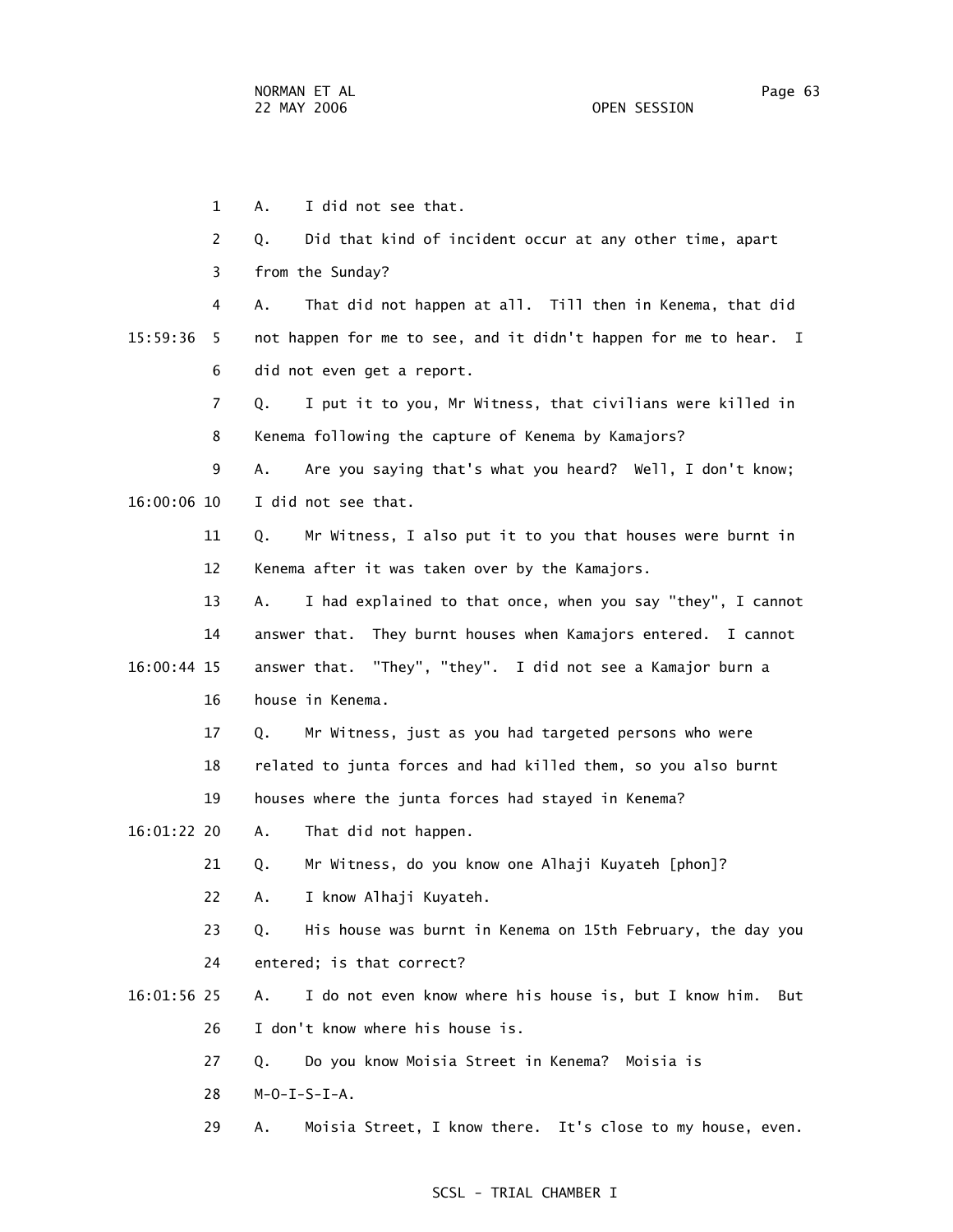1 A. I did not see that.

2 Q. Did that kind of incident occur at any other time, apart

3 from the Sunday?

4 A. That did not happen at all. Till then in Kenema, that did

15:59:36 5 not happen for me to see, and it didn't happen for me to hear. I

6 did not even get a report.

7 Q. I put it to you, Mr Witness, that civilians were killed in

8 Kenema following the capture of Kenema by Kamajors?

9 A. Are you saying that's what you heard? Well, I don't know;

16:00:06 10 I did not see that.

11 Q. Mr Witness, I also put it to you that houses were burnt in

12 Kenema after it was taken over by the Kamajors.

13 A. I had explained to that once, when you say "they", I cannot

14 answer that. They burnt houses when Kamajors entered. I cannot

16:00:44 15 answer that. "They", "they". I did not see a Kamajor burn a

16 house in Kenema.

17 Q. Mr Witness, just as you had targeted persons who were

18 related to junta forces and had killed them, so you also burnt

19 houses where the junta forces had stayed in Kenema?

16:01:22 20 A. That did not happen.

21 Q. Mr Witness, do you know one Alhaji Kuyateh [phon]?

22 A. I know Alhaji Kuyateh.

23 Q. His house was burnt in Kenema on 15th February, the day you

24 entered; is that correct?

16:01:56 25 A. I do not even know where his house is, but I know him. But

26 I don't know where his house is.

27 Q. Do you know Moisia Street in Kenema? Moisia is

28 M-O-I-S-I-A.

29 A. Moisia Street, I know there. It's close to my house, even.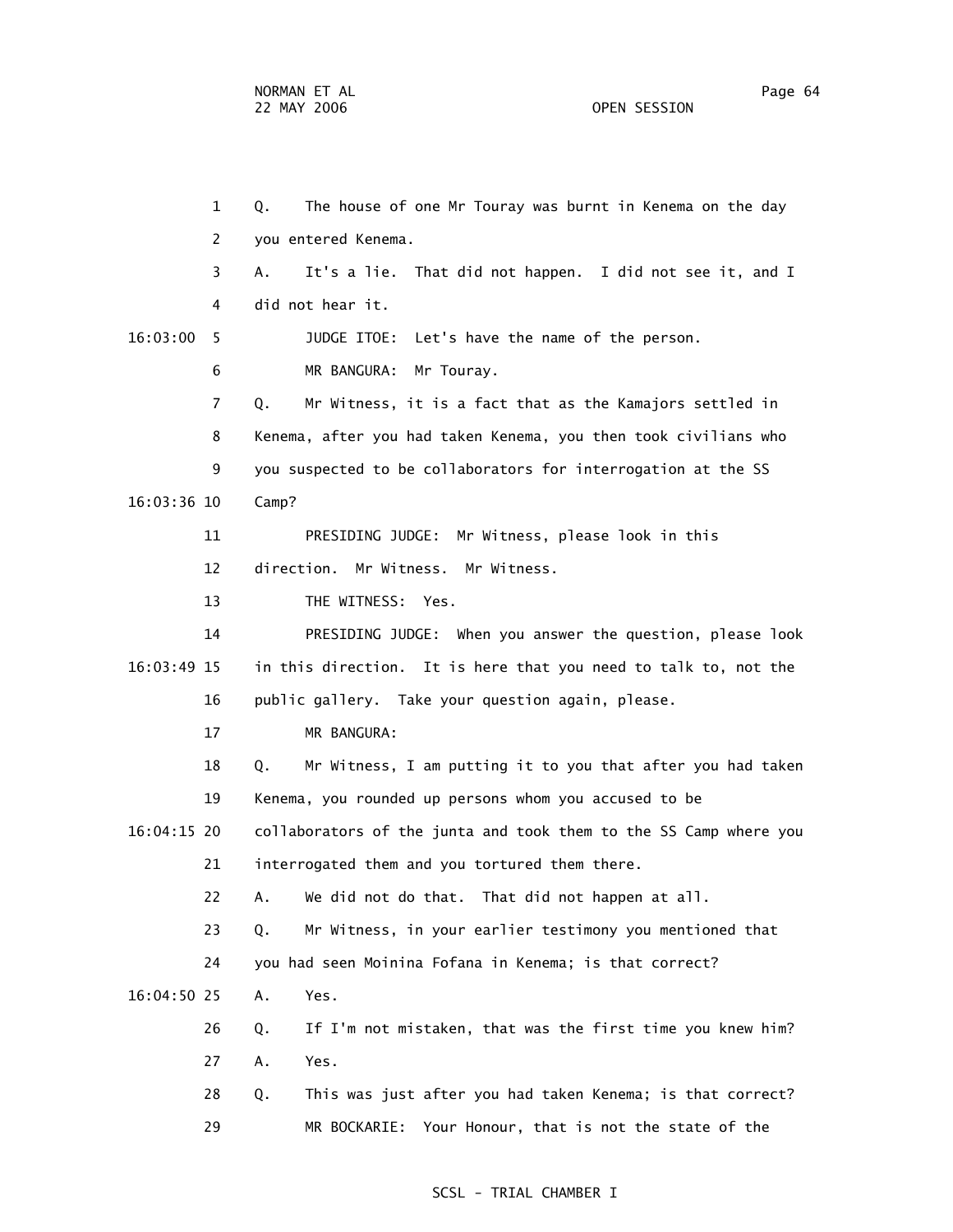1 Q. The house of one Mr Touray was burnt in Kenema on the day

2 you entered Kenema.

3 A. It's a lie. That did not happen. I did not see it, and I

4 did not hear it.

16:03:00 5 JUDGE ITOE: Let's have the name of the person.

6 MR BANGURA: Mr Touray.

7 Q. Mr Witness, it is a fact that as the Kamajors settled in

8 Kenema, after you had taken Kenema, you then took civilians who

9 you suspected to be collaborators for interrogation at the SS

16:03:36 10 Camp?

11 PRESIDING JUDGE: Mr Witness, please look in this

12 direction. Mr Witness. Mr Witness.

13 THE WITNESS: Yes.

14 PRESIDING JUDGE: When you answer the question, please look

16:03:49 15 in this direction. It is here that you need to talk to, not the

16 public gallery. Take your question again, please.

17 MR BANGURA:

18 Q. Mr Witness, I am putting it to you that after you had taken

19 Kenema, you rounded up persons whom you accused to be

16:04:15 20 collaborators of the junta and took them to the SS Camp where you

21 interrogated them and you tortured them there.

22 A. We did not do that. That did not happen at all.

23 Q. Mr Witness, in your earlier testimony you mentioned that

24 you had seen Moinina Fofana in Kenema; is that correct?

16:04:50 25 A. Yes.

26 Q. If I'm not mistaken, that was the first time you knew him?

27 A. Yes.

28 Q. This was just after you had taken Kenema; is that correct?

29 MR BOCKARIE: Your Honour, that is not the state of the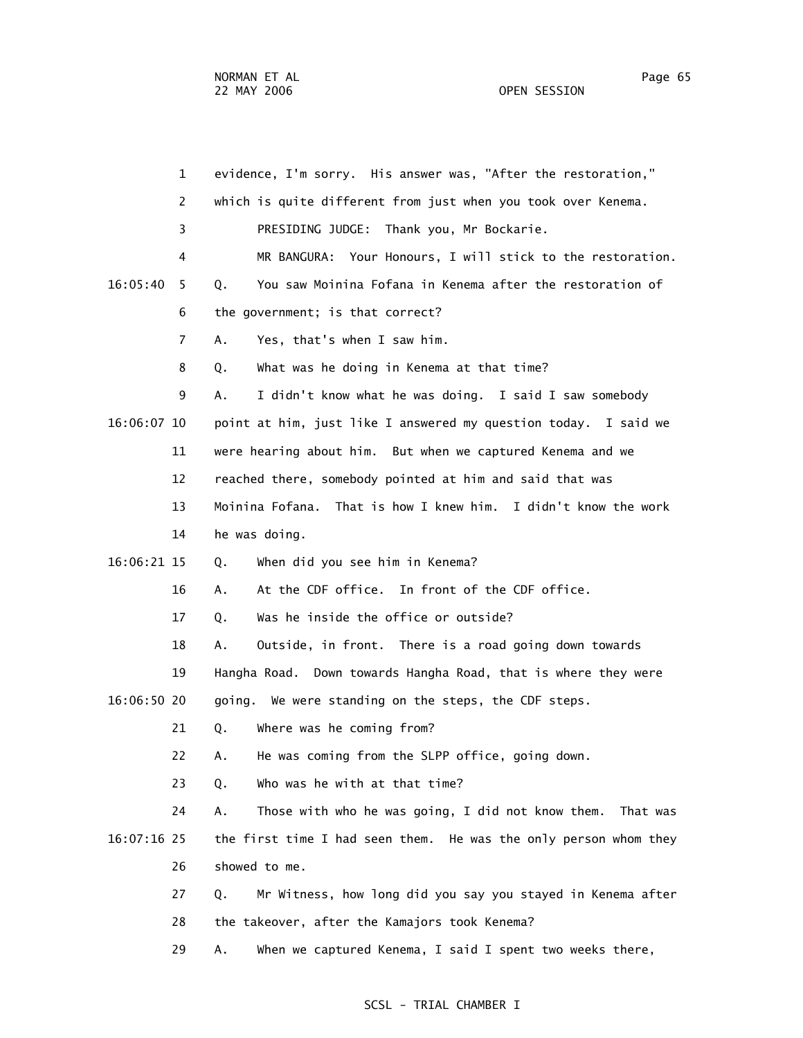evidence, I'm sorry. His answer was, "After the restoration," which is quite different from just when you took over Kenema.

PRESIDING JUDGE: Thank you, Mr Bockarie.

MR BANGURA: Your Honours, I will stick to the restoration.

Q. You saw Moinina Fofana in Kenema after the restoration of the government; is that correct?

A. Yes, that's when I saw him.

Q. What was he doing in Kenema at that time?

A. I didn't know what he was doing. I said I saw somebody point at him, just like I answered my question today. I said we were hearing about him. But when we captured Kenema and we reached there, somebody pointed at him and said that was Moinina Fofana. That is how I knew him. I didn't know the work he was doing.

Q. When did you see him in Kenema?

A. At the CDF office. In front of the CDF office.

Q. Was he inside the office or outside?

A. Outside, in front. There is a road going down towards Hangha Road. Down towards Hangha Road, that is where they were going. We were standing on the steps, the CDF steps.

Q. Where was he coming from?

A. He was coming from the SLPP office, going down.

Q. Who was he with at that time?

A. Those with who he was going, I did not know them. That was the first time I had seen them. He was the only person whom they showed to me.

Q. Mr Witness, how long did you say you stayed in Kenema after the takeover, after the Kamajors took Kenema?

A. When we captured Kenema, I said I spent two weeks there,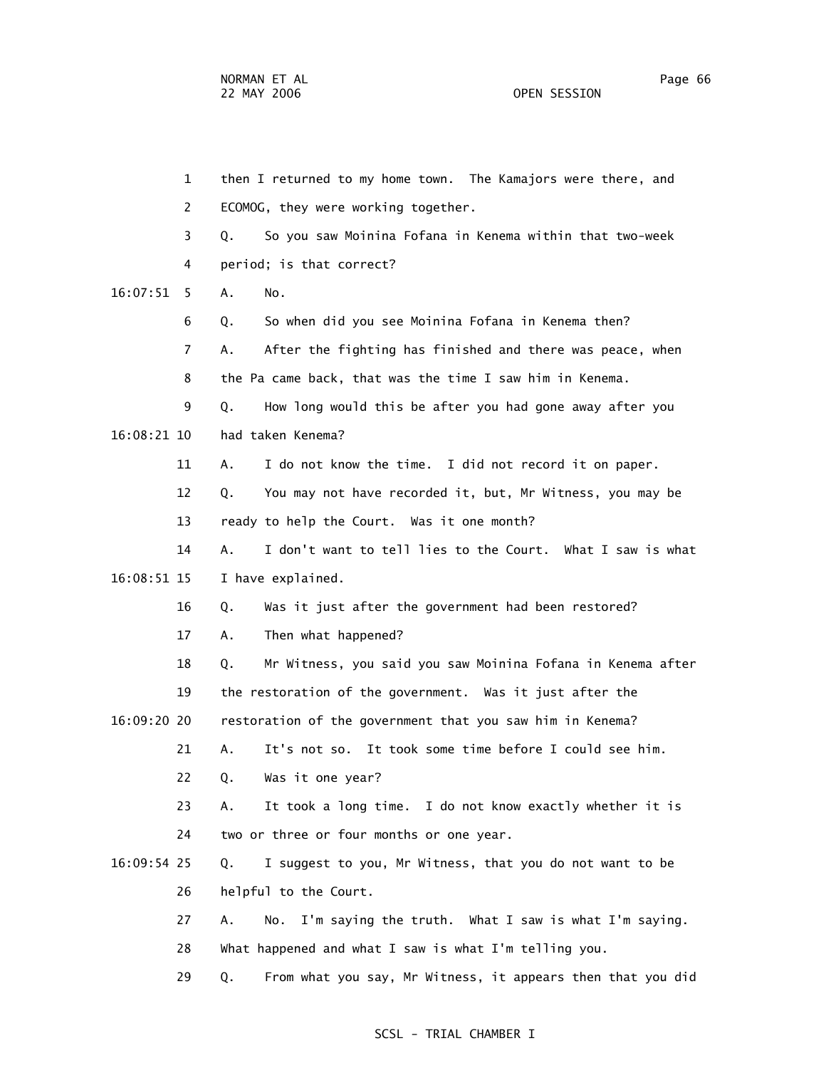1 then I returned to my home town. The Kamajors were there, and

2 ECOMOG, they were working together.

3 Q. So you saw Moinina Fofana in Kenema within that two-week

4 period; is that correct?

16:07:51 5 A. No.

6 Q. So when did you see Moinina Fofana in Kenema then?

7 A. After the fighting has finished and there was peace, when

8 the Pa came back, that was the time I saw him in Kenema.

9 Q. How long would this be after you had gone away after you

16:08:21 10 had taken Kenema?

11 A. I do not know the time. I did not record it on paper.

12 Q. You may not have recorded it, but, Mr Witness, you may be

13 ready to help the Court. Was it one month?

14 A. I don't want to tell lies to the Court. What I saw is what

16:08:51 15 I have explained.

16 Q. Was it just after the government had been restored?

17 A. Then what happened?

18 Q. Mr Witness, you said you saw Moinina Fofana in Kenema after

19 the restoration of the government. Was it just after the

16:09:20 20 restoration of the government that you saw him in Kenema?

21 A. It's not so. It took some time before I could see him.

22 Q. Was it one year?

23 A. It took a long time. I do not know exactly whether it is

24 two or three or four months or one year.

16:09:54 25 Q. I suggest to you, Mr Witness, that you do not want to be

26 helpful to the Court.

27 A. No. I'm saying the truth. What I saw is what I'm saying.

28 What happened and what I saw is what I'm telling you.

29 Q. From what you say, Mr Witness, it appears then that you did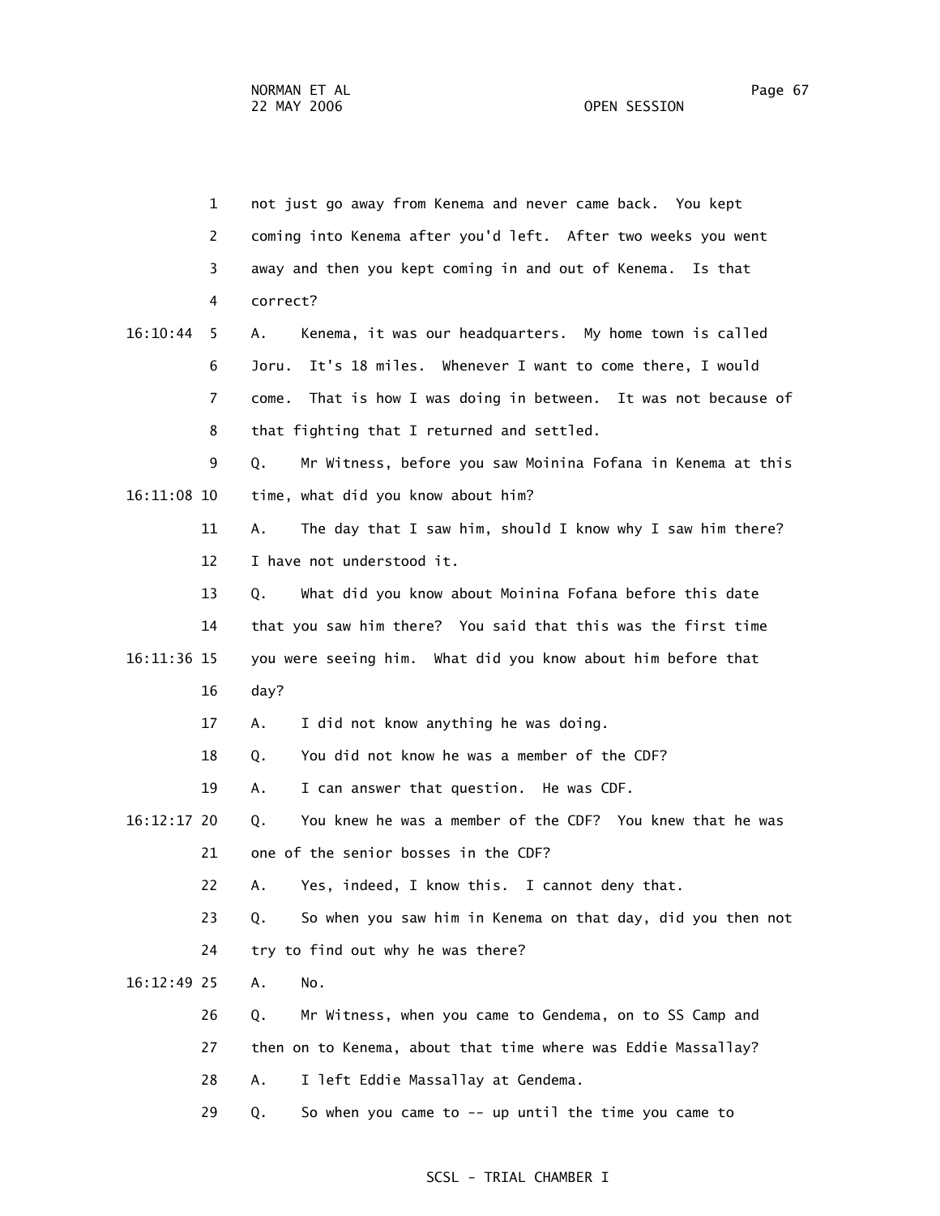1 not just go away from Kenema and never came back. You kept

2 coming into Kenema after you'd left. After two weeks you went

3 away and then you kept coming in and out of Kenema. Is that

4 correct?

16:10:44 5 A. Kenema, it was our headquarters. My home town is called

6 Joru. It's 18 miles. Whenever I want to come there, I would

7 come. That is how I was doing in between. It was not because of

8 that fighting that I returned and settled.

9 Q. Mr Witness, before you saw Moinina Fofana in Kenema at this

16:11:08 10 time, what did you know about him?

11 A. The day that I saw him, should I know why I saw him there?

12 I have not understood it.

13 Q. What did you know about Moinina Fofana before this date

14 that you saw him there? You said that this was the first time

16:11:36 15 you were seeing him. What did you know about him before that

16 day?

17 A. I did not know anything he was doing.

18 Q. You did not know he was a member of the CDF?

19 A. I can answer that question. He was CDF.

16:12:17 20 Q. You knew he was a member of the CDF? You knew that he was

21 one of the senior bosses in the CDF?

22 A. Yes, indeed, I know this. I cannot deny that.

23 Q. So when you saw him in Kenema on that day, did you then not

24 try to find out why he was there?

16:12:49 25 A. No.

26 Q. Mr Witness, when you came to Gendema, on to SS Camp and

27 then on to Kenema, about that time where was Eddie Massallay?

28 A. I left Eddie Massallay at Gendema.

29 Q. So when you came to -- up until the time you came to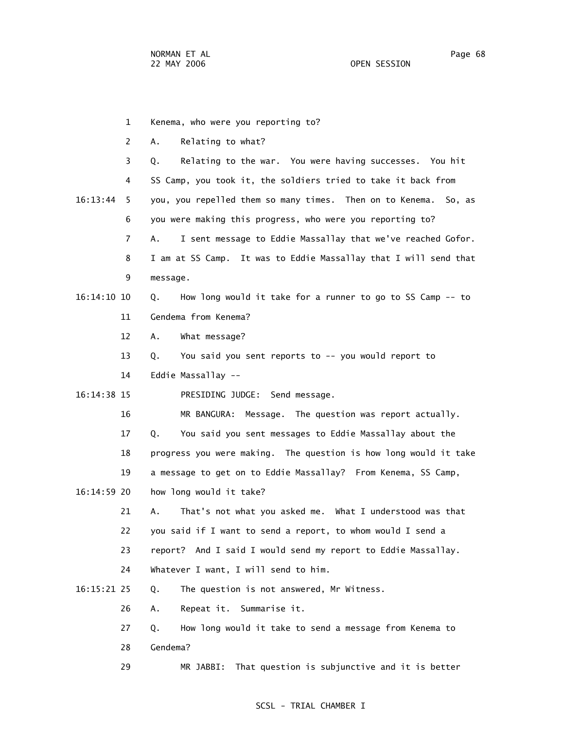1 Kenema, who were you reporting to?

2 A. Relating to what?

3 Q. Relating to the war. You were having successes. You hit

4 SS Camp, you took it, the soldiers tried to take it back from

16:13:44 5 you, you repelled them so many times. Then on to Kenema. So, as

6 you were making this progress, who were you reporting to?

7 A. I sent message to Eddie Massallay that we've reached Gofor.

8 I am at SS Camp. It was to Eddie Massallay that I will send that

9 message.

16:14:10 10 Q. How long would it take for a runner to go to SS Camp -- to

11 Gendema from Kenema?

12 A. What message?

13 Q. You said you sent reports to -- you would report to

14 Eddie Massallay --

16:14:38 15 PRESIDING JUDGE: Send message.

16 MR BANGURA: Message. The question was report actually.

17 Q. You said you sent messages to Eddie Massallay about the

18 progress you were making. The question is how long would it take

19 a message to get on to Eddie Massallay? From Kenema, SS Camp,

16:14:59 20 how long would it take?

21 A. That's not what you asked me. What I understood was that

22 you said if I want to send a report, to whom would I send a

23 report? And I said I would send my report to Eddie Massallay.

24 Whatever I want, I will send to him.

16:15:21 25 Q. The question is not answered, Mr Witness.

26 A. Repeat it. Summarise it.

27 Q. How long would it take to send a message from Kenema to

28 Gendema?

29 MR JABBI: That question is subjunctive and it is better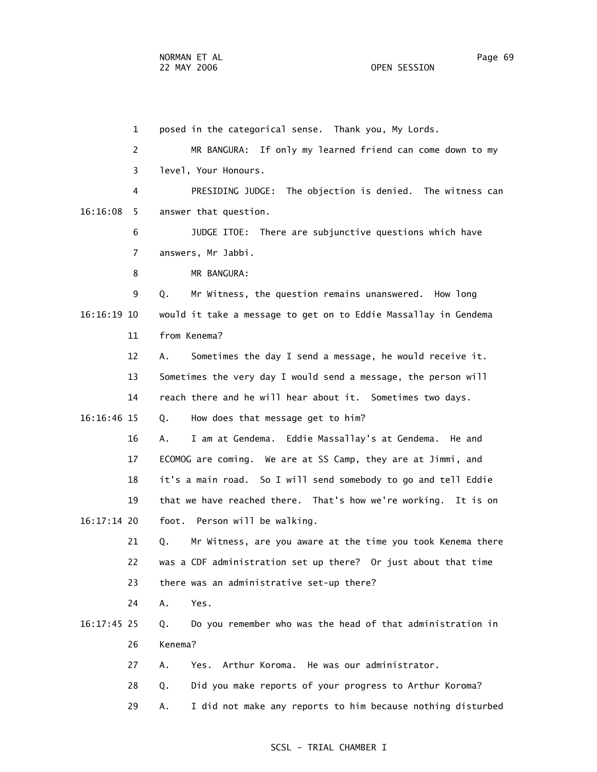1 posed in the categorical sense. Thank you, My Lords.

2 MR BANGURA: If only my learned friend can come down to my

3 level, Your Honours.

4 PRESIDING JUDGE: The objection is denied. The witness can

16:16:08 5 answer that question.

6 JUDGE ITOE: There are subjunctive questions which have

7 answers, Mr Jabbi.

8 MR BANGURA:

9 Q. Mr Witness, the question remains unanswered. How long

16:16:19 10 would it take a message to get on to Eddie Massallay in Gendema

11 from Kenema?

12 A. Sometimes the day I send a message, he would receive it.

13 Sometimes the very day I would send a message, the person will

14 reach there and he will hear about it. Sometimes two days.

16:16:46 15 Q. How does that message get to him?

16 A. I am at Gendema. Eddie Massallay's at Gendema. He and

17 ECOMOG are coming. We are at SS Camp, they are at Jimmi, and

18 it's a main road. So I will send somebody to go and tell Eddie

19 that we have reached there. That's how we're working. It is on

16:17:14 20 foot. Person will be walking.

21 Q. Mr Witness, are you aware at the time you took Kenema there

22 was a CDF administration set up there? Or just about that time

23 there was an administrative set-up there?

24 A. Yes.

16:17:45 25 Q. Do you remember who was the head of that administration in

26 Kenema?

27 A. Yes. Arthur Koroma. He was our administrator.

28 Q. Did you make reports of your progress to Arthur Koroma?

29 A. I did not make any reports to him because nothing disturbed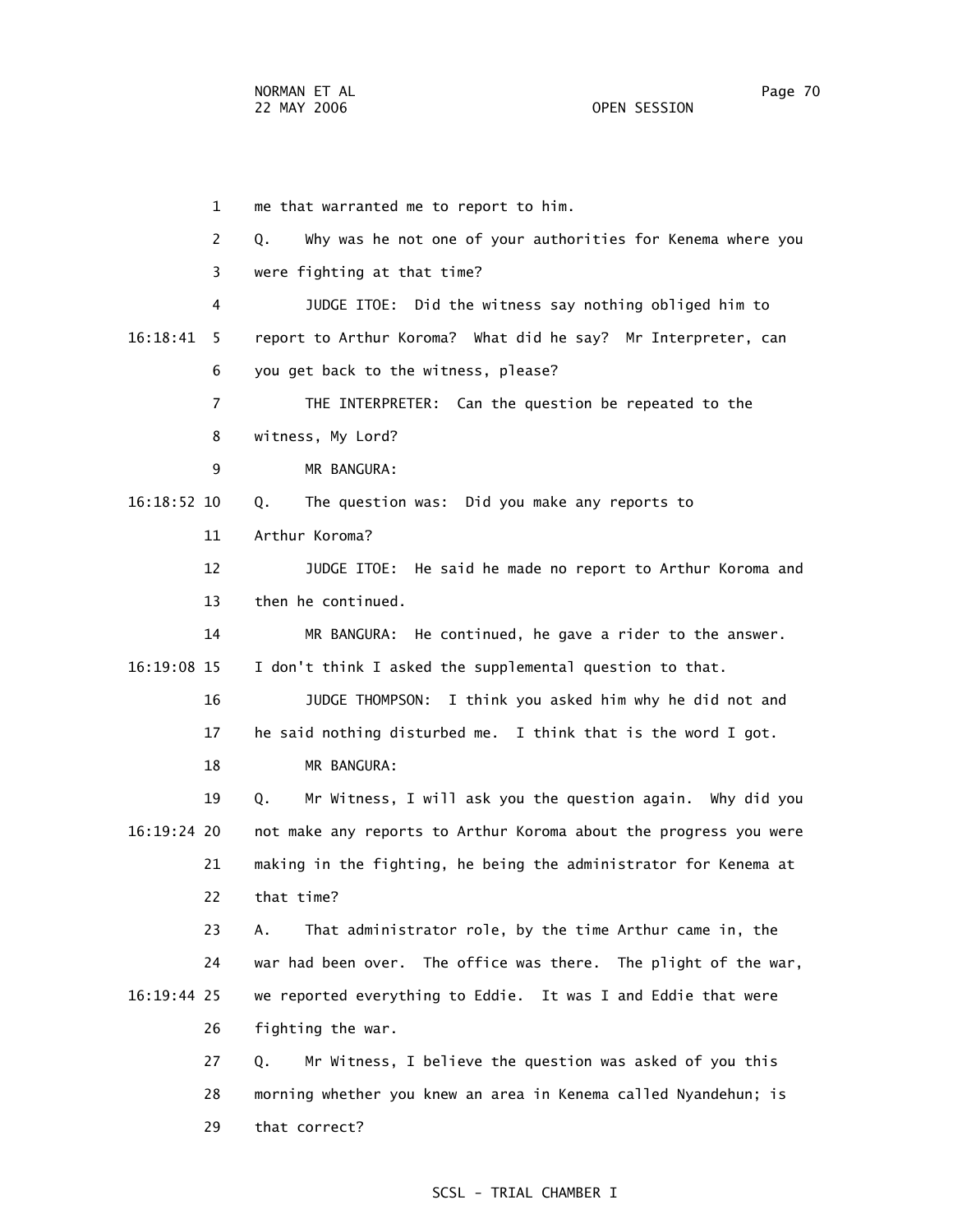1 me that warranted me to report to him.

2 Q. Why was he not one of your authorities for Kenema where you

3 were fighting at that time?

4 JUDGE ITOE: Did the witness say nothing obliged him to

16:18:41 5 report to Arthur Koroma? What did he say? Mr Interpreter, can

6 you get back to the witness, please?

7 THE INTERPRETER: Can the question be repeated to the

8 witness, My Lord?

9 MR BANGURA:

16:18:52 10 Q. The question was: Did you make any reports to

11 Arthur Koroma?

12 JUDGE ITOE: He said he made no report to Arthur Koroma and

13 then he continued.

14 MR BANGURA: He continued, he gave a rider to the answer.

16:19:08 15 I don't think I asked the supplemental question to that.

16 JUDGE THOMPSON: I think you asked him why he did not and

17 he said nothing disturbed me. I think that is the word I got.

18 MR BANGURA:

19 Q. Mr Witness, I will ask you the question again. Why did you

16:19:24 20 not make any reports to Arthur Koroma about the progress you were

21 making in the fighting, he being the administrator for Kenema at

22 that time?

23 A. That administrator role, by the time Arthur came in, the

24 war had been over. The office was there. The plight of the war,

16:19:44 25 we reported everything to Eddie. It was I and Eddie that were

26 fighting the war.

27 Q. Mr Witness, I believe the question was asked of you this

28 morning whether you knew an area in Kenema called Nyandehun; is

29 that correct?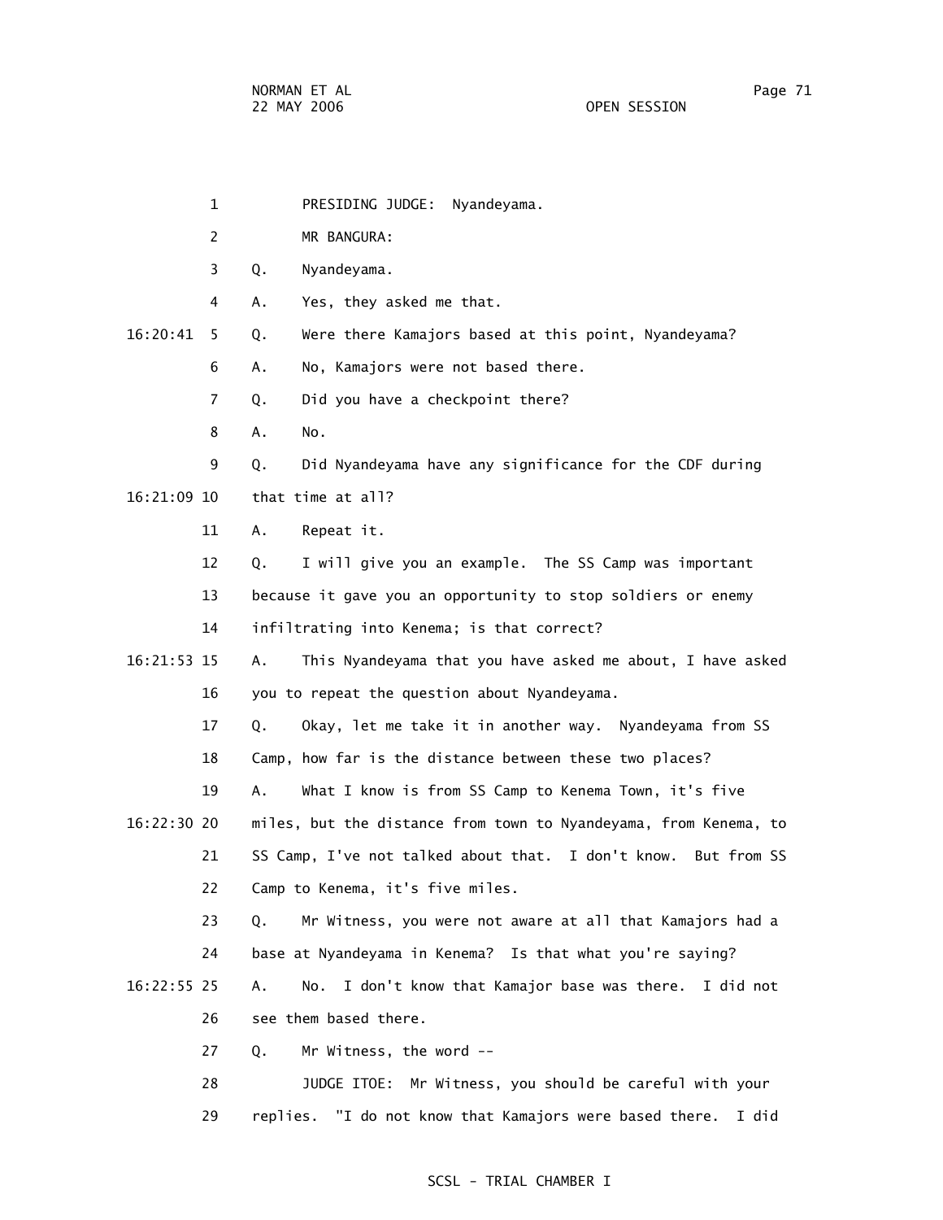1 PRESIDING JUDGE: Nyandeyama.

2 MR BANGURA:

3 Q. Nyandeyama.

4 A. Yes, they asked me that.

16:20:41 5 Q. Were there Kamajors based at this point, Nyandeyama?

6 A. No, Kamajors were not based there.

7 Q. Did you have a checkpoint there?

8 A. No.

9 Q. Did Nyandeyama have any significance for the CDF during

16:21:09 10 that time at all?

11 A. Repeat it.

12 Q. I will give you an example. The SS Camp was important

13 because it gave you an opportunity to stop soldiers or enemy

14 infiltrating into Kenema; is that correct?

16:21:53 15 A. This Nyandeyama that you have asked me about, I have asked

16 you to repeat the question about Nyandeyama.

17 Q. Okay, let me take it in another way. Nyandeyama from SS

18 Camp, how far is the distance between these two places?

19 A. What I know is from SS Camp to Kenema Town, it's five

16:22:30 20 miles, but the distance from town to Nyandeyama, from Kenema, to

21 SS Camp, I've not talked about that. I don't know. But from SS

22 Camp to Kenema, it's five miles.

23 Q. Mr Witness, you were not aware at all that Kamajors had a

24 base at Nyandeyama in Kenema? Is that what you're saying?

16:22:55 25 A. No. I don't know that Kamajor base was there. I did not

26 see them based there.

27 Q. Mr Witness, the word --

28 JUDGE ITOE: Mr Witness, you should be careful with your

29 replies. "I do not know that Kamajors were based there. I did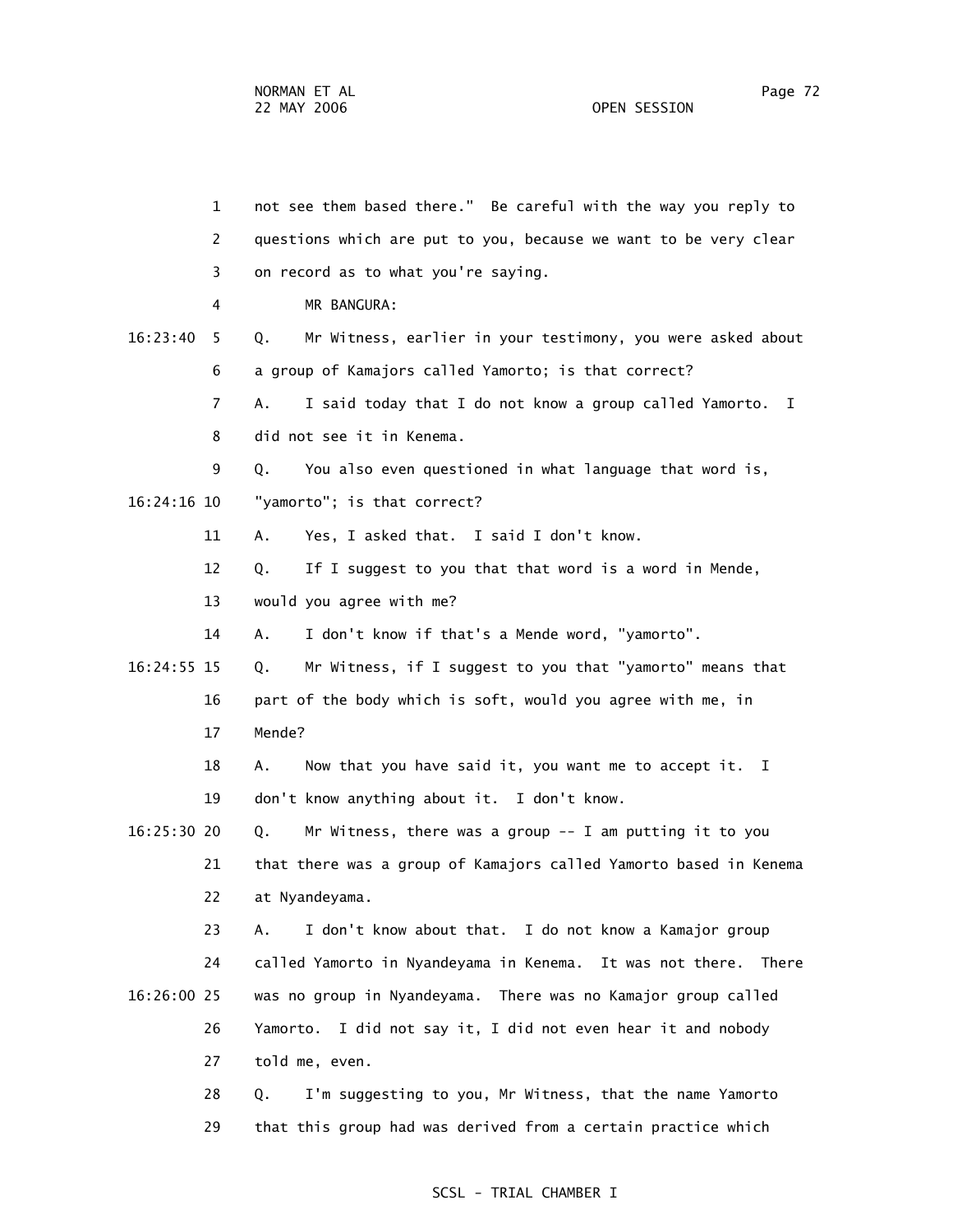1 not see them based there." Be careful with the way you reply to
2 questions which are put to you, because we want to be very clear
3 on record as to what you're saying.
4 MR BANGURA:
16:23:40 5 Q. Mr Witness, earlier in your testimony, you were asked about
6 a group of Kamajors called Yamorto; is that correct?
7 A. I said today that I do not know a group called Yamorto. I
8 did not see it in Kenema.
9 Q. You also even questioned in what language that word is,
16:24:16 10 "yamorto"; is that correct?
11 A. Yes, I asked that. I said I don't know.
12 Q. If I suggest to you that that word is a word in Mende,
13 would you agree with me?
14 A. I don't know if that's a Mende word, "yamorto".
16:24:55 15 Q. Mr Witness, if I suggest to you that "yamorto" means that
16 part of the body which is soft, would you agree with me, in
17 Mende?
18 A. Now that you have said it, you want me to accept it. I
19 don't know anything about it. I don't know.
16:25:30 20 Q. Mr Witness, there was a group -- I am putting it to you
21 that there was a group of Kamajors called Yamorto based in Kenema
22 at Nyandeyama.
23 A. I don't know about that. I do not know a Kamajor group
24 called Yamorto in Nyandeyama in Kenema. It was not there. There
16:26:00 25 was no group in Nyandeyama. There was no Kamajor group called
26 Yamorto. I did not say it, I did not even hear it and nobody
27 told me, even.
28 Q. I'm suggesting to you, Mr Witness, that the name Yamorto
29 that this group had was derived from a certain practice which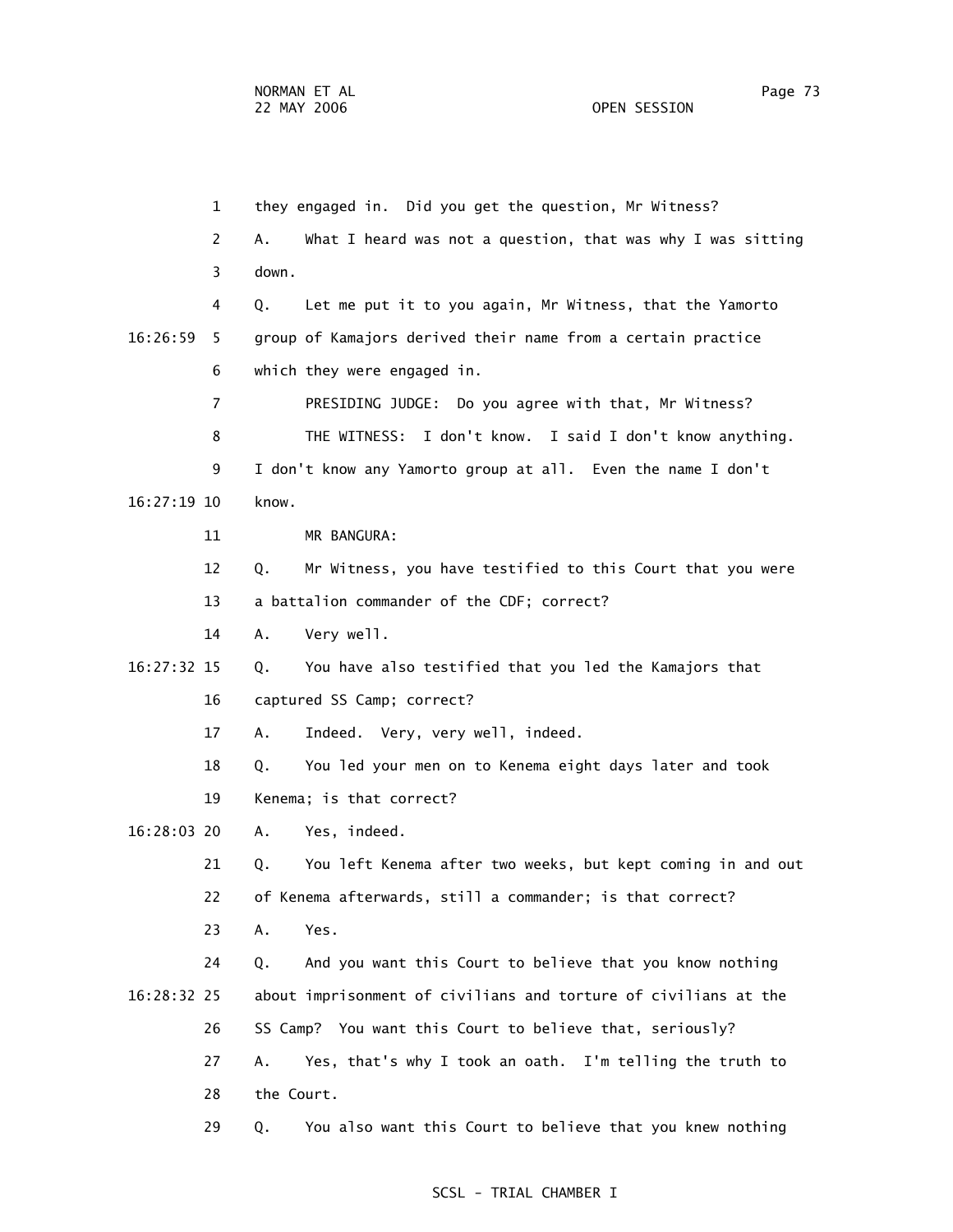1 they engaged in. Did you get the question, Mr Witness?

2 A. What I heard was not a question, that was why I was sitting

3 down.

4 Q. Let me put it to you again, Mr Witness, that the Yamorto

16:26:59 5 group of Kamajors derived their name from a certain practice

6 which they were engaged in.

7 PRESIDING JUDGE: Do you agree with that, Mr Witness?

8 THE WITNESS: I don't know. I said I don't know anything.

9 I don't know any Yamorto group at all. Even the name I don't

16:27:19 10 know.

11 MR BANGURA:

12 Q. Mr Witness, you have testified to this Court that you were

13 a battalion commander of the CDF; correct?

14 A. Very well.

16:27:32 15 Q. You have also testified that you led the Kamajors that

16 captured SS Camp; correct?

17 A. Indeed. Very, very well, indeed.

18 Q. You led your men on to Kenema eight days later and took

19 Kenema; is that correct?

16:28:03 20 A. Yes, indeed.

21 Q. You left Kenema after two weeks, but kept coming in and out

22 of Kenema afterwards, still a commander; is that correct?

23 A. Yes.

24 Q. And you want this Court to believe that you know nothing

16:28:32 25 about imprisonment of civilians and torture of civilians at the

26 SS Camp? You want this Court to believe that, seriously?

27 A. Yes, that's why I took an oath. I'm telling the truth to

28 the Court.

29 Q. You also want this Court to believe that you knew nothing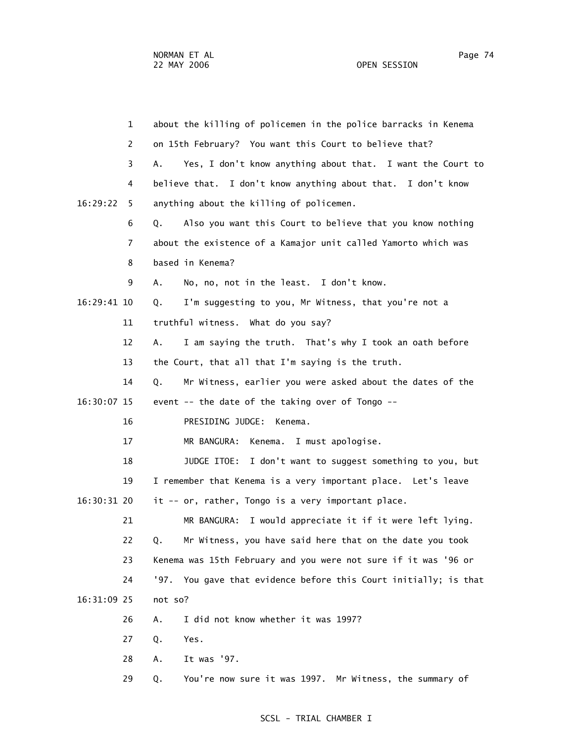1 about the killing of policemen in the police barracks in Kenema

2 on 15th February? You want this Court to believe that?

3 A. Yes, I don't know anything about that. I want the Court to

4 believe that. I don't know anything about that. I don't know

16:29:22 5 anything about the killing of policemen.

6 Q. Also you want this Court to believe that you know nothing

7 about the existence of a Kamajor unit called Yamorto which was

8 based in Kenema?

9 A. No, no, not in the least. I don't know.

16:29:41 10 Q. I'm suggesting to you, Mr Witness, that you're not a

11 truthful witness. What do you say?

12 A. I am saying the truth. That's why I took an oath before

13 the Court, that all that I'm saying is the truth.

14 Q. Mr Witness, earlier you were asked about the dates of the

16:30:07 15 event -- the date of the taking over of Tongo --

16 PRESIDING JUDGE: Kenema.

17 MR BANGURA: Kenema. I must apologise.

18 JUDGE ITOE: I don't want to suggest something to you, but

19 I remember that Kenema is a very important place. Let's leave

16:30:31 20 it -- or, rather, Tongo is a very important place.

21 MR BANGURA: I would appreciate it if it were left lying.

22 Q. Mr Witness, you have said here that on the date you took

23 Kenema was 15th February and you were not sure if it was '96 or

24 '97. You gave that evidence before this Court initially; is that

16:31:09 25 not so?

26 A. I did not know whether it was 1997?

27 Q. Yes.

28 A. It was '97.

29 Q. You're now sure it was 1997. Mr Witness, the summary of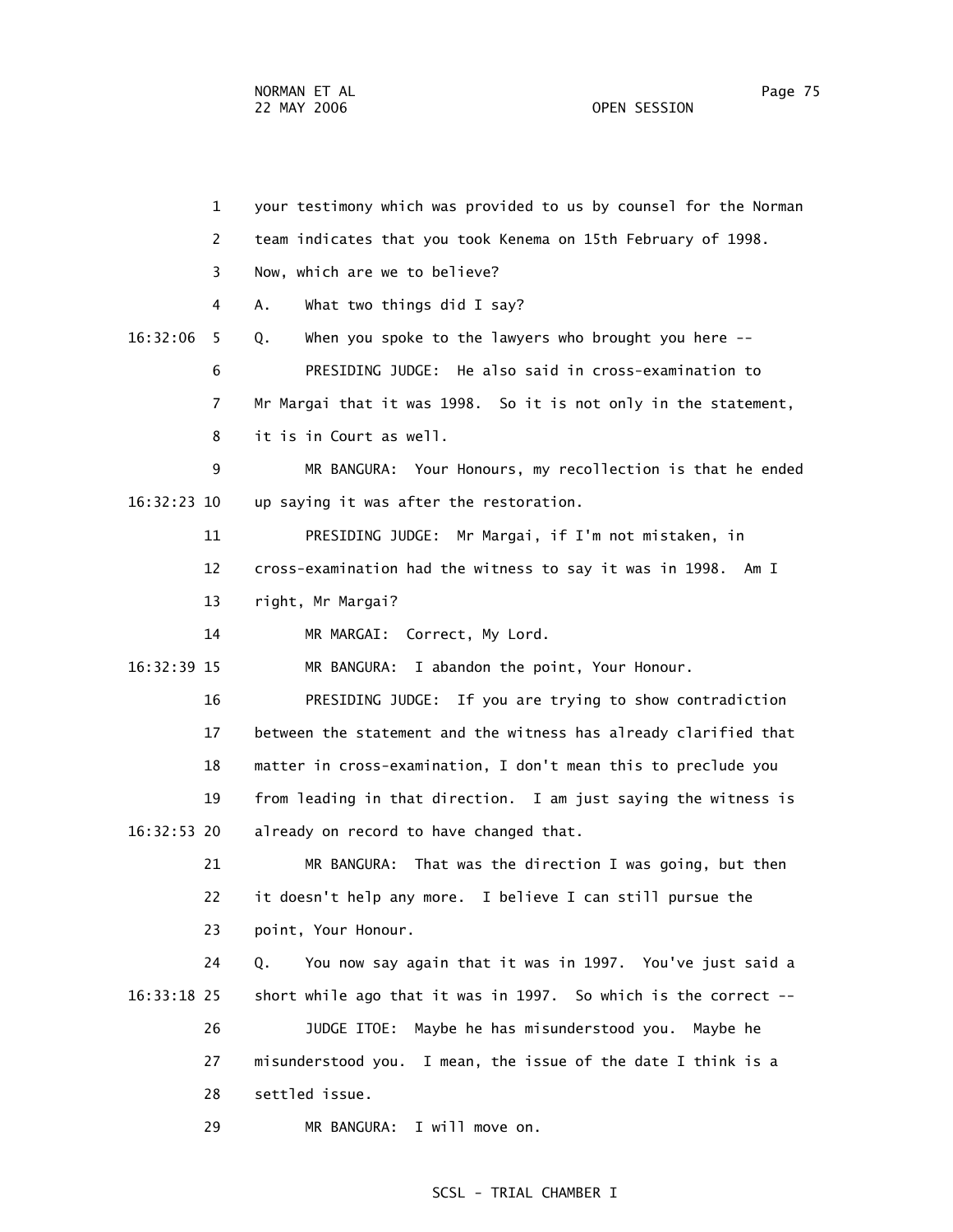1 your testimony which was provided to us by counsel for the Norman

2 team indicates that you took Kenema on 15th February of 1998.

3 Now, which are we to believe?

4 A. What two things did I say?

16:32:06 5 Q. When you spoke to the lawyers who brought you here --

6 PRESIDING JUDGE: He also said in cross-examination to

7 Mr Margai that it was 1998. So it is not only in the statement,

8 it is in Court as well.

9 MR BANGURA: Your Honours, my recollection is that he ended

16:32:23 10 up saying it was after the restoration.

11 PRESIDING JUDGE: Mr Margai, if I'm not mistaken, in

12 cross-examination had the witness to say it was in 1998. Am I

13 right, Mr Margai?

14 MR MARGAI: Correct, My Lord.

16:32:39 15 MR BANGURA: I abandon the point, Your Honour.

16 PRESIDING JUDGE: If you are trying to show contradiction

17 between the statement and the witness has already clarified that

18 matter in cross-examination, I don't mean this to preclude you

19 from leading in that direction. I am just saying the witness is

16:32:53 20 already on record to have changed that.

21 MR BANGURA: That was the direction I was going, but then

22 it doesn't help any more. I believe I can still pursue the

23 point, Your Honour.

24 Q. You now say again that it was in 1997. You've just said a

16:33:18 25 short while ago that it was in 1997. So which is the correct --

26 JUDGE ITOE: Maybe he has misunderstood you. Maybe he

27 misunderstood you. I mean, the issue of the date I think is a

28 settled issue.

29 MR BANGURA: I will move on.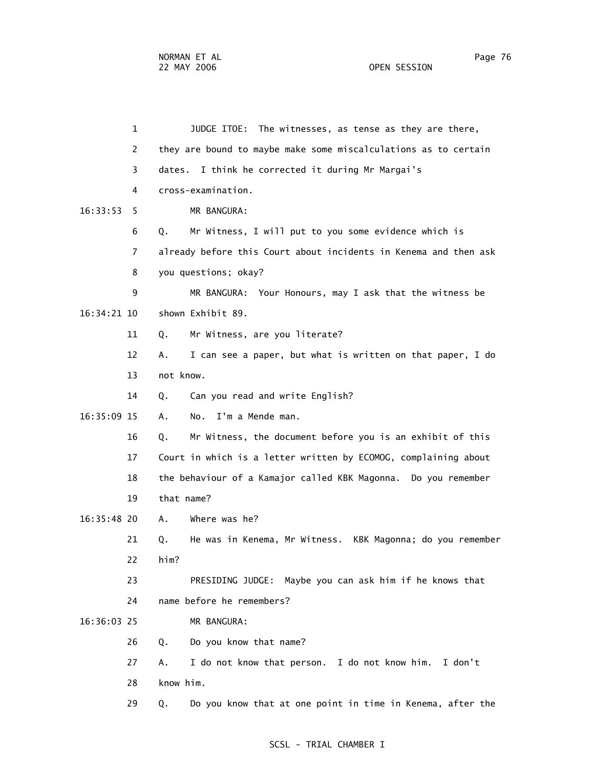1 JUDGE ITOE: The witnesses, as tense as they are there,

2 they are bound to maybe make some miscalculations as to certain

3 dates. I think he corrected it during Mr Margai's

4 cross-examination.

16:33:53 5 MR BANGURA:

6 Q. Mr Witness, I will put to you some evidence which is

7 already before this Court about incidents in Kenema and then ask

8 you questions; okay?

9 MR BANGURA: Your Honours, may I ask that the witness be

16:34:21 10 shown Exhibit 89.

11 Q. Mr Witness, are you literate?

12 A. I can see a paper, but what is written on that paper, I do

13 not know.

14 Q. Can you read and write English?

16:35:09 15 A. No. I'm a Mende man.

16 Q. Mr Witness, the document before you is an exhibit of this

17 Court in which is a letter written by ECOMOG, complaining about

18 the behaviour of a Kamajor called KBK Magonna. Do you remember

19 that name?

16:35:48 20 A. Where was he?

21 Q. He was in Kenema, Mr Witness. KBK Magonna; do you remember

22 him?

23 PRESIDING JUDGE: Maybe you can ask him if he knows that

24 name before he remembers?

16:36:03 25 MR BANGURA:

26 Q. Do you know that name?

27 A. I do not know that person. I do not know him. I don't

28 know him.

29 Q. Do you know that at one point in time in Kenema, after the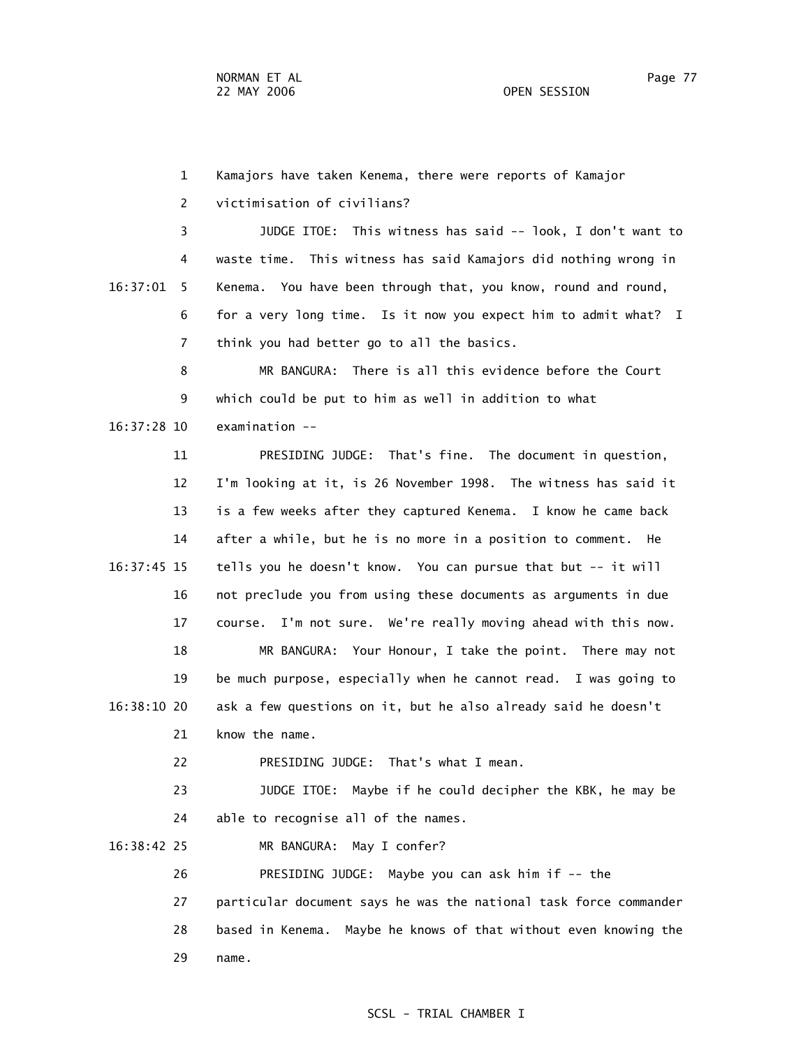1 Kamajors have taken Kenema, there were reports of Kamajor

2 victimisation of civilians?

3 JUDGE ITOE: This witness has said -- look, I don't want to

4 waste time. This witness has said Kamajors did nothing wrong in

16:37:01 5 Kenema. You have been through that, you know, round and round,

6 for a very long time. Is it now you expect him to admit what? I

7 think you had better go to all the basics.

8 MR BANGURA: There is all this evidence before the Court

9 which could be put to him as well in addition to what

16:37:28 10 examination --

11 PRESIDING JUDGE: That's fine. The document in question,

12 I'm looking at it, is 26 November 1998. The witness has said it

13 is a few weeks after they captured Kenema. I know he came back

14 after a while, but he is no more in a position to comment. He

16:37:45 15 tells you he doesn't know. You can pursue that but -- it will

16 not preclude you from using these documents as arguments in due

17 course. I'm not sure. We're really moving ahead with this now.

18 MR BANGURA: Your Honour, I take the point. There may not

19 be much purpose, especially when he cannot read. I was going to

16:38:10 20 ask a few questions on it, but he also already said he doesn't

21 know the name.

22 PRESIDING JUDGE: That's what I mean.

23 JUDGE ITOE: Maybe if he could decipher the KBK, he may be

24 able to recognise all of the names.

16:38:42 25 MR BANGURA: May I confer?

26 PRESIDING JUDGE: Maybe you can ask him if -- the

27 particular document says he was the national task force commander

28 based in Kenema. Maybe he knows of that without even knowing the

29 name.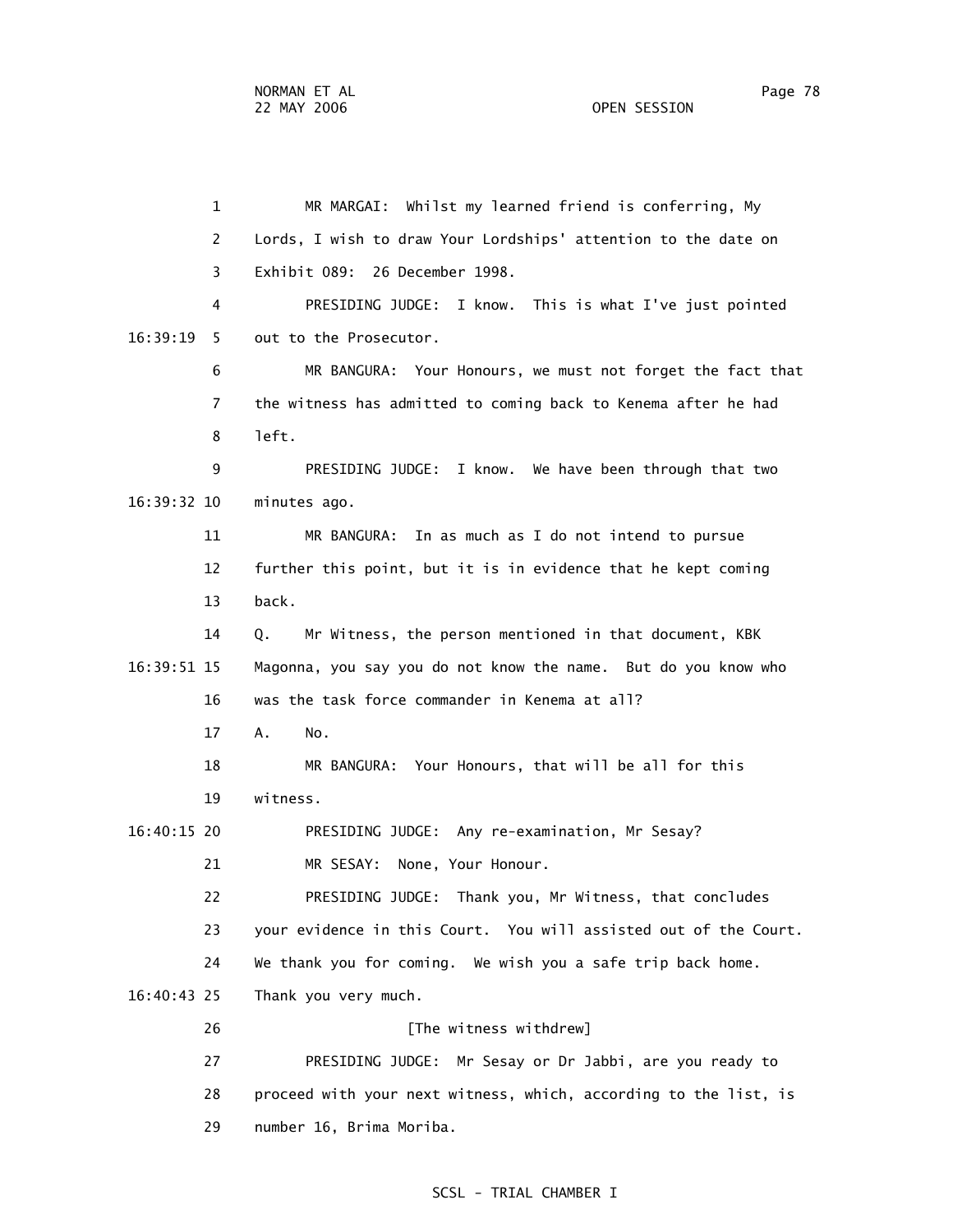MR MARGAI: Whilst my learned friend is conferring, My Lords, I wish to draw Your Lordships' attention to the date on Exhibit 089: 26 December 1998.

PRESIDING JUDGE: I know. This is what I've just pointed out to the Prosecutor.

MR BANGURA: Your Honours, we must not forget the fact that the witness has admitted to coming back to Kenema after he had left.

PRESIDING JUDGE: I know. We have been through that two minutes ago.

MR BANGURA: In as much as I do not intend to pursue further this point, but it is in evidence that he kept coming back.

Q. Mr Witness, the person mentioned in that document, KBK Magonna, you say you do not know the name. But do you know who was the task force commander in Kenema at all?

A. No.

MR BANGURA: Your Honours, that will be all for this witness.

PRESIDING JUDGE: Any re-examination, Mr Sesay?

MR SESAY: None, Your Honour.

PRESIDING JUDGE: Thank you, Mr Witness, that concludes your evidence in this Court. You will assisted out of the Court. We thank you for coming. We wish you a safe trip back home. Thank you very much.

[The witness withdrew]

PRESIDING JUDGE: Mr Sesay or Dr Jabbi, are you ready to proceed with your next witness, which, according to the list, is number 16, Brima Moriba.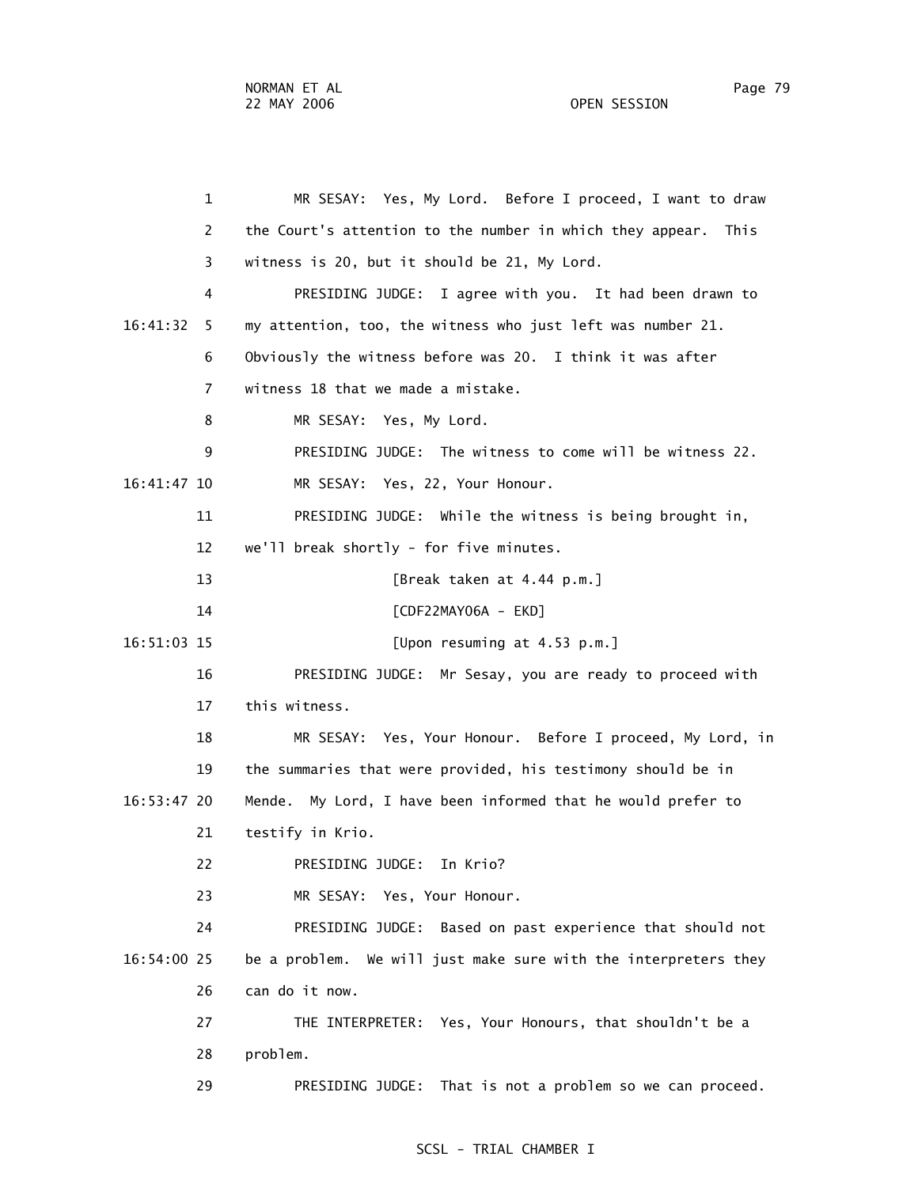MR SESAY: Yes, My Lord. Before I proceed, I want to draw the Court's attention to the number in which they appear. This witness is 20, but it should be 21, My Lord.

PRESIDING JUDGE: I agree with you. It had been drawn to my attention, too, the witness who just left was number 21. Obviously the witness before was 20. I think it was after witness 18 that we made a mistake.

MR SESAY: Yes, My Lord.

PRESIDING JUDGE: The witness to come will be witness 22.

MR SESAY: Yes, 22, Your Honour.

PRESIDING JUDGE: While the witness is being brought in, we'll break shortly - for five minutes.

[Break taken at 4.44 p.m.]

[CDF22MAY06A - EKD]

[Upon resuming at 4.53 p.m.]

PRESIDING JUDGE: Mr Sesay, you are ready to proceed with this witness.

MR SESAY: Yes, Your Honour. Before I proceed, My Lord, in the summaries that were provided, his testimony should be in Mende. My Lord, I have been informed that he would prefer to testify in Krio.

PRESIDING JUDGE: In Krio?

MR SESAY: Yes, Your Honour.

PRESIDING JUDGE: Based on past experience that should not be a problem. We will just make sure with the interpreters they can do it now.

THE INTERPRETER: Yes, Your Honours, that shouldn't be a problem.

PRESIDING JUDGE: That is not a problem so we can proceed.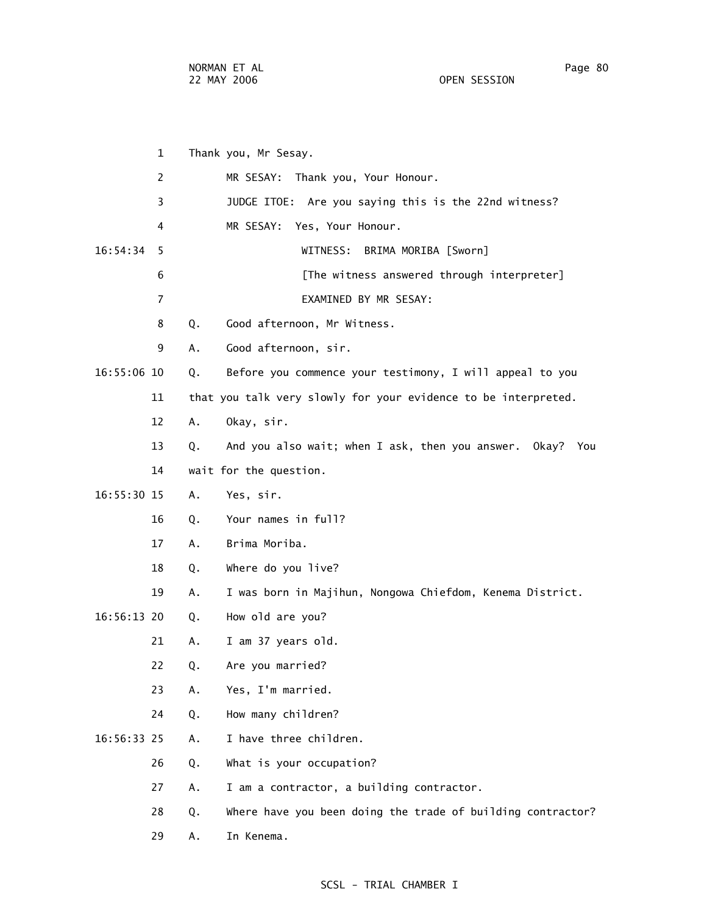1 Thank you, Mr Sesay.

2 MR SESAY: Thank you, Your Honour.

3 JUDGE ITOE: Are you saying this is the 22nd witness?

4 MR SESAY: Yes, Your Honour.

16:54:34 5 WITNESS: BRIMA MORIBA [Sworn]

6 [The witness answered through interpreter]

7 EXAMINED BY MR SESAY:

8 Q. Good afternoon, Mr Witness.

9 A. Good afternoon, sir.

16:55:06 10 Q. Before you commence your testimony, I will appeal to you

11 that you talk very slowly for your evidence to be interpreted.

12 A. Okay, sir.

13 Q. And you also wait; when I ask, then you answer. Okay? You

14 wait for the question.

16:55:30 15 A. Yes, sir.

16 Q. Your names in full?

17 A. Brima Moriba.

18 Q. Where do you live?

19 A. I was born in Majihun, Nongowa Chiefdom, Kenema District.

16:56:13 20 Q. How old are you?

21 A. I am 37 years old.

22 Q. Are you married?

23 A. Yes, I'm married.

24 Q. How many children?

16:56:33 25 A. I have three children.

26 Q. What is your occupation?

27 A. I am a contractor, a building contractor.

28 Q. Where have you been doing the trade of building contractor?

29 A. In Kenema.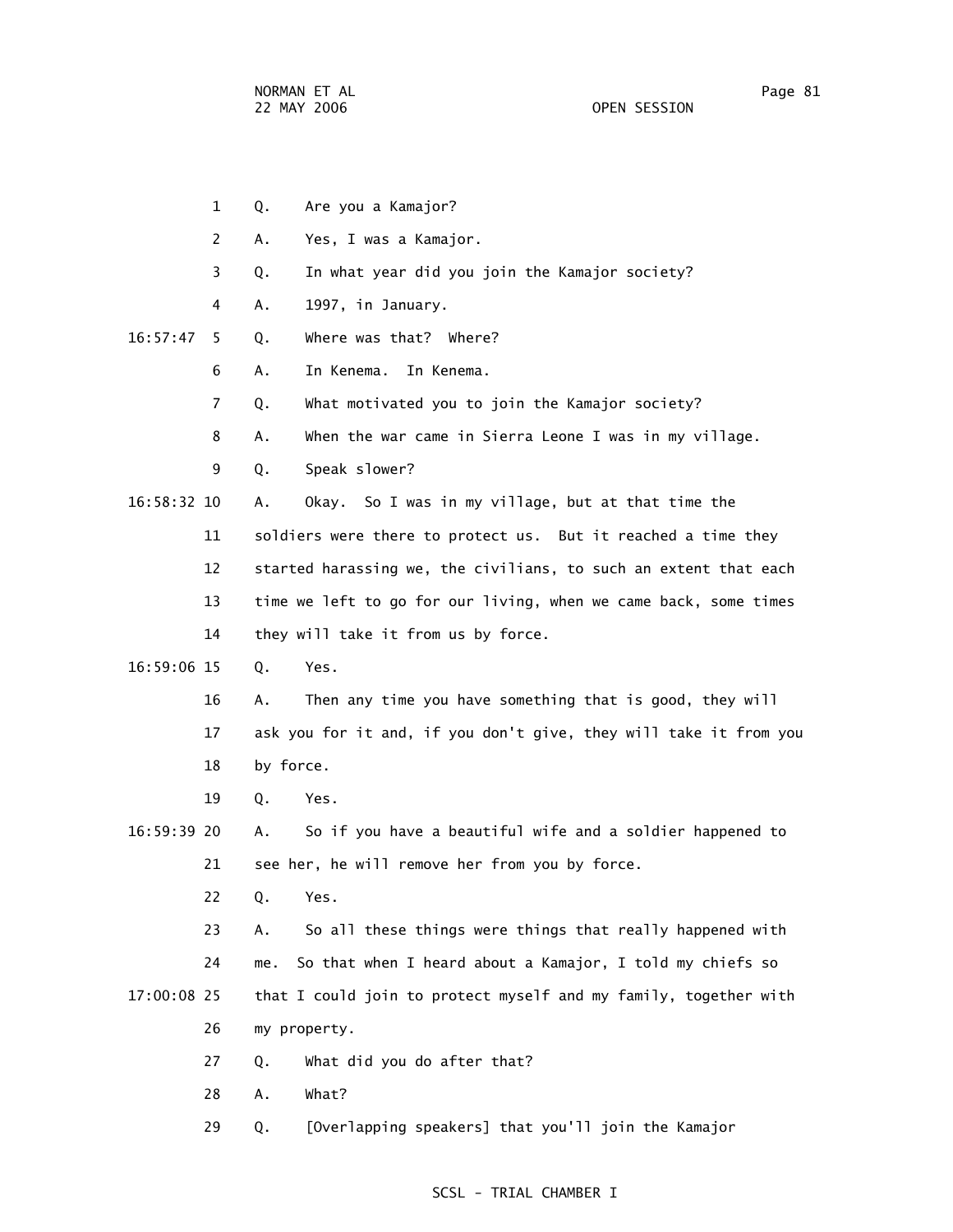1 Q. Are you a Kamajor?

2 A. Yes, I was a Kamajor.

3 Q. In what year did you join the Kamajor society?

4 A. 1997, in January.

16:57:47 5 Q. Where was that? Where?

6 A. In Kenema. In Kenema.

7 Q. What motivated you to join the Kamajor society?

8 A. When the war came in Sierra Leone I was in my village.

9 Q. Speak slower?

16:58:32 10 A. Okay. So I was in my village, but at that time the

11 soldiers were there to protect us. But it reached a time they

12 started harassing we, the civilians, to such an extent that each

13 time we left to go for our living, when we came back, some times

14 they will take it from us by force.

16:59:06 15 Q. Yes.

16 A. Then any time you have something that is good, they will

17 ask you for it and, if you don't give, they will take it from you

18 by force.

19 Q. Yes.

16:59:39 20 A. So if you have a beautiful wife and a soldier happened to

21 see her, he will remove her from you by force.

22 Q. Yes.

23 A. So all these things were things that really happened with

24 me. So that when I heard about a Kamajor, I told my chiefs so

17:00:08 25 that I could join to protect myself and my family, together with

26 my property.

27 Q. What did you do after that?

28 A. What?

29 Q. [Overlapping speakers] that you'll join the Kamajor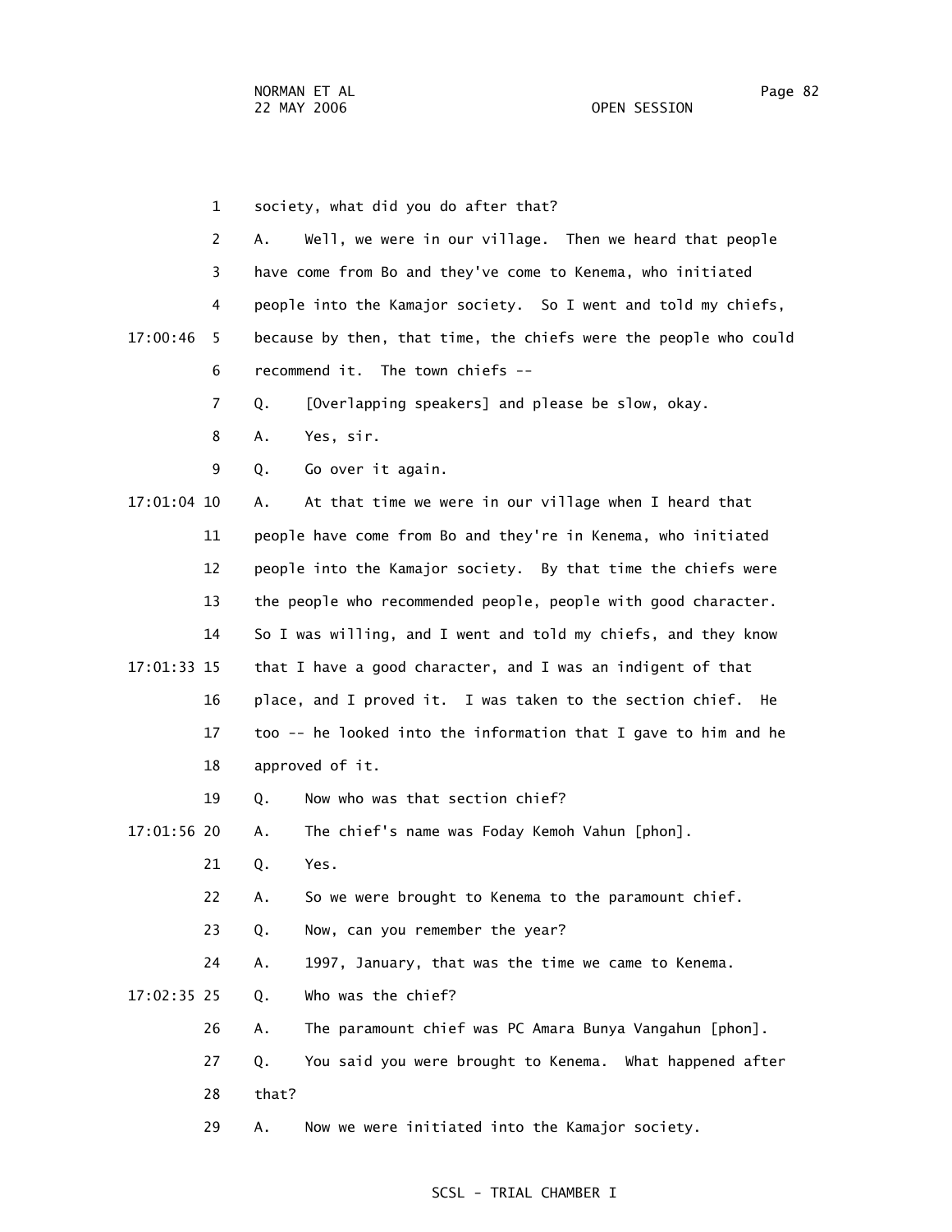1 society, what did you do after that?

2 A. Well, we were in our village. Then we heard that people

3 have come from Bo and they've come to Kenema, who initiated

4 people into the Kamajor society. So I went and told my chiefs,

17:00:46 5 because by then, that time, the chiefs were the people who could

6 recommend it. The town chiefs --

7 Q. [Overlapping speakers] and please be slow, okay.

8 A. Yes, sir.

9 Q. Go over it again.

17:01:04 10 A. At that time we were in our village when I heard that

11 people have come from Bo and they're in Kenema, who initiated

12 people into the Kamajor society. By that time the chiefs were

13 the people who recommended people, people with good character.

14 So I was willing, and I went and told my chiefs, and they know

17:01:33 15 that I have a good character, and I was an indigent of that

16 place, and I proved it. I was taken to the section chief. He

17 too -- he looked into the information that I gave to him and he

18 approved of it.

19 Q. Now who was that section chief?

17:01:56 20 A. The chief's name was Foday Kemoh Vahun [phon].

21 Q. Yes.

22 A. So we were brought to Kenema to the paramount chief.

23 Q. Now, can you remember the year?

24 A. 1997, January, that was the time we came to Kenema.

17:02:35 25 Q. Who was the chief?

26 A. The paramount chief was PC Amara Bunya Vangahun [phon].

27 Q. You said you were brought to Kenema. What happened after

28 that?

29 A. Now we were initiated into the Kamajor society.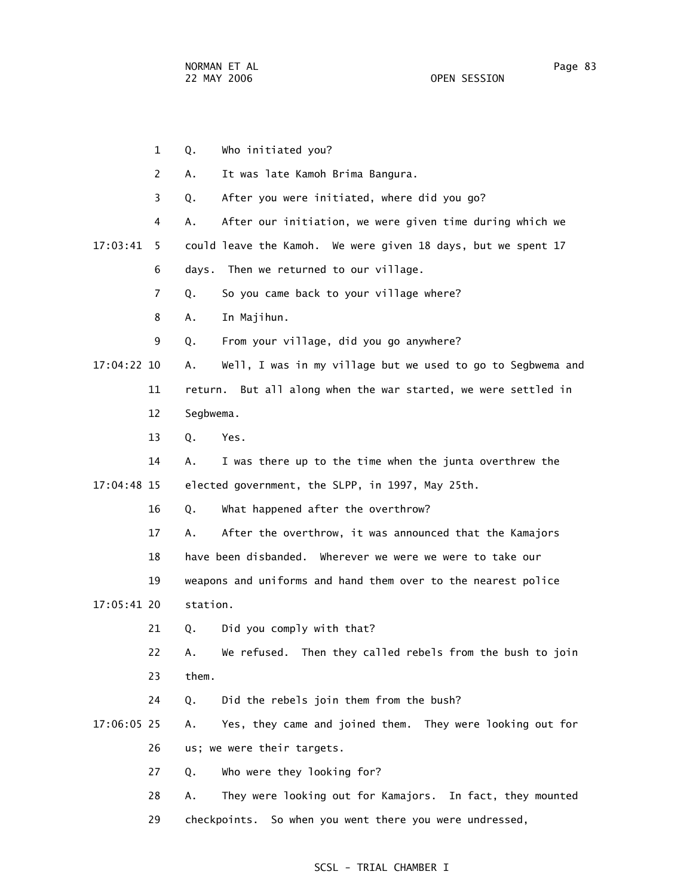1 Q. Who initiated you?

2 A. It was late Kamoh Brima Bangura.

3 Q. After you were initiated, where did you go?

4 A. After our initiation, we were given time during which we

17:03:41 5 could leave the Kamoh. We were given 18 days, but we spent 17

6 days. Then we returned to our village.

7 Q. So you came back to your village where?

8 A. In Majihun.

9 Q. From your village, did you go anywhere?

17:04:22 10 A. Well, I was in my village but we used to go to Segbwema and

11 return. But all along when the war started, we were settled in

12 Segbwema.

13 Q. Yes.

14 A. I was there up to the time when the junta overthrew the

17:04:48 15 elected government, the SLPP, in 1997, May 25th.

16 Q. What happened after the overthrow?

17 A. After the overthrow, it was announced that the Kamajors

18 have been disbanded. Wherever we were we were to take our

19 weapons and uniforms and hand them over to the nearest police

17:05:41 20 station.

21 Q. Did you comply with that?

22 A. We refused. Then they called rebels from the bush to join

23 them.

24 Q. Did the rebels join them from the bush?

17:06:05 25 A. Yes, they came and joined them. They were looking out for

26 us; we were their targets.

27 Q. Who were they looking for?

28 A. They were looking out for Kamajors. In fact, they mounted

29 checkpoints. So when you went there you were undressed,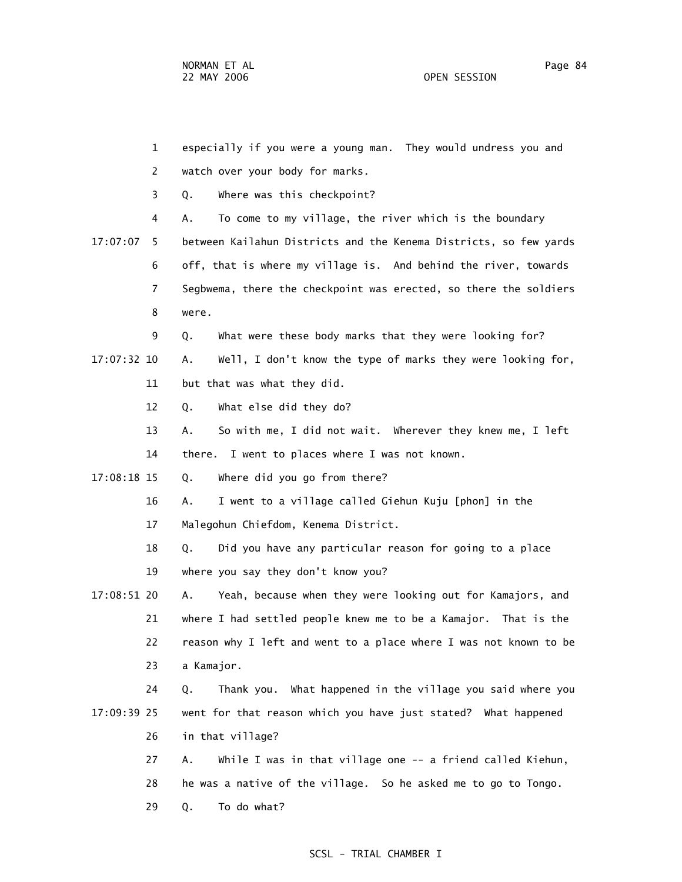1 especially if you were a young man. They would undress you and

2 watch over your body for marks.

3 Q. Where was this checkpoint?

4 A. To come to my village, the river which is the boundary

17:07:07 5 between Kailahun Districts and the Kenema Districts, so few yards

6 off, that is where my village is. And behind the river, towards

7 Segbwema, there the checkpoint was erected, so there the soldiers

8 were.

9 Q. What were these body marks that they were looking for?

17:07:32 10 A. Well, I don't know the type of marks they were looking for,

11 but that was what they did.

12 Q. What else did they do?

13 A. So with me, I did not wait. Wherever they knew me, I left

14 there. I went to places where I was not known.

17:08:18 15 Q. Where did you go from there?

16 A. I went to a village called Giehun Kuju [phon] in the

17 Malegohun Chiefdom, Kenema District.

18 Q. Did you have any particular reason for going to a place

19 where you say they don't know you?

17:08:51 20 A. Yeah, because when they were looking out for Kamajors, and

21 where I had settled people knew me to be a Kamajor. That is the

22 reason why I left and went to a place where I was not known to be

23 a Kamajor.

24 Q. Thank you. What happened in the village you said where you

17:09:39 25 went for that reason which you have just stated? What happened

26 in that village?

27 A. While I was in that village one -- a friend called Kiehun,

28 he was a native of the village. So he asked me to go to Tongo.

29 Q. To do what?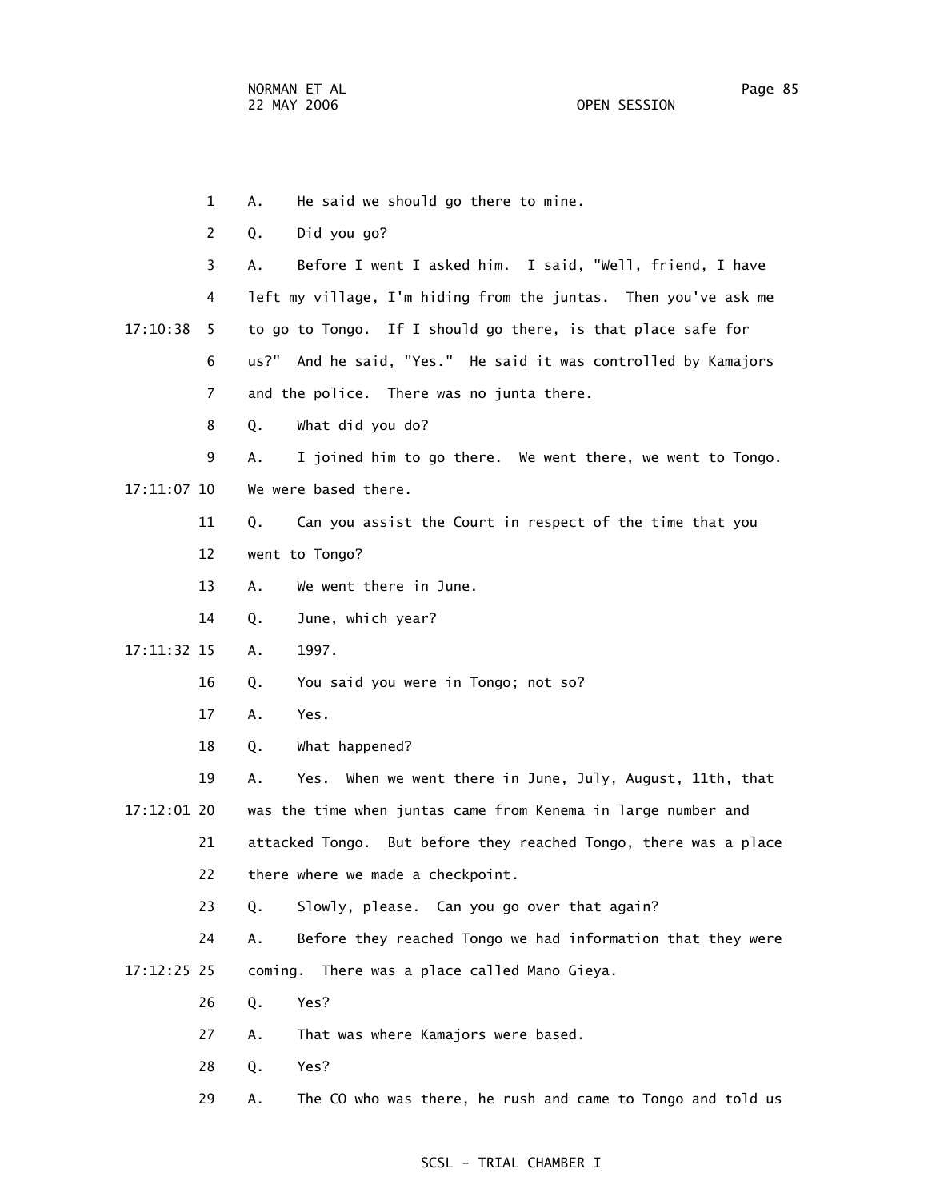1 A. He said we should go there to mine.

2 Q. Did you go?

3 A. Before I went I asked him. I said, "Well, friend, I have

4 left my village, I'm hiding from the juntas. Then you've ask me

17:10:38 5 to go to Tongo. If I should go there, is that place safe for

6 us?" And he said, "Yes." He said it was controlled by Kamajors

7 and the police. There was no junta there.

8 Q. What did you do?

9 A. I joined him to go there. We went there, we went to Tongo.

17:11:07 10 We were based there.

11 Q. Can you assist the Court in respect of the time that you

12 went to Tongo?

13 A. We went there in June.

14 Q. June, which year?

17:11:32 15 A. 1997.

16 Q. You said you were in Tongo; not so?

17 A. Yes.

18 Q. What happened?

19 A. Yes. When we went there in June, July, August, 11th, that

17:12:01 20 was the time when juntas came from Kenema in large number and

21 attacked Tongo. But before they reached Tongo, there was a place

22 there where we made a checkpoint.

23 Q. Slowly, please. Can you go over that again?

24 A. Before they reached Tongo we had information that they were

17:12:25 25 coming. There was a place called Mano Gieya.

26 Q. Yes?

27 A. That was where Kamajors were based.

28 Q. Yes?

29 A. The CO who was there, he rush and came to Tongo and told us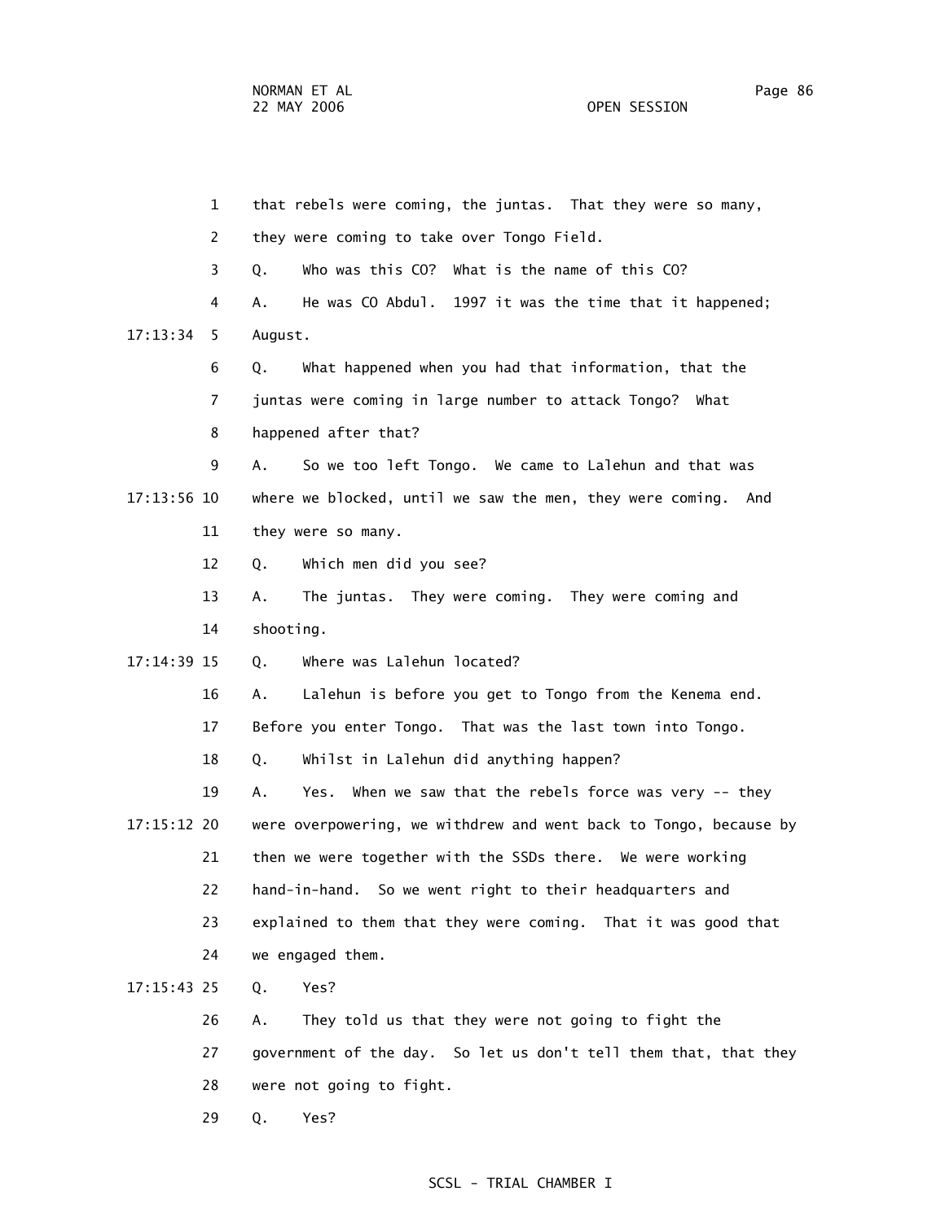1 that rebels were coming, the juntas. That they were so many,

2 they were coming to take over Tongo Field.

3 Q. Who was this CO? What is the name of this CO?

4 A. He was CO Abdul. 1997 it was the time that it happened;

17:13:34 5 August.

6 Q. What happened when you had that information, that the

7 juntas were coming in large number to attack Tongo? What

8 happened after that?

9 A. So we too left Tongo. We came to Lalehun and that was

17:13:56 10 where we blocked, until we saw the men, they were coming. And

11 they were so many.

12 Q. Which men did you see?

13 A. The juntas. They were coming. They were coming and

14 shooting.

17:14:39 15 Q. Where was Lalehun located?

16 A. Lalehun is before you get to Tongo from the Kenema end.

17 Before you enter Tongo. That was the last town into Tongo.

18 Q. Whilst in Lalehun did anything happen?

19 A. Yes. When we saw that the rebels force was very -- they

17:15:12 20 were overpowering, we withdrew and went back to Tongo, because by

21 then we were together with the SSDs there. We were working

22 hand-in-hand. So we went right to their headquarters and

23 explained to them that they were coming. That it was good that

24 we engaged them.

17:15:43 25 Q. Yes?

26 A. They told us that they were not going to fight the

27 government of the day. So let us don't tell them that, that they

28 were not going to fight.

29 Q. Yes?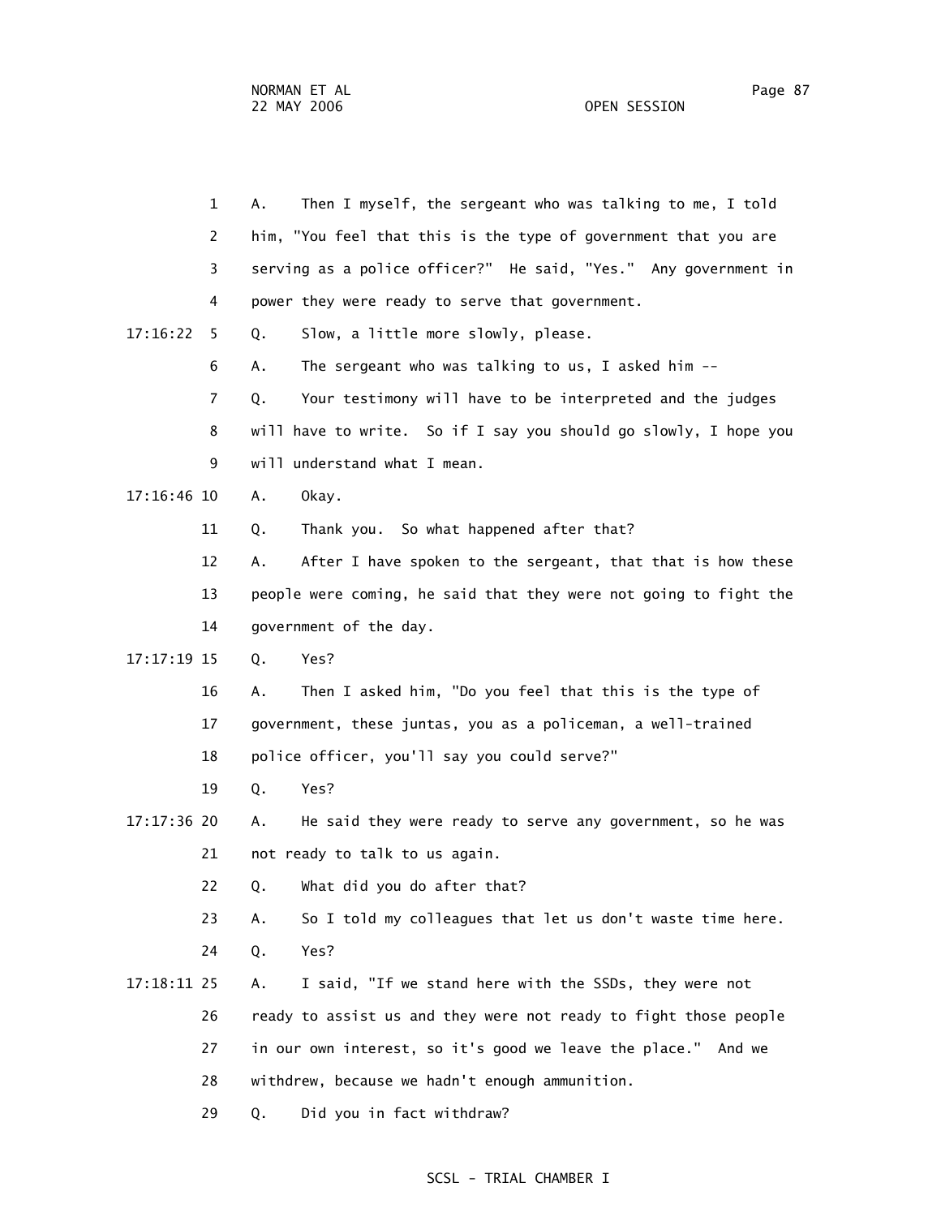1 A. Then I myself, the sergeant who was talking to me, I told
2 him, "You feel that this is the type of government that you are
3 serving as a police officer?" He said, "Yes." Any government in
4 power they were ready to serve that government.

17:16:22 5 Q. Slow, a little more slowly, please.
6 A. The sergeant who was talking to us, I asked him --
7 Q. Your testimony will have to be interpreted and the judges
8 will have to write. So if I say you should go slowly, I hope you
9 will understand what I mean.

17:16:46 10 A. Okay.
11 Q. Thank you. So what happened after that?
12 A. After I have spoken to the sergeant, that that is how these
13 people were coming, he said that they were not going to fight the
14 government of the day.

17:17:19 15 Q. Yes?
16 A. Then I asked him, "Do you feel that this is the type of
17 government, these juntas, you as a policeman, a well-trained
18 police officer, you'll say you could serve?"
19 Q. Yes?

17:17:36 20 A. He said they were ready to serve any government, so he was
21 not ready to talk to us again.
22 Q. What did you do after that?
23 A. So I told my colleagues that let us don't waste time here.
24 Q. Yes?

17:18:11 25 A. I said, "If we stand here with the SSDs, they were not
26 ready to assist us and they were not ready to fight those people
27 in our own interest, so it's good we leave the place." And we
28 withdrew, because we hadn't enough ammunition.
29 Q. Did you in fact withdraw?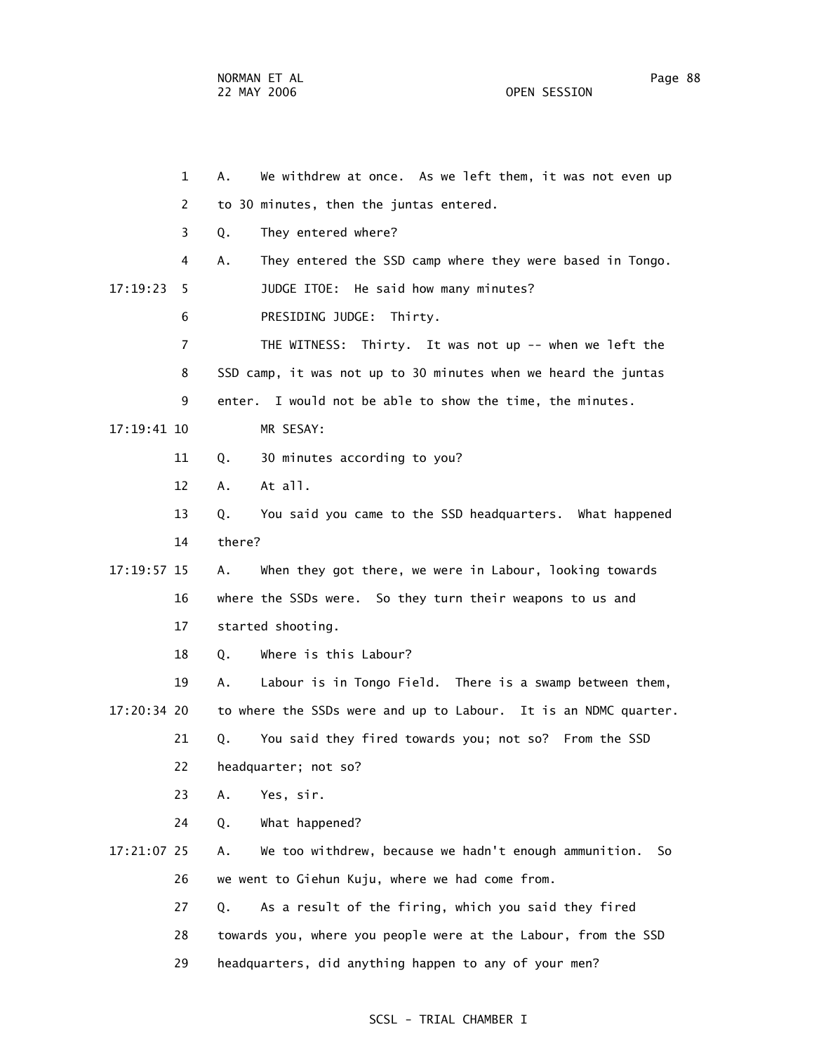1 A. We withdrew at once. As we left them, it was not even up

2 to 30 minutes, then the juntas entered.

3 Q. They entered where?

4 A. They entered the SSD camp where they were based in Tongo.

17:19:23 5 JUDGE ITOE: He said how many minutes?

6 PRESIDING JUDGE: Thirty.

7 THE WITNESS: Thirty. It was not up -- when we left the

8 SSD camp, it was not up to 30 minutes when we heard the juntas

9 enter. I would not be able to show the time, the minutes.

17:19:41 10 MR SESAY:

11 Q. 30 minutes according to you?

12 A. At all.

13 Q. You said you came to the SSD headquarters. What happened

14 there?

17:19:57 15 A. When they got there, we were in Labour, looking towards

16 where the SSDs were. So they turn their weapons to us and

17 started shooting.

18 Q. Where is this Labour?

19 A. Labour is in Tongo Field. There is a swamp between them,

17:20:34 20 to where the SSDs were and up to Labour. It is an NDMC quarter.

21 Q. You said they fired towards you; not so? From the SSD

22 headquarter; not so?

23 A. Yes, sir.

24 Q. What happened?

17:21:07 25 A. We too withdrew, because we hadn't enough ammunition. So

26 we went to Giehun Kuju, where we had come from.

27 Q. As a result of the firing, which you said they fired

28 towards you, where you people were at the Labour, from the SSD

29 headquarters, did anything happen to any of your men?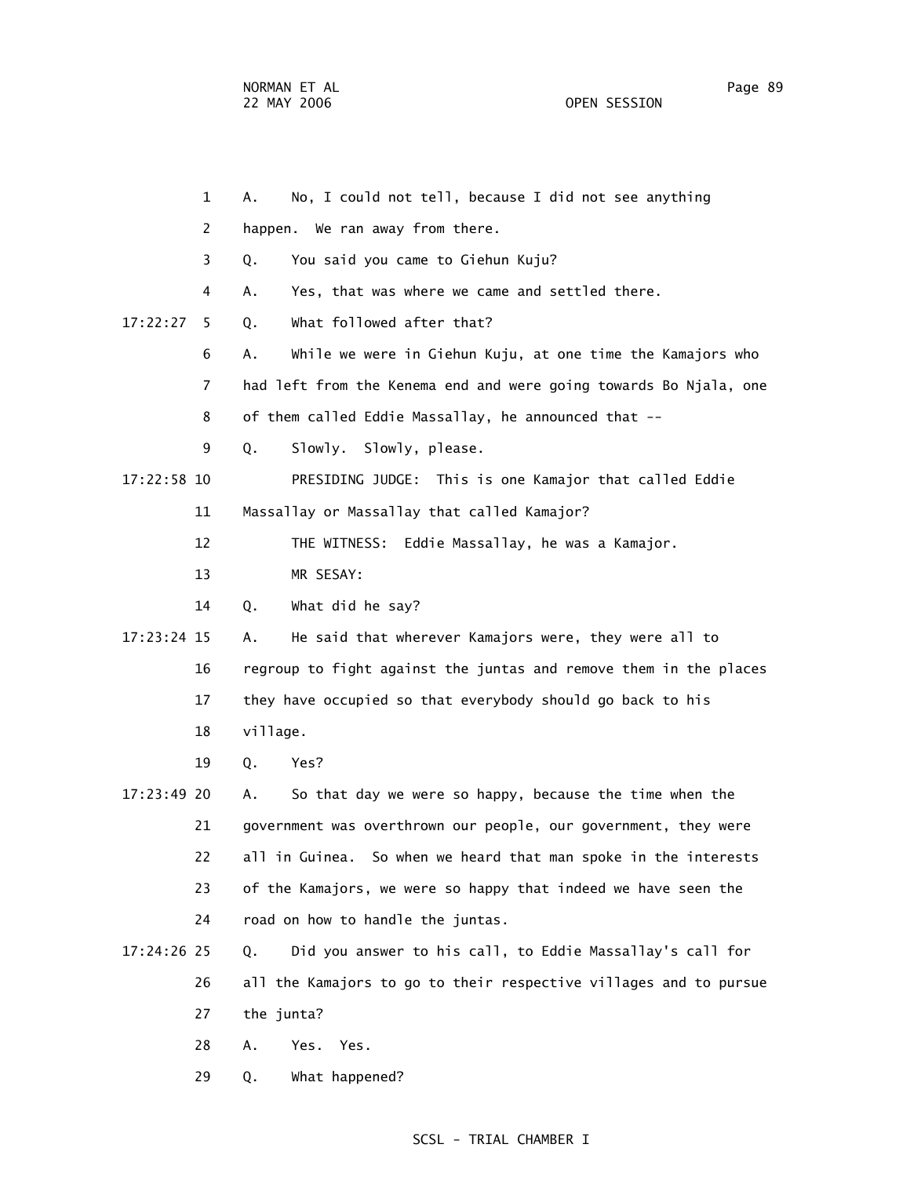1 A. No, I could not tell, because I did not see anything

2 happen. We ran away from there.

3 Q. You said you came to Giehun Kuju?

4 A. Yes, that was where we came and settled there.

17:22:27 5 Q. What followed after that?

6 A. While we were in Giehun Kuju, at one time the Kamajors who

7 had left from the Kenema end and were going towards Bo Njala, one

8 of them called Eddie Massallay, he announced that --

9 Q. Slowly. Slowly, please.

17:22:58 10 PRESIDING JUDGE: This is one Kamajor that called Eddie

11 Massallay or Massallay that called Kamajor?

12 THE WITNESS: Eddie Massallay, he was a Kamajor.

13 MR SESAY:

14 Q. What did he say?

17:23:24 15 A. He said that wherever Kamajors were, they were all to

16 regroup to fight against the juntas and remove them in the places

17 they have occupied so that everybody should go back to his

18 village.

19 Q. Yes?

17:23:49 20 A. So that day we were so happy, because the time when the

21 government was overthrown our people, our government, they were

22 all in Guinea. So when we heard that man spoke in the interests

23 of the Kamajors, we were so happy that indeed we have seen the

24 road on how to handle the juntas.

17:24:26 25 Q. Did you answer to his call, to Eddie Massallay's call for

26 all the Kamajors to go to their respective villages and to pursue

27 the junta?

28 A. Yes. Yes.

29 Q. What happened?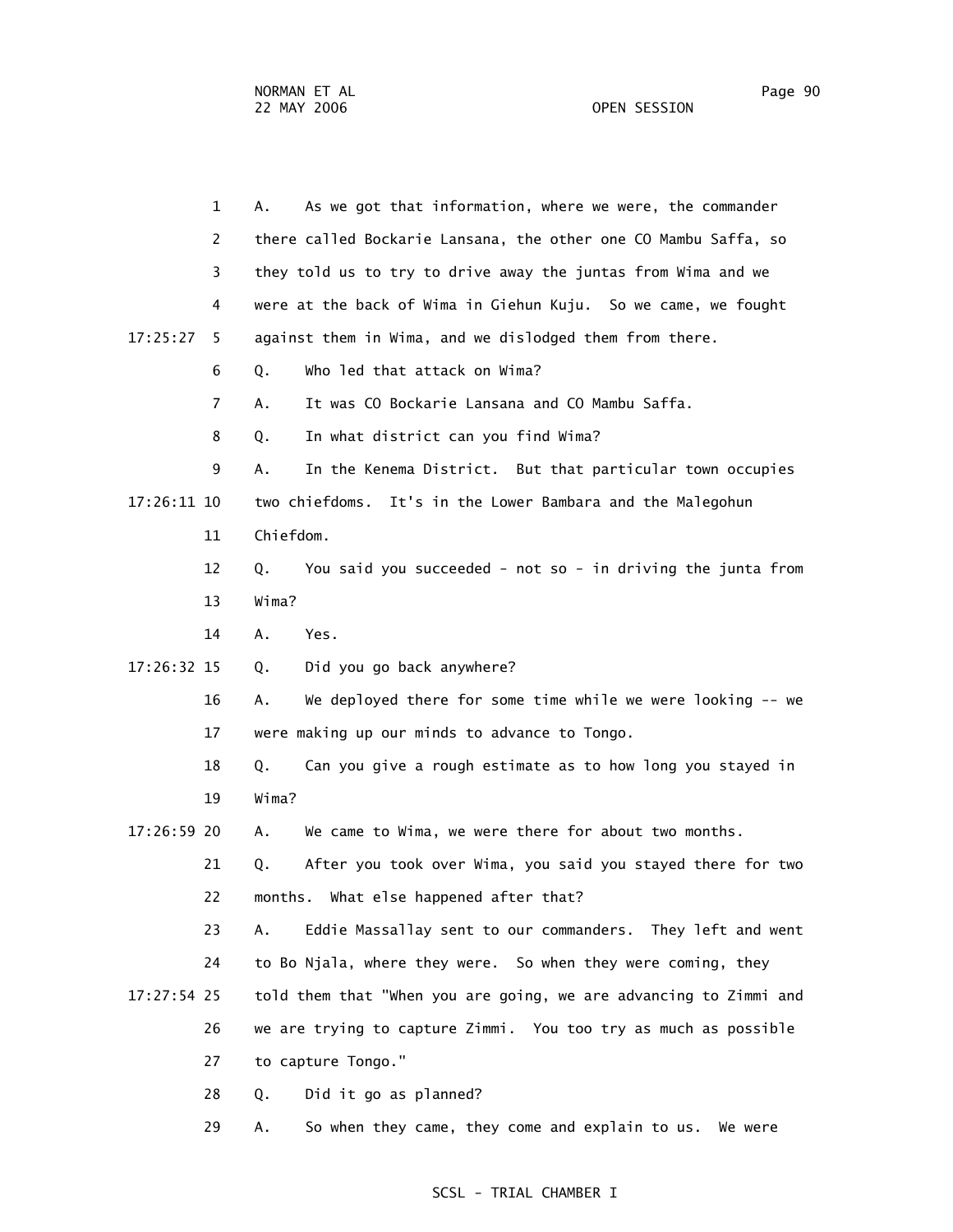1 A. As we got that information, where we were, the commander
2 there called Bockarie Lansana, the other one CO Mambu Saffa, so
3 they told us to try to drive away the juntas from Wima and we
4 were at the back of Wima in Giehun Kuju. So we came, we fought
17:25:27 5 against them in Wima, and we dislodged them from there.
6 Q. Who led that attack on Wima?
7 A. It was CO Bockarie Lansana and CO Mambu Saffa.
8 Q. In what district can you find Wima?
9 A. In the Kenema District. But that particular town occupies
17:26:11 10 two chiefdoms. It's in the Lower Bambara and the Malegohun
11 Chiefdom.
12 Q. You said you succeeded - not so - in driving the junta from
13 Wima?
14 A. Yes.
17:26:32 15 Q. Did you go back anywhere?
16 A. We deployed there for some time while we were looking -- we
17 were making up our minds to advance to Tongo.
18 Q. Can you give a rough estimate as to how long you stayed in
19 Wima?
17:26:59 20 A. We came to Wima, we were there for about two months.
21 Q. After you took over Wima, you said you stayed there for two
22 months. What else happened after that?
23 A. Eddie Massallay sent to our commanders. They left and went
24 to Bo Njala, where they were. So when they were coming, they
17:27:54 25 told them that "When you are going, we are advancing to Zimmi and
26 we are trying to capture Zimmi. You too try as much as possible
27 to capture Tongo."
28 Q. Did it go as planned?
29 A. So when they came, they come and explain to us. We were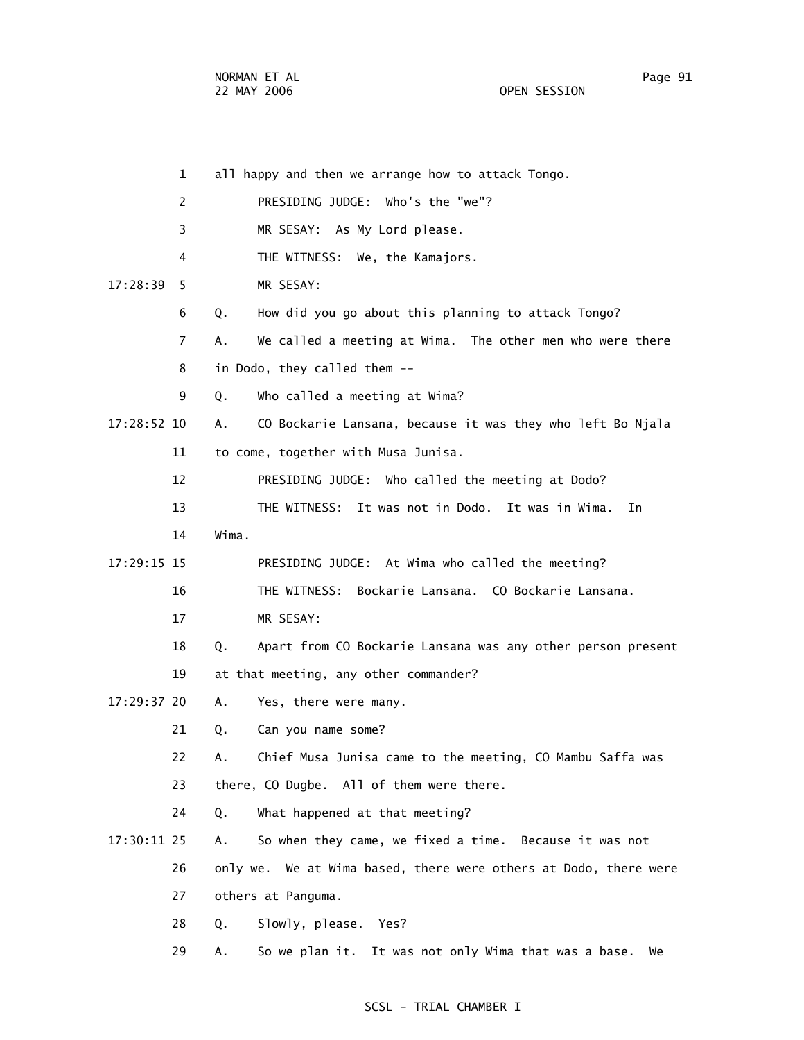1 all happy and then we arrange how to attack Tongo.

2 PRESIDING JUDGE: Who's the "we"?

3 MR SESAY: As My Lord please.

4 THE WITNESS: We, the Kamajors.

17:28:39 5 MR SESAY:

6 Q. How did you go about this planning to attack Tongo?

7 A. We called a meeting at Wima. The other men who were there

8 in Dodo, they called them --

9 Q. Who called a meeting at Wima?

17:28:52 10 A. CO Bockarie Lansana, because it was they who left Bo Njala

11 to come, together with Musa Junisa.

12 PRESIDING JUDGE: Who called the meeting at Dodo?

13 THE WITNESS: It was not in Dodo. It was in Wima. In

14 Wima.

17:29:15 15 PRESIDING JUDGE: At Wima who called the meeting?

16 THE WITNESS: Bockarie Lansana. CO Bockarie Lansana.

17 MR SESAY:

18 Q. Apart from CO Bockarie Lansana was any other person present

19 at that meeting, any other commander?

17:29:37 20 A. Yes, there were many.

21 Q. Can you name some?

22 A. Chief Musa Junisa came to the meeting, CO Mambu Saffa was

23 there, CO Dugbe. All of them were there.

24 Q. What happened at that meeting?

17:30:11 25 A. So when they came, we fixed a time. Because it was not

26 only we. We at Wima based, there were others at Dodo, there were

27 others at Panguma.

28 Q. Slowly, please. Yes?

29 A. So we plan it. It was not only Wima that was a base. We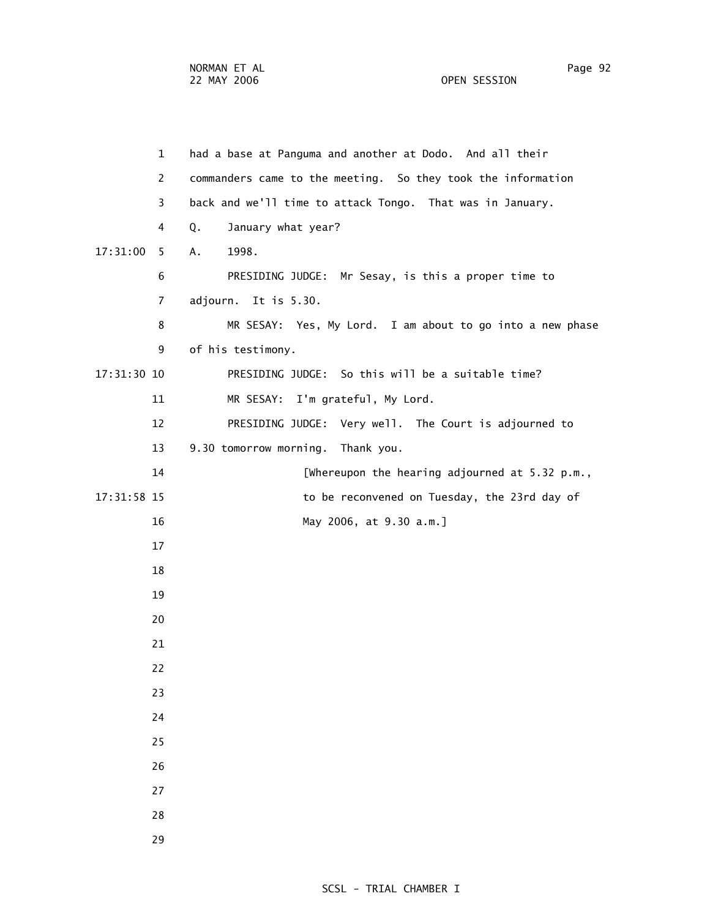had a base at Panguma and another at Dodo. And all their commanders came to the meeting. So they took the information back and we'll time to attack Tongo. That was in January.

Q. January what year?

A. 1998.

PRESIDING JUDGE: Mr Sesay, is this a proper time to adjourn. It is 5.30.

MR SESAY: Yes, My Lord. I am about to go into a new phase of his testimony.

PRESIDING JUDGE: So this will be a suitable time?

MR SESAY: I'm grateful, My Lord.

PRESIDING JUDGE: Very well. The Court is adjourned to 9.30 tomorrow morning. Thank you.

[Whereupon the hearing adjourned at 5.32 p.m., to be reconvened on Tuesday, the 23rd day of May 2006, at 9.30 a.m.]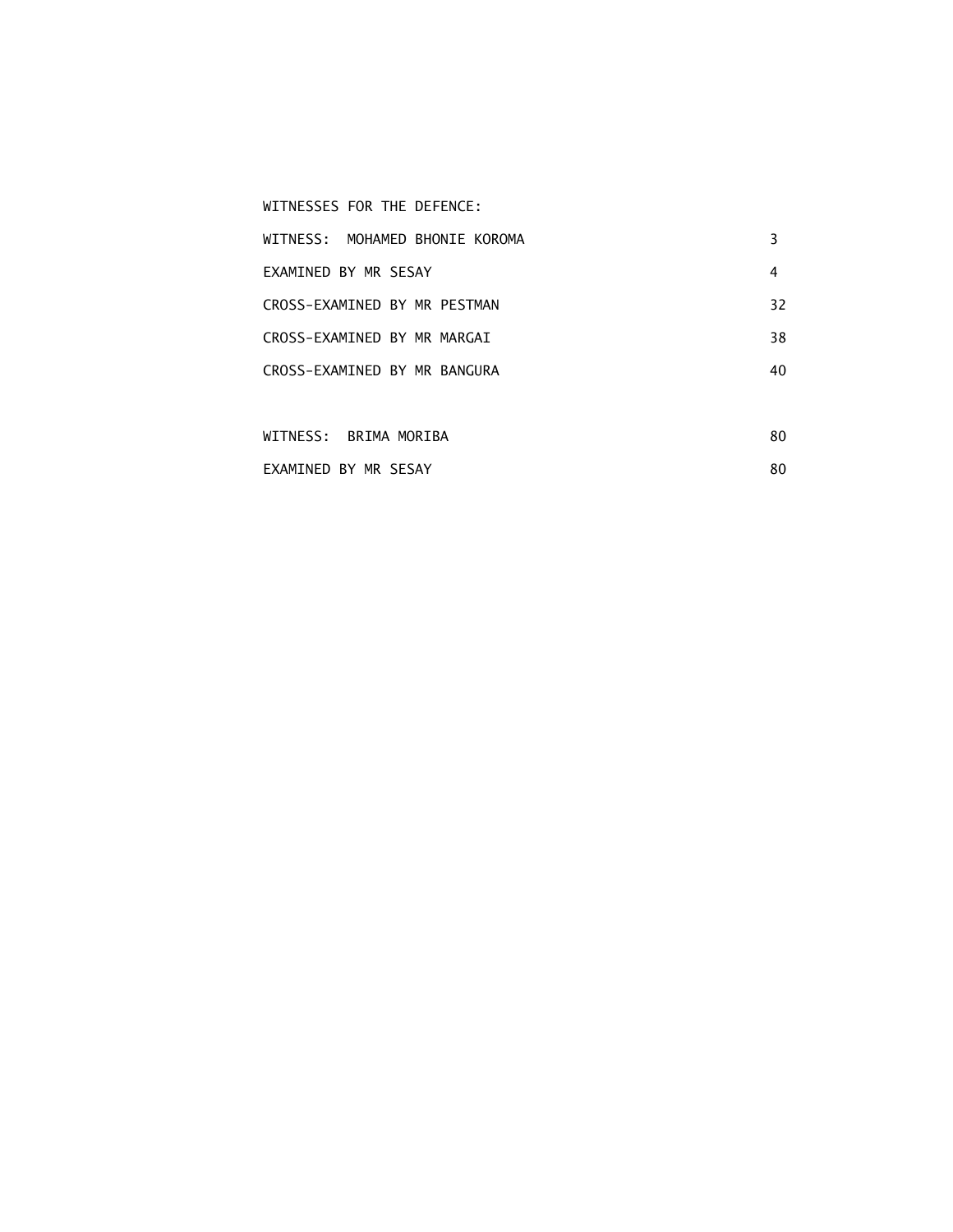WITNESSES FOR THE DEFENCE:

| | |
|---|---|
| WITNESS: MOHAMED BHONIE KOROMA | 3 |
| EXAMINED BY MR SESAY | 4 |
| CROSS-EXAMINED BY MR PESTMAN | 32 |
| CROSS-EXAMINED BY MR MARGAI | 38 |
| CROSS-EXAMINED BY MR BANGURA | 40 |
| | |
| WITNESS: BRIMA MORIBA | 80 |
| EXAMINED BY MR SESAY | 80 |